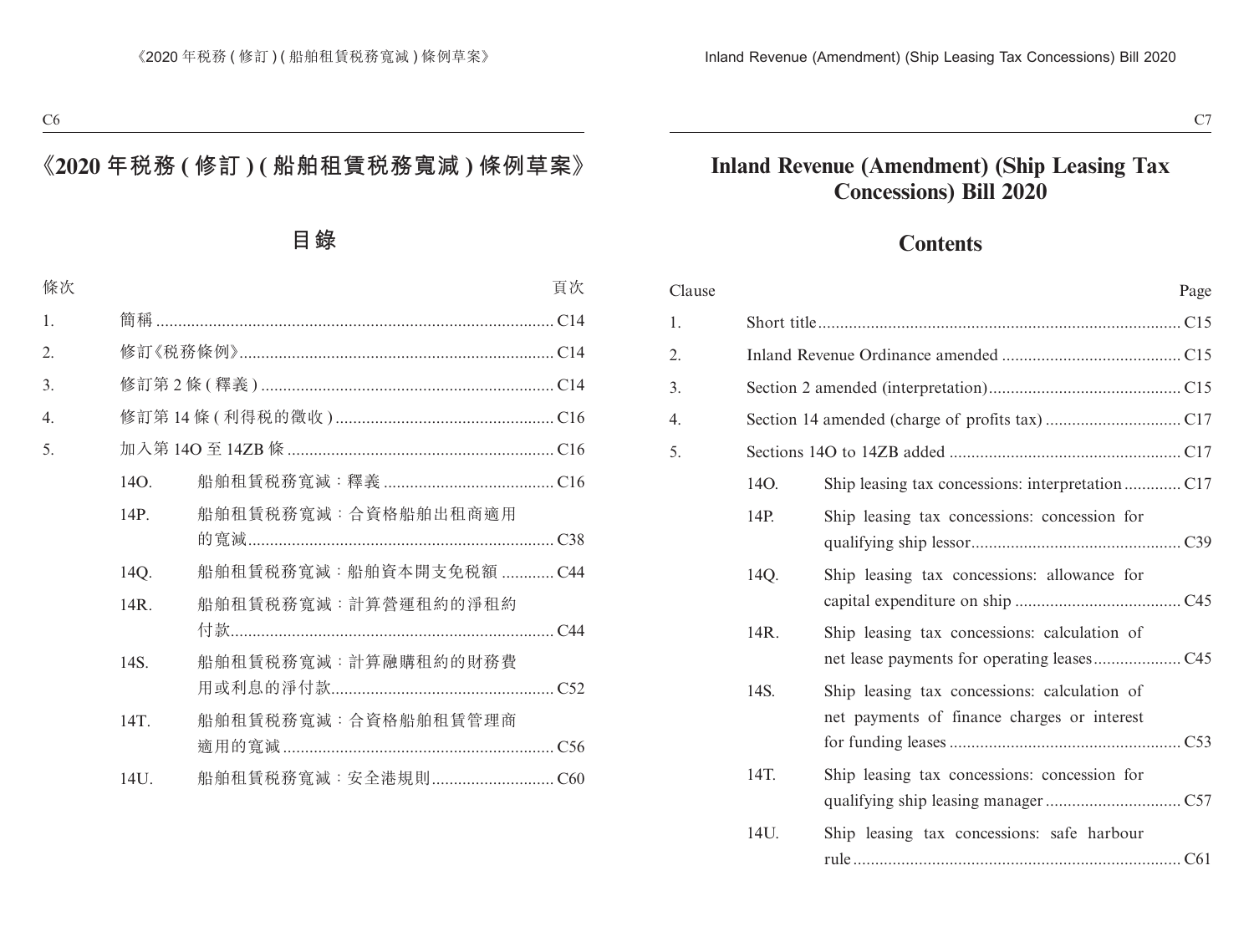# 《2020 年稅務 ( 修訂 ) ( 船舶租賃稅務寬減 ) 條例草案》

## 目錄

| 條次 | | | 頁次 |
|---|---|---|---|
| 1. | 簡稱 | | C14 |
| 2. | 修訂《稅務條例》 | | C14 |
| 3. | 修訂第 2 條 ( 釋義 ) | | C14 |
| 4. | 修訂第 14 條 ( 利得稅的徵收 ) | | C16 |
| 5. | 加入第 14O 至 14ZB 條 | | C16 |
| | 14O. | 船舶租賃稅務寬減：釋義 | C16 |
| | 14P. | 船舶租賃稅務寬減：合資格船舶出租商適用的寬減 | C38 |
| | 14Q. | 船舶租賃稅務寬減：船舶資本開支免稅額 | C44 |
| | 14R. | 船舶租賃稅務寬減：計算營運租約的淨租約付款 | C44 |
| | 14S. | 船舶租賃稅務寬減：計算融購租約的財務費用或利息的淨付款 | C52 |
| | 14T. | 船舶租賃稅務寬減：合資格船舶租賃管理商適用的寬減 | C56 |
| | 14U. | 船舶租賃稅務寬減：安全港規則 | C60 |

# Inland Revenue (Amendment) (Ship Leasing Tax Concessions) Bill 2020

## Contents

| Clause | | | Page |
|---|---|---|---|
| 1. | Short title | | C15 |
| 2. | Inland Revenue Ordinance amended | | C15 |
| 3. | Section 2 amended (interpretation) | | C15 |
| 4. | Section 14 amended (charge of profits tax) | | C17 |
| 5. | Sections 14O to 14ZB added | | C17 |
| | 14O. | Ship leasing tax concessions: interpretation | C17 |
| | 14P. | Ship leasing tax concessions: concession for qualifying ship lessor | C39 |
| | 14Q. | Ship leasing tax concessions: allowance for capital expenditure on ship | C45 |
| | 14R. | Ship leasing tax concessions: calculation of net lease payments for operating leases | C45 |
| | 14S. | Ship leasing tax concessions: calculation of net payments of finance charges or interest for funding leases | C53 |
| | 14T. | Ship leasing tax concessions: concession for qualifying ship leasing manager | C57 |
| | 14U. | Ship leasing tax concessions: safe harbour rule | C61 |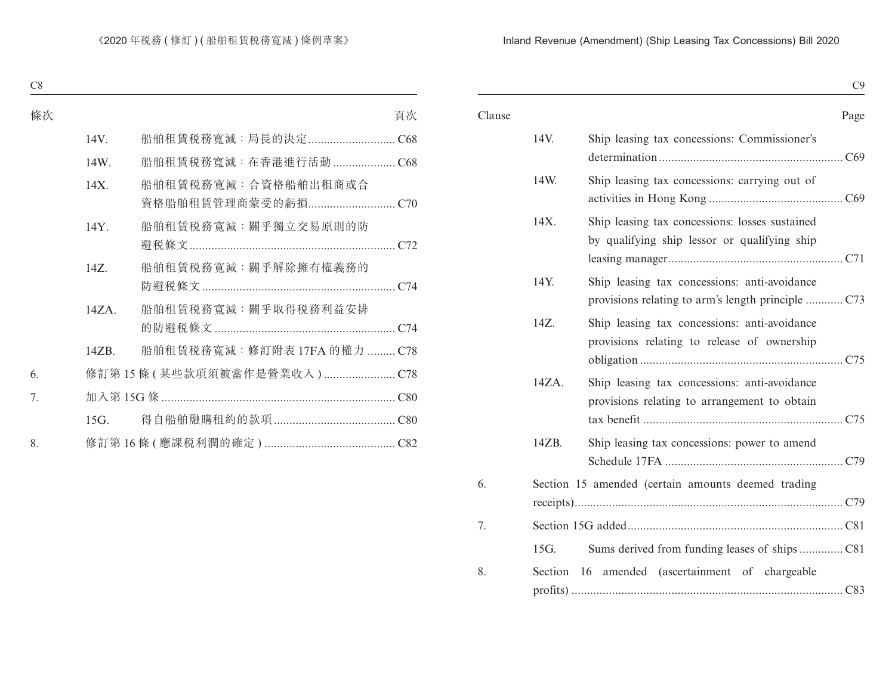| 條次 | | | 頁次 |
|---|---|---|---|
| | 14V. | 船舶租賃稅務寬減：局長的決定 | C68 |
| | 14W. | 船舶租賃稅務寬減：在香港進行活動 | C68 |
| | 14X. | 船舶租賃稅務寬減：合資格船舶出租商或合資格船舶租賃管理商蒙受的虧損 | C70 |
| | 14Y. | 船舶租賃稅務寬減：關乎獨立交易原則的防避稅條文 | C72 |
| | 14Z. | 船舶租賃稅務寬減：關乎解除擁有權義務的防避稅條文 | C74 |
| | 14ZA. | 船舶租賃稅務寬減：關乎取得稅務利益安排的防避稅條文 | C74 |
| | 14ZB. | 船舶租賃稅務寬減：修訂附表 17FA 的權力 | C78 |
| 6. | 修訂第 15 條 (某些款項須被當作是營業收入) | | C78 |
| 7. | 加入第 15G 條 | | C80 |
| | 15G. | 得自船舶融購租約的款項 | C80 |
| 8. | 修訂第 16 條 (應課稅利潤的確定) | | C82 |

| Clause | | | Page |
|---|---|---|---|
| | 14V. | Ship leasing tax concessions: Commissioner's determination | C69 |
| | 14W. | Ship leasing tax concessions: carrying out of activities in Hong Kong | C69 |
| | 14X. | Ship leasing tax concessions: losses sustained by qualifying ship lessor or qualifying ship leasing manager | C71 |
| | 14Y. | Ship leasing tax concessions: anti-avoidance provisions relating to arm's length principle | C73 |
| | 14Z. | Ship leasing tax concessions: anti-avoidance provisions relating to release of ownership obligation | C75 |
| | 14ZA. | Ship leasing tax concessions: anti-avoidance provisions relating to arrangement to obtain tax benefit | C75 |
| | 14ZB. | Ship leasing tax concessions: power to amend Schedule 17FA | C79 |
| 6. | Section 15 amended (certain amounts deemed trading receipts) | | C79 |
| 7. | Section 15G added | | C81 |
| | 15G. | Sums derived from funding leases of ships | C81 |
| 8. | Section 16 amended (ascertainment of chargeable profits) | | C83 |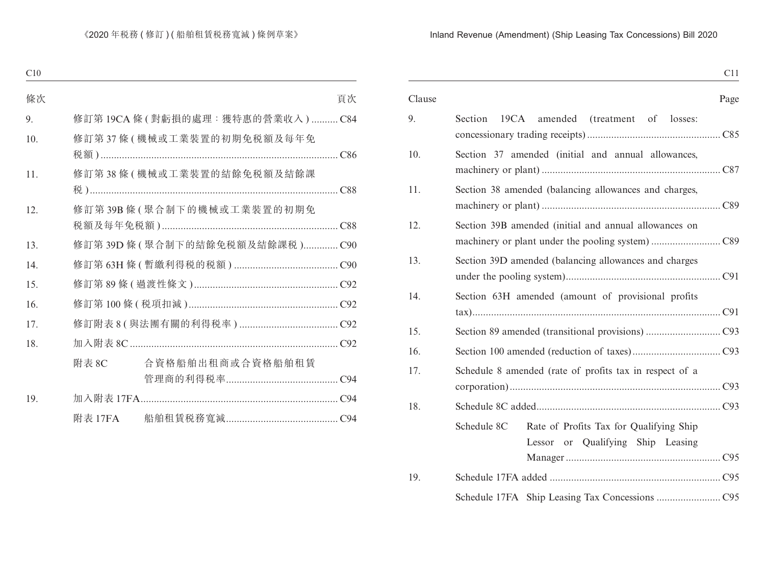| 條次 | | 頁次 |
|---|---|---|
| 9. | 修訂第 19CA 條 (對虧損的處理：獲特惠的營業收入) | C84 |
| 10. | 修訂第 37 條 (機械或工業裝置的初期免稅額及每年免稅額) | C86 |
| 11. | 修訂第 38 條 (機械或工業裝置的結餘免稅額及結餘課稅) | C88 |
| 12. | 修訂第 39B 條 (聚合制下的機械或工業裝置的初期免稅額及每年免稅額) | C88 |
| 13. | 修訂第 39D 條 (聚合制下的結餘免稅額及結餘課稅) | C90 |
| 14. | 修訂第 63H 條 (暫繳利得稅的稅額) | C90 |
| 15. | 修訂第 89 條 (過渡性條文) | C92 |
| 16. | 修訂第 100 條 (稅項扣減) | C92 |
| 17. | 修訂附表 8 (與法團有關的利得稅率) | C92 |
| 18. | 加入附表 8C | C92 |
| | 附表 8C　合資格船舶出租商或合資格船舶租賃管理商的利得稅率 | C94 |
| 19. | 加入附表 17FA | C94 |
| | 附表 17FA　船舶租賃稅務寬減 | C94 |

| Clause | | Page |
|---|---|---|
| 9. | Section 19CA amended (treatment of losses: concessionary trading receipts) | C85 |
| 10. | Section 37 amended (initial and annual allowances, machinery or plant) | C87 |
| 11. | Section 38 amended (balancing allowances and charges, machinery or plant) | C89 |
| 12. | Section 39B amended (initial and annual allowances on machinery or plant under the pooling system) | C89 |
| 13. | Section 39D amended (balancing allowances and charges under the pooling system) | C91 |
| 14. | Section 63H amended (amount of provisional profits tax) | C91 |
| 15. | Section 89 amended (transitional provisions) | C93 |
| 16. | Section 100 amended (reduction of taxes) | C93 |
| 17. | Schedule 8 amended (rate of profits tax in respect of a corporation) | C93 |
| 18. | Schedule 8C added | C93 |
| | Schedule 8C　Rate of Profits Tax for Qualifying Ship Lessor or Qualifying Ship Leasing Manager | C95 |
| 19. | Schedule 17FA added | C95 |
| | Schedule 17FA　Ship Leasing Tax Concessions | C95 |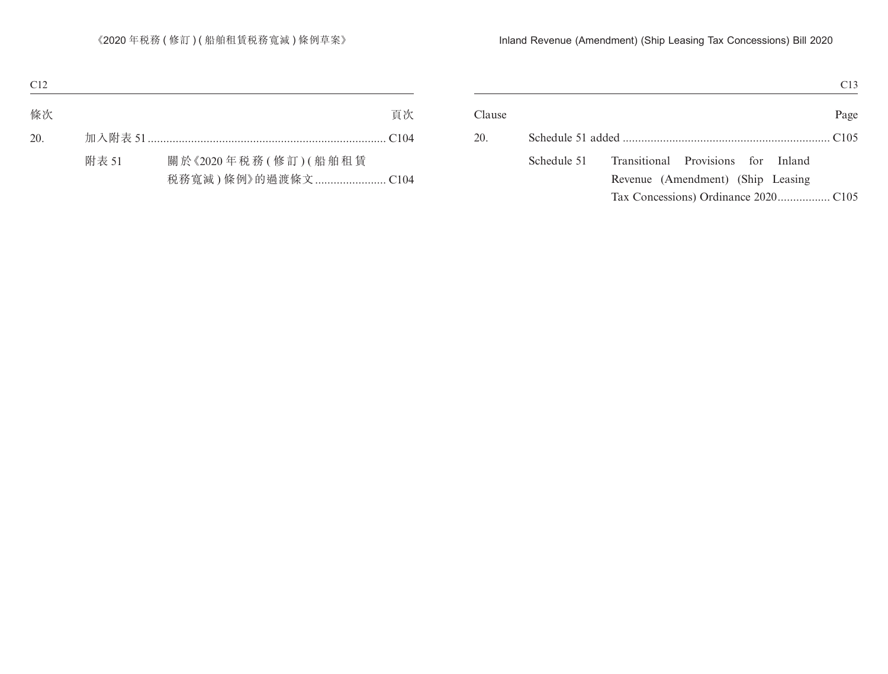| 條次 | | | 頁次 |
|---|---|---|---|
| 20. | 加入附表 51 | | C104 |
| | 附表 51 | 關於《2020 年稅務 ( 修訂 ) ( 船舶租賃稅務寬減 ) 條例》的過渡條文 | C104 |

| Clause | | | Page |
|---|---|---|---|
| 20. | Schedule 51 added | | C105 |
| | Schedule 51 | Transitional Provisions for Inland Revenue (Amendment) (Ship Leasing Tax Concessions) Ordinance 2020 | C105 |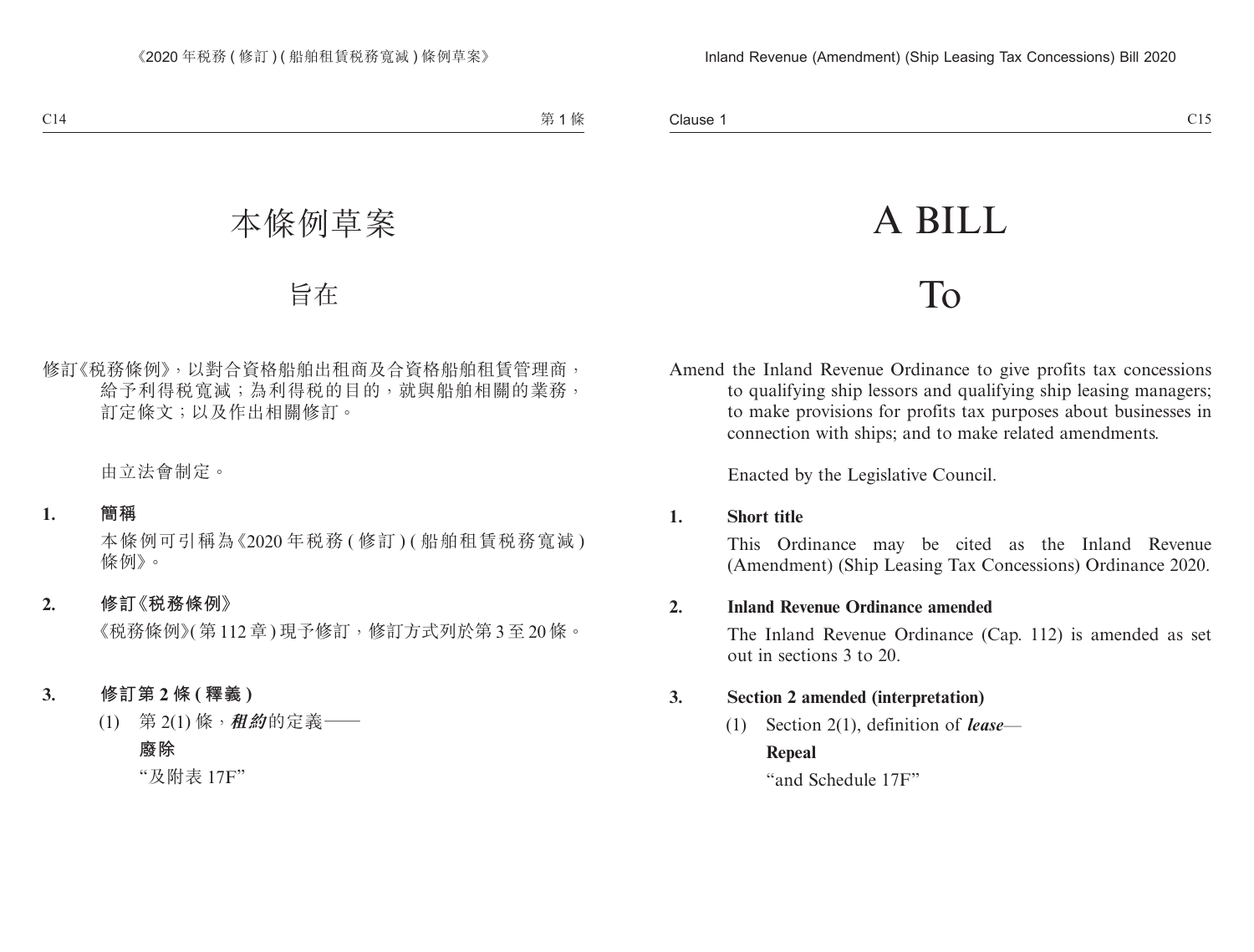# 本條例草案

# 旨在

修訂《稅務條例》，以對合資格船舶出租商及合資格船舶租賃管理商，給予利得稅寬減；為利得稅的目的，就與船舶相關的業務，訂定條文；以及作出相關修訂。

由立法會制定。

**1. 簡稱**

本條例可引稱為《2020 年稅務 (修訂) (船舶租賃稅務寬減) 條例》。

**2. 修訂《稅務條例》**

《稅務條例》(第 112 章) 現予修訂，修訂方式列於第 3 至 20 條。

**3. 修訂第 2 條 (釋義)**

(1) 第 2(1) 條，***租約***的定義——

**廢除**

"及附表 17F"

# A BILL

# To

Amend the Inland Revenue Ordinance to give profits tax concessions to qualifying ship lessors and qualifying ship leasing managers; to make provisions for profits tax purposes about businesses in connection with ships; and to make related amendments.

Enacted by the Legislative Council.

**1. Short title**

This Ordinance may be cited as the Inland Revenue (Amendment) (Ship Leasing Tax Concessions) Ordinance 2020.

**2. Inland Revenue Ordinance amended**

The Inland Revenue Ordinance (Cap. 112) is amended as set out in sections 3 to 20.

**3. Section 2 amended (interpretation)**

(1) Section 2(1), definition of ***lease***—

**Repeal**

"and Schedule 17F"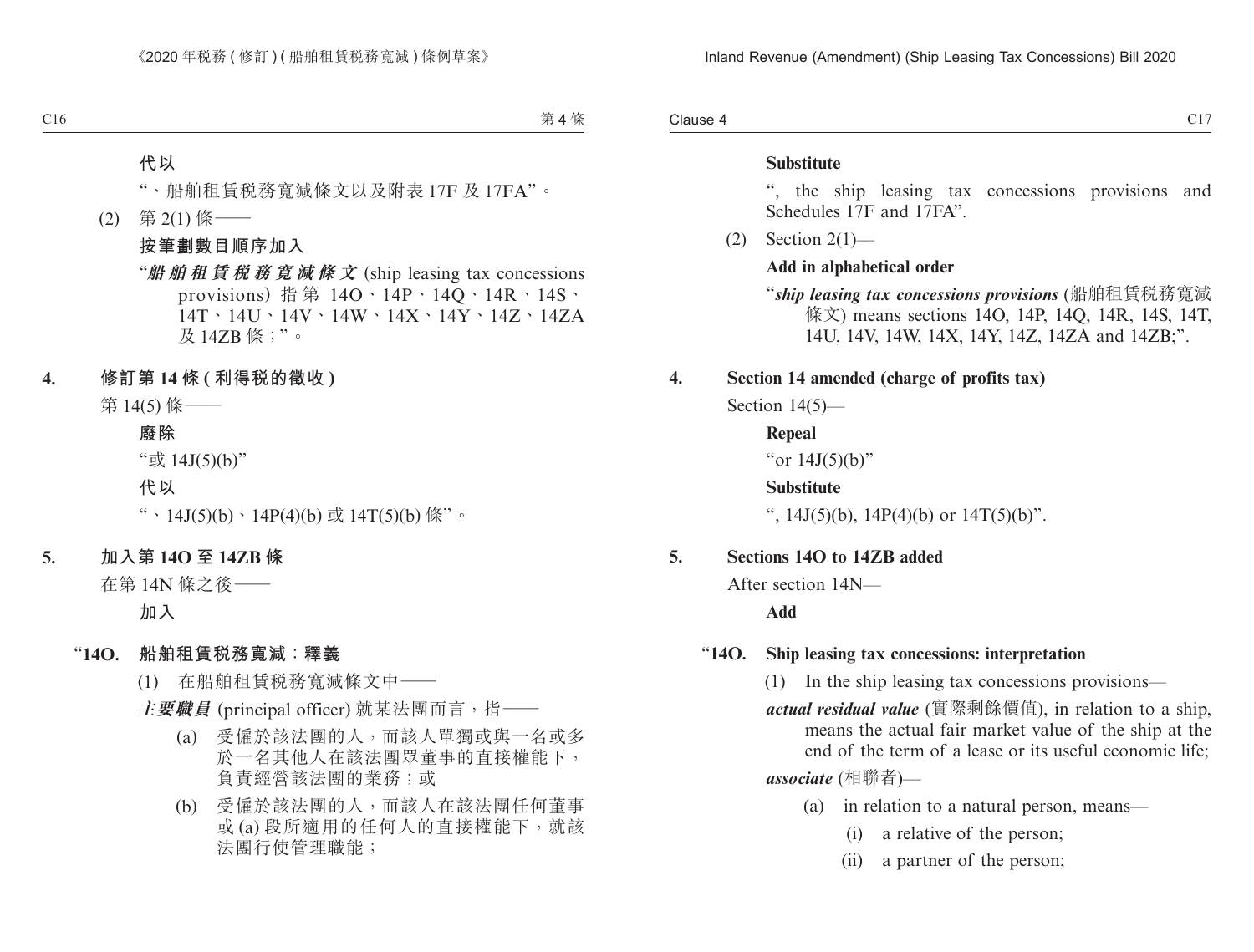**代以**

"、船舶租賃稅務寬減條文以及附表 17F 及 17FA"。

(2) 第 2(1) 條——

**按筆劃數目順序加入**

"***船舶租賃稅務寬減條文*** (ship leasing tax concessions provisions) 指第 14O、14P、14Q、14R、14S、14T、14U、14V、14W、14X、14Y、14Z、14ZA 及 14ZB 條;"。

## 4. 修訂第 14 條 (利得稅的徵收)

第 14(5) 條——

**廢除**

"或 14J(5)(b)"

**代以**

"、14J(5)(b)、14P(4)(b) 或 14T(5)(b) 條"。

## 5. 加入第 14O 至 14ZB 條

在第 14N 條之後——

**加入**

### "14O. 船舶租賃稅務寬減:釋義

(1) 在船舶租賃稅務寬減條文中——

***主要職員*** (principal officer) 就某法團而言,指——

(a) 受僱於該法團的人,而該人單獨或與一名或多於一名其他人在該法團眾董事的直接權能下,負責經營該法團的業務;或

(b) 受僱於該法團的人,而該人在該法團任何董事或 (a) 段所適用的任何人的直接權能下,就該法團行使管理職能;

---

**Substitute**

", the ship leasing tax concessions provisions and Schedules 17F and 17FA".

(2) Section 2(1)—

**Add in alphabetical order**

"***ship leasing tax concessions provisions*** (船舶租賃稅務寬減條文) means sections 14O, 14P, 14Q, 14R, 14S, 14T, 14U, 14V, 14W, 14X, 14Y, 14Z, 14ZA and 14ZB;".

## 4. Section 14 amended (charge of profits tax)

Section 14(5)—

**Repeal**

"or 14J(5)(b)"

**Substitute**

", 14J(5)(b), 14P(4)(b) or 14T(5)(b)".

## 5. Sections 14O to 14ZB added

After section 14N—

**Add**

### "14O. Ship leasing tax concessions: interpretation

(1) In the ship leasing tax concessions provisions—

***actual residual value*** (實際剩餘價值), in relation to a ship, means the actual fair market value of the ship at the end of the term of a lease or its useful economic life;

***associate*** (相聯者)—

(a) in relation to a natural person, means—

(i) a relative of the person;

(ii) a partner of the person;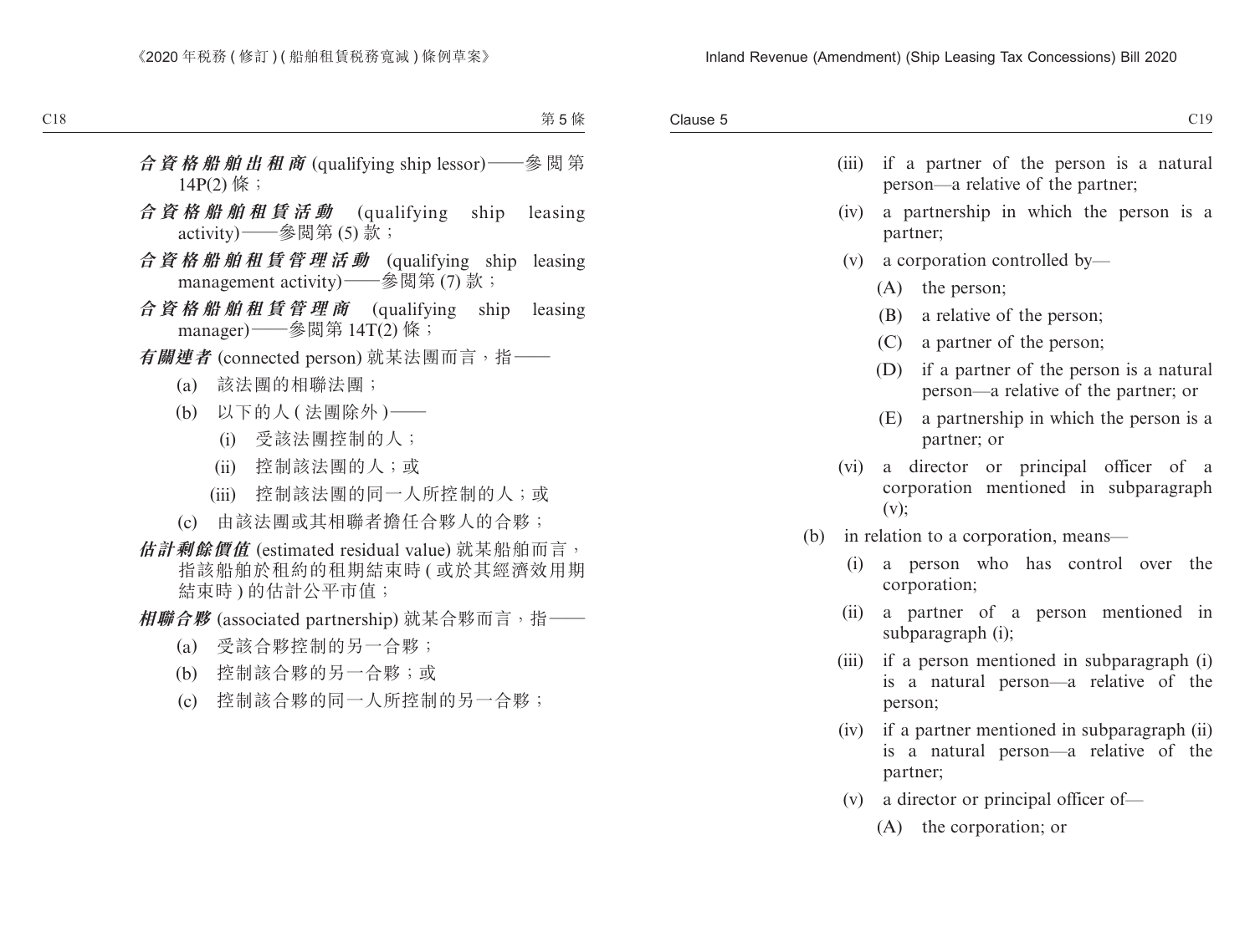***合資格船舶出租商*** (qualifying ship lessor)——參閱第 14P(2) 條；

***合資格船舶租賃活動*** (qualifying ship leasing activity)——參閱第 (5) 款；

***合資格船舶租賃管理活動*** (qualifying ship leasing management activity)——參閱第 (7) 款；

***合資格船舶租賃管理商*** (qualifying ship leasing manager)——參閱第 14T(2) 條；

***有關連者*** (connected person) 就某法團而言，指——

- (a) 該法團的相聯法團；
- (b) 以下的人 (法團除外)——
  - (i) 受該法團控制的人；
  - (ii) 控制該法團的人；或
  - (iii) 控制該法團的同一人所控制的人；或
- (c) 由該法團或其相聯者擔任合夥人的合夥；

***估計剩餘價值*** (estimated residual value) 就某船舶而言，指該船舶於租約的租期結束時 (或於其經濟效用期結束時) 的估計公平市值；

***相聯合夥*** (associated partnership) 就某合夥而言，指——

- (a) 受該合夥控制的另一合夥；
- (b) 控制該合夥的另一合夥；或
- (c) 控制該合夥的同一人所控制的另一合夥；

---

- (iii) if a partner of the person is a natural person—a relative of the partner;
- (iv) a partnership in which the person is a partner;
- (v) a corporation controlled by—
  - (A) the person;
  - (B) a relative of the person;
  - (C) a partner of the person;
  - (D) if a partner of the person is a natural person—a relative of the partner; or
  - (E) a partnership in which the person is a partner; or
- (vi) a director or principal officer of a corporation mentioned in subparagraph (v);

(b) in relation to a corporation, means—

- (i) a person who has control over the corporation;
- (ii) a partner of a person mentioned in subparagraph (i);
- (iii) if a person mentioned in subparagraph (i) is a natural person—a relative of the person;
- (iv) if a partner mentioned in subparagraph (ii) is a natural person—a relative of the partner;
- (v) a director or principal officer of—
  - (A) the corporation; or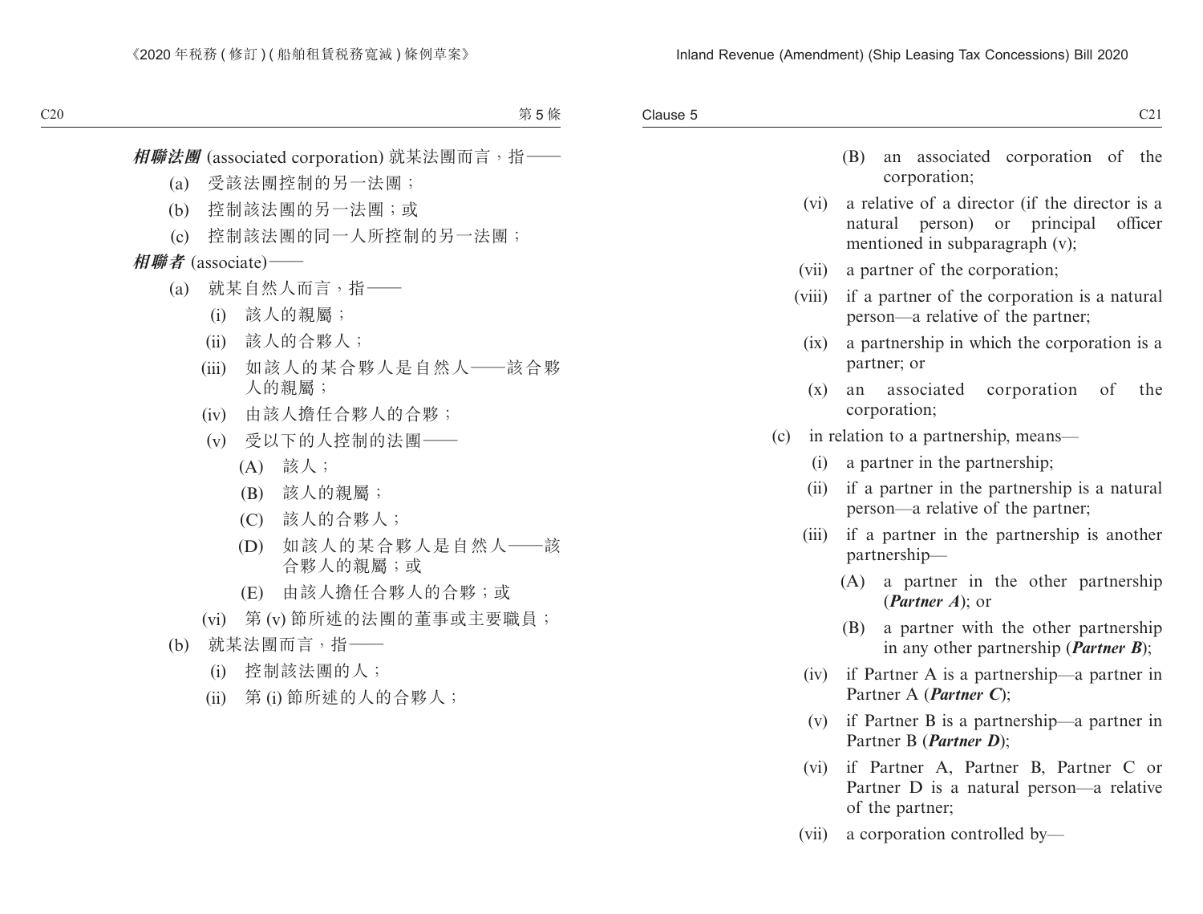***相聯法團*** (associated corporation) 就某法團而言，指——

(a) 受該法團控制的另一法團；

(b) 控制該法團的另一法團；或

(c) 控制該法團的同一人所控制的另一法團；

***相聯者*** (associate)——

(a) 就某自然人而言，指——

(i) 該人的親屬；

(ii) 該人的合夥人；

(iii) 如該人的某合夥人是自然人——該合夥人的親屬；

(iv) 由該人擔任合夥人的合夥；

(v) 受以下的人控制的法團——

(A) 該人；

(B) 該人的親屬；

(C) 該人的合夥人；

(D) 如該人的某合夥人是自然人——該合夥人的親屬；或

(E) 由該人擔任合夥人的合夥；或

(vi) 第 (v) 節所述的法團的董事或主要職員；

(b) 就某法團而言，指——

(i) 控制該法團的人；

(ii) 第 (i) 節所述的人的合夥人；

(B) an associated corporation of the corporation;

(vi) a relative of a director (if the director is a natural person) or principal officer mentioned in subparagraph (v);

(vii) a partner of the corporation;

(viii) if a partner of the corporation is a natural person—a relative of the partner;

(ix) a partnership in which the corporation is a partner; or

(x) an associated corporation of the corporation;

(c) in relation to a partnership, means—

(i) a partner in the partnership;

(ii) if a partner in the partnership is a natural person—a relative of the partner;

(iii) if a partner in the partnership is another partnership—

(A) a partner in the other partnership (***Partner A***); or

(B) a partner with the other partnership in any other partnership (***Partner B***);

(iv) if Partner A is a partnership—a partner in Partner A (***Partner C***);

(v) if Partner B is a partnership—a partner in Partner B (***Partner D***);

(vi) if Partner A, Partner B, Partner C or Partner D is a natural person—a relative of the partner;

(vii) a corporation controlled by—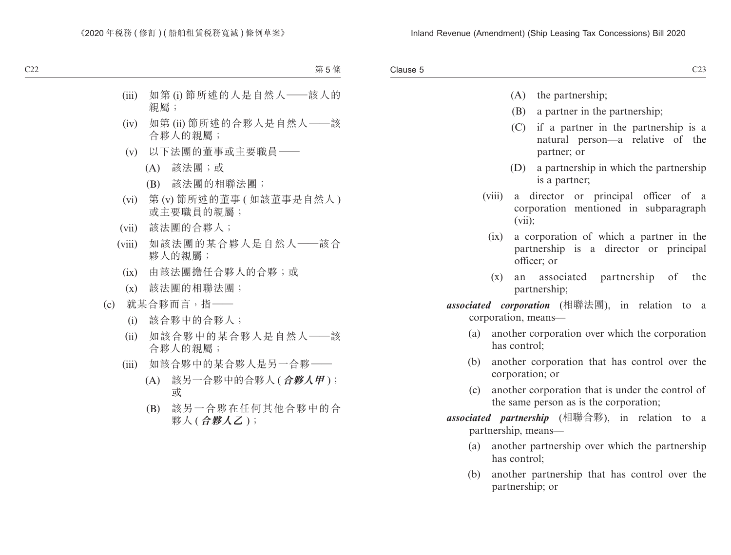(iii) 如第 (i) 節所述的人是自然人——該人的親屬；

(iv) 如第 (ii) 節所述的合夥人是自然人——該合夥人的親屬；

(v) 以下法團的董事或主要職員——

(A) 該法團；或

(B) 該法團的相聯法團；

(vi) 第 (v) 節所述的董事 ( 如該董事是自然人 ) 或主要職員的親屬；

(vii) 該法團的合夥人；

(viii) 如該法團的某合夥人是自然人——該合夥人的親屬；

(ix) 由該法團擔任合夥人的合夥；或

(x) 該法團的相聯法團；

(c) 就某合夥而言，指——

(i) 該合夥中的合夥人；

(ii) 如該合夥中的某合夥人是自然人——該合夥人的親屬；

(iii) 如該合夥中的某合夥人是另一合夥——

(A) 該另一合夥中的合夥人 ( ***合夥人甲*** )；或

(B) 該另一合夥在任何其他合夥中的合夥人 ( ***合夥人乙*** )；

(A) the partnership;

(B) a partner in the partnership;

(C) if a partner in the partnership is a natural person—a relative of the partner; or

(D) a partnership in which the partnership is a partner;

(viii) a director or principal officer of a corporation mentioned in subparagraph (vii);

(ix) a corporation of which a partner in the partnership is a director or principal officer; or

(x) an associated partnership of the partnership;

***associated corporation*** (相聯法團), in relation to a corporation, means—

(a) another corporation over which the corporation has control;

(b) another corporation that has control over the corporation; or

(c) another corporation that is under the control of the same person as is the corporation;

***associated partnership*** (相聯合夥), in relation to a partnership, means—

(a) another partnership over which the partnership has control;

(b) another partnership that has control over the partnership; or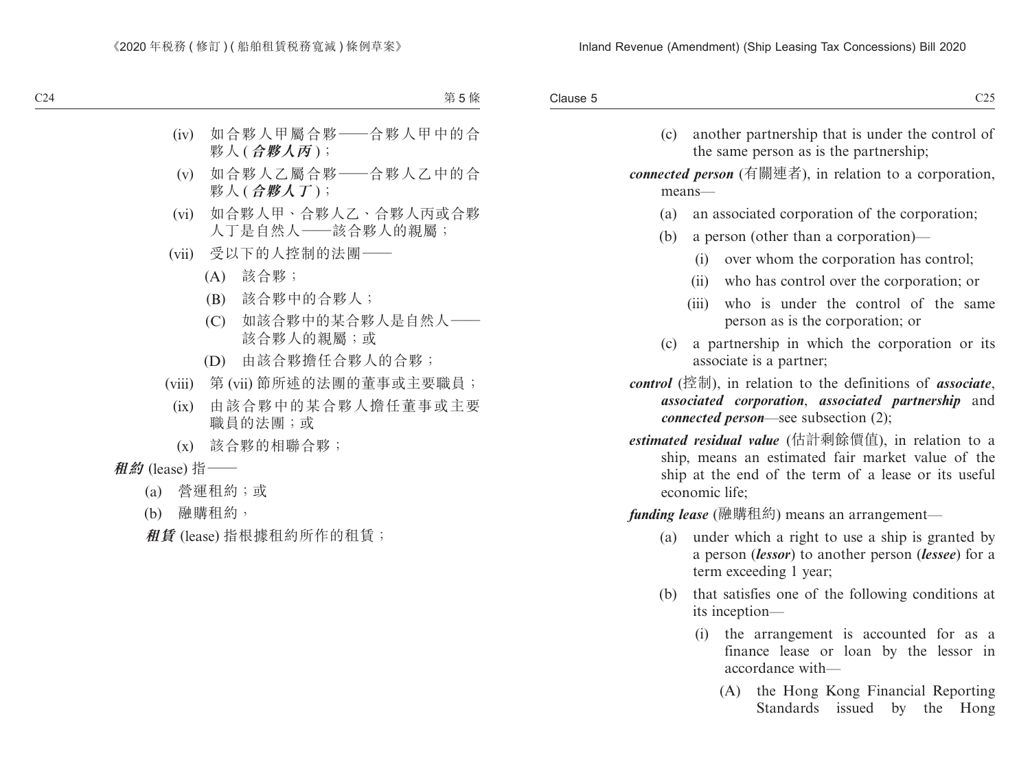(iv) 如合夥人甲屬合夥——合夥人甲中的合夥人 (***合夥人丙***)；

(v) 如合夥人乙屬合夥——合夥人乙中的合夥人 (***合夥人丁***)；

(vi) 如合夥人甲、合夥人乙、合夥人丙或合夥人丁是自然人——該合夥人的親屬；

(vii) 受以下的人控制的法團——

(A) 該合夥；

(B) 該合夥中的合夥人；

(C) 如該合夥中的某合夥人是自然人——該合夥人的親屬；或

(D) 由該合夥擔任合夥人的合夥；

(viii) 第 (vii) 節所述的法團的董事或主要職員；

(ix) 由該合夥中的某合夥人擔任董事或主要職員的法團；或

(x) 該合夥的相聯合夥；

***租約*** (lease) 指——

(a) 營運租約；或

(b) 融購租約，

***租賃*** (lease) 指根據租約所作的租賃；

(c) another partnership that is under the control of the same person as is the partnership;

***connected person*** (有關連者), in relation to a corporation, means—

(a) an associated corporation of the corporation;

(b) a person (other than a corporation)—

(i) over whom the corporation has control;

(ii) who has control over the corporation; or

(iii) who is under the control of the same person as is the corporation; or

(c) a partnership in which the corporation or its associate is a partner;

***control*** (控制), in relation to the definitions of ***associate***, ***associated corporation***, ***associated partnership*** and ***connected person***—see subsection (2);

***estimated residual value*** (估計剩餘價值), in relation to a ship, means an estimated fair market value of the ship at the end of the term of a lease or its useful economic life;

***funding lease*** (融購租約) means an arrangement—

(a) under which a right to use a ship is granted by a person (***lessor***) to another person (***lessee***) for a term exceeding 1 year;

(b) that satisfies one of the following conditions at its inception—

(i) the arrangement is accounted for as a finance lease or loan by the lessor in accordance with—

(A) the Hong Kong Financial Reporting Standards issued by the Hong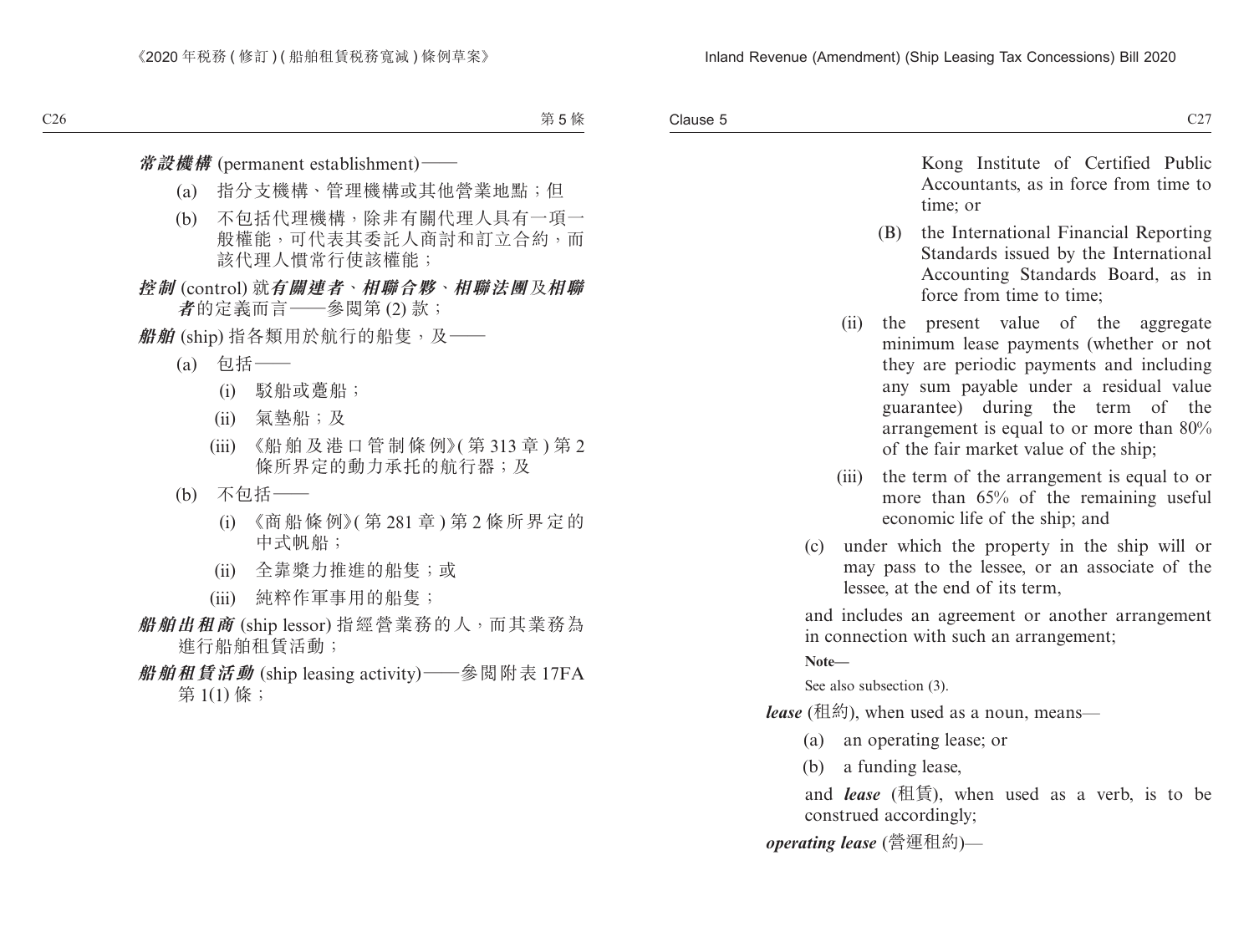***常設機構*** (permanent establishment)——

(a) 指分支機構、管理機構或其他營業地點；但

(b) 不包括代理機構，除非有關代理人具有一項一般權能，可代表其委託人商討和訂立合約，而該代理人慣常行使該權能；

***控制*** (control) 就***有關連者***、***相聯合夥***、***相聯法團***及***相聯者***的定義而言——參閱第 (2) 款；

***船舶*** (ship) 指各類用於航行的船隻，及——

(a) 包括——

(i) 駁船或躉船；

(ii) 氣墊船；及

(iii) 《船舶及港口管制條例》(第 313 章) 第 2 條所界定的動力承托的航行器；及

(b) 不包括——

(i) 《商船條例》(第 281 章) 第 2 條所界定的中式帆船；

(ii) 全靠槳力推進的船隻；或

(iii) 純粹作軍事用的船隻；

***船舶出租商*** (ship lessor) 指經營業務的人，而其業務為進行船舶租賃活動；

***船舶租賃活動*** (ship leasing activity)——參閱附表 17FA 第 1(1) 條；

Kong Institute of Certified Public Accountants, as in force from time to time; or

(B) the International Financial Reporting Standards issued by the International Accounting Standards Board, as in force from time to time;

(ii) the present value of the aggregate minimum lease payments (whether or not they are periodic payments and including any sum payable under a residual value guarantee) during the term of the arrangement is equal to or more than 80% of the fair market value of the ship;

(iii) the term of the arrangement is equal to or more than 65% of the remaining useful economic life of the ship; and

(c) under which the property in the ship will or may pass to the lessee, or an associate of the lessee, at the end of its term,

and includes an agreement or another arrangement in connection with such an arrangement;

**Note—**

See also subsection (3).

***lease*** (租約), when used as a noun, means—

(a) an operating lease; or

(b) a funding lease,

and ***lease*** (租賃), when used as a verb, is to be construed accordingly;

***operating lease*** (營運租約)—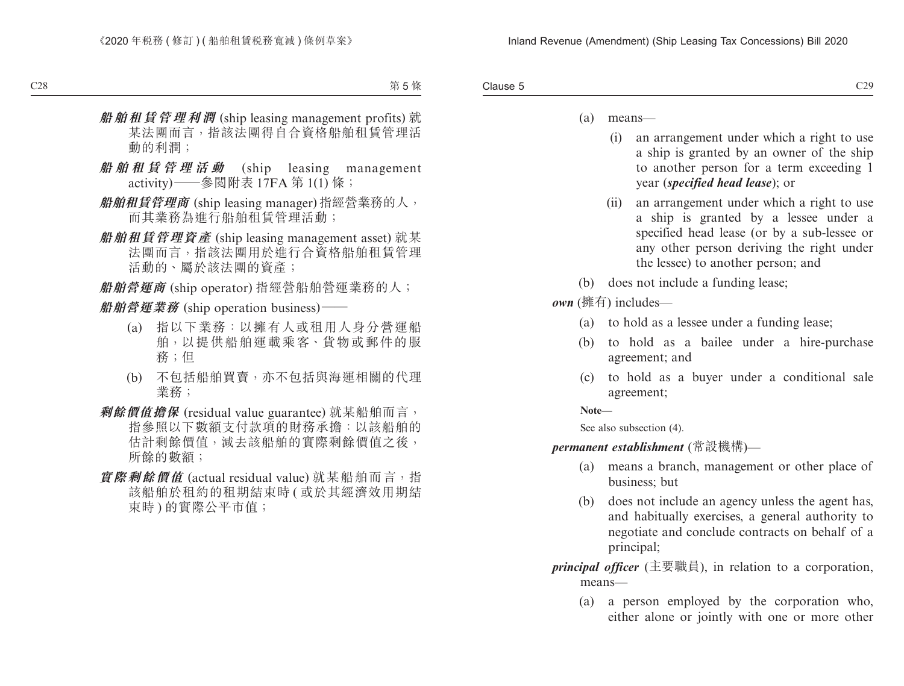***船舶租賃管理利潤*** (ship leasing management profits) 就某法團而言，指該法團得自合資格船舶租賃管理活動的利潤；

***船舶租賃管理活動*** (ship leasing management activity)——參閱附表 17FA 第 1(1) 條；

***船舶租賃管理商*** (ship leasing manager) 指經營業務的人，而其業務為進行船舶租賃管理活動；

***船舶租賃管理資產*** (ship leasing management asset) 就某法團而言，指該法團用於進行合資格船舶租賃管理活動的、屬於該法團的資產；

***船舶營運商*** (ship operator) 指經營船舶營運業務的人；

***船舶營運業務*** (ship operation business)——

(a) 指以下業務：以擁有人或租用人身分營運船舶，以提供船舶運載乘客、貨物或郵件的服務；但

(b) 不包括船舶買賣，亦不包括與海運相關的代理業務；

***剩餘價值擔保*** (residual value guarantee) 就某船舶而言，指參照以下數額支付款項的財務承擔：以該船舶的估計剩餘價值，減去該船舶的實際剩餘價值之後，所餘的數額；

***實際剩餘價值*** (actual residual value) 就某船舶而言，指該船舶於租約的租期結束時 ( 或於其經濟效用期結束時 ) 的實際公平市值；

(a) means—

(i) an arrangement under which a right to use a ship is granted by an owner of the ship to another person for a term exceeding 1 year (***specified head lease***); or

(ii) an arrangement under which a right to use a ship is granted by a lessee under a specified head lease (or by a sub-lessee or any other person deriving the right under the lessee) to another person; and

(b) does not include a funding lease;

***own*** (擁有) includes—

(a) to hold as a lessee under a funding lease;

(b) to hold as a bailee under a hire-purchase agreement; and

(c) to hold as a buyer under a conditional sale agreement;

**Note—**

See also subsection (4).

***permanent establishment*** (常設機構)—

(a) means a branch, management or other place of business; but

(b) does not include an agency unless the agent has, and habitually exercises, a general authority to negotiate and conclude contracts on behalf of a principal;

***principal officer*** (主要職員), in relation to a corporation, means—

(a) a person employed by the corporation who, either alone or jointly with one or more other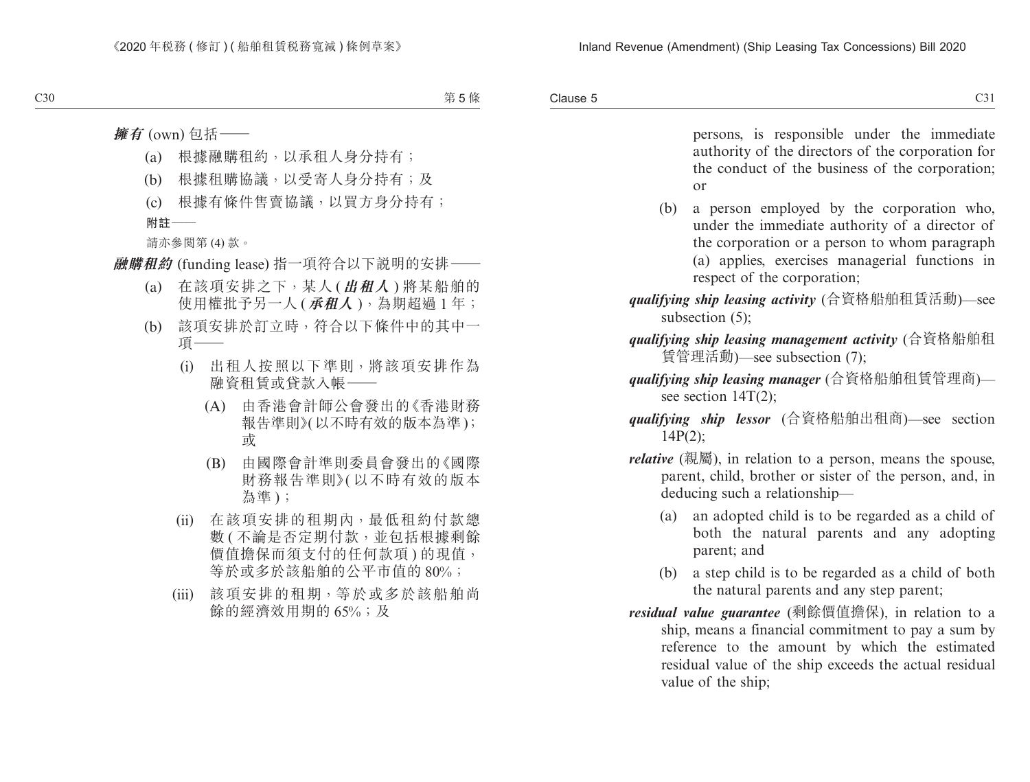***擁有*** (own) 包括——

(a) 根據融購租約，以承租人身分持有；

(b) 根據租購協議，以受寄人身分持有；及

(c) 根據有條件售賣協議，以買方身分持有；

**附註**——

請亦參閱第 (4) 款。

***融購租約*** (funding lease) 指一項符合以下說明的安排——

(a) 在該項安排之下，某人 (***出租人***) 將某船舶的使用權批予另一人 (***承租人***)，為期超過 1 年；

(b) 該項安排於訂立時，符合以下條件中的其中一項——

(i) 出租人按照以下準則，將該項安排作為融資租賃或貸款入帳——

(A) 由香港會計師公會發出的《香港財務報告準則》(以不時有效的版本為準)；或

(B) 由國際會計準則委員會發出的《國際財務報告準則》(以不時有效的版本為準)；

(ii) 在該項安排的租期內，最低租約付款總數 (不論是否定期付款，並包括根據剩餘價值擔保而須支付的任何款項) 的現值，等於或多於該船舶的公平市值的 80%；

(iii) 該項安排的租期，等於或多於該船舶尚餘的經濟效用期的 65%；及

persons, is responsible under the immediate authority of the directors of the corporation for the conduct of the business of the corporation; or

(b) a person employed by the corporation who, under the immediate authority of a director of the corporation or a person to whom paragraph (a) applies, exercises managerial functions in respect of the corporation;

***qualifying ship leasing activity*** (合資格船舶租賃活動)—see subsection (5);

***qualifying ship leasing management activity*** (合資格船舶租賃管理活動)—see subsection (7);

***qualifying ship leasing manager*** (合資格船舶租賃管理商)—see section 14T(2);

***qualifying ship lessor*** (合資格船舶出租商)—see section 14P(2);

***relative*** (親屬), in relation to a person, means the spouse, parent, child, brother or sister of the person, and, in deducing such a relationship—

(a) an adopted child is to be regarded as a child of both the natural parents and any adopting parent; and

(b) a step child is to be regarded as a child of both the natural parents and any step parent;

***residual value guarantee*** (剩餘價值擔保), in relation to a ship, means a financial commitment to pay a sum by reference to the amount by which the estimated residual value of the ship exceeds the actual residual value of the ship;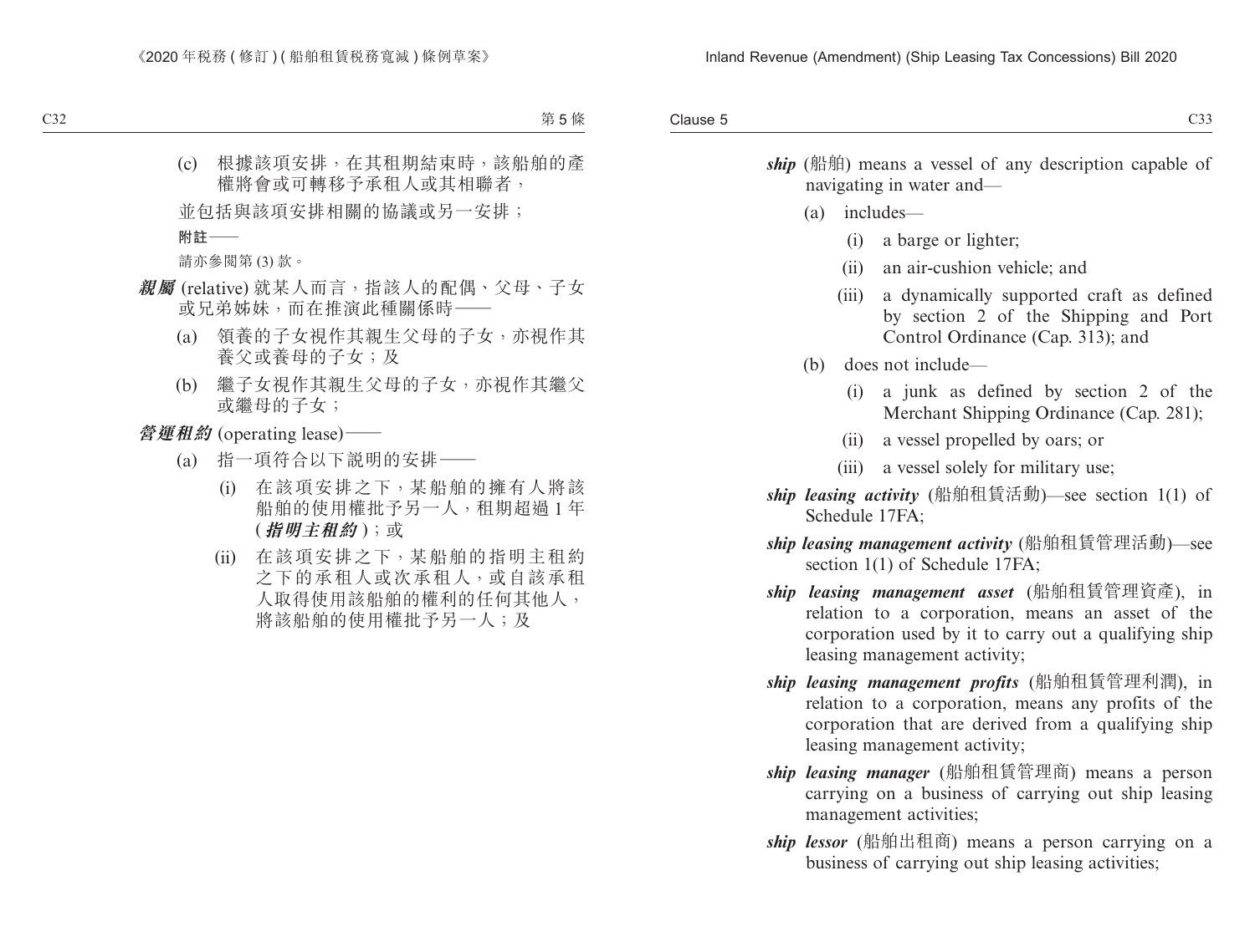(c) 根據該項安排，在其租期結束時，該船舶的產權將會或可轉移予承租人或其相聯者，

並包括與該項安排相關的協議或另一安排；

附註——

請亦參閱第 (3) 款。

***親屬*** (relative) 就某人而言，指該人的配偶、父母、子女或兄弟姊妹，而在推演此種關係時——

(a) 領養的子女視作其親生父母的子女，亦視作其養父或養母的子女；及

(b) 繼子女視作其親生父母的子女，亦視作其繼父或繼母的子女；

***營運租約*** (operating lease)——

(a) 指一項符合以下說明的安排——

(i) 在該項安排之下，某船舶的擁有人將該船舶的使用權批予另一人，租期超過 1 年 (***指明主租約***)；或

(ii) 在該項安排之下，某船舶的指明主租約之下的承租人或次承租人，或自該承租人取得使用該船舶的權利的任何其他人，將該船舶的使用權批予另一人；及

***ship*** (船舶) means a vessel of any description capable of navigating in water and—

(a) includes—

(i) a barge or lighter;

(ii) an air-cushion vehicle; and

(iii) a dynamically supported craft as defined by section 2 of the Shipping and Port Control Ordinance (Cap. 313); and

(b) does not include—

(i) a junk as defined by section 2 of the Merchant Shipping Ordinance (Cap. 281);

(ii) a vessel propelled by oars; or

(iii) a vessel solely for military use;

***ship leasing activity*** (船舶租賃活動)—see section 1(1) of Schedule 17FA;

***ship leasing management activity*** (船舶租賃管理活動)—see section 1(1) of Schedule 17FA;

***ship leasing management asset*** (船舶租賃管理資產), in relation to a corporation, means an asset of the corporation used by it to carry out a qualifying ship leasing management activity;

***ship leasing management profits*** (船舶租賃管理利潤), in relation to a corporation, means any profits of the corporation that are derived from a qualifying ship leasing management activity;

***ship leasing manager*** (船舶租賃管理商) means a person carrying on a business of carrying out ship leasing management activities;

***ship lessor*** (船舶出租商) means a person carrying on a business of carrying out ship leasing activities;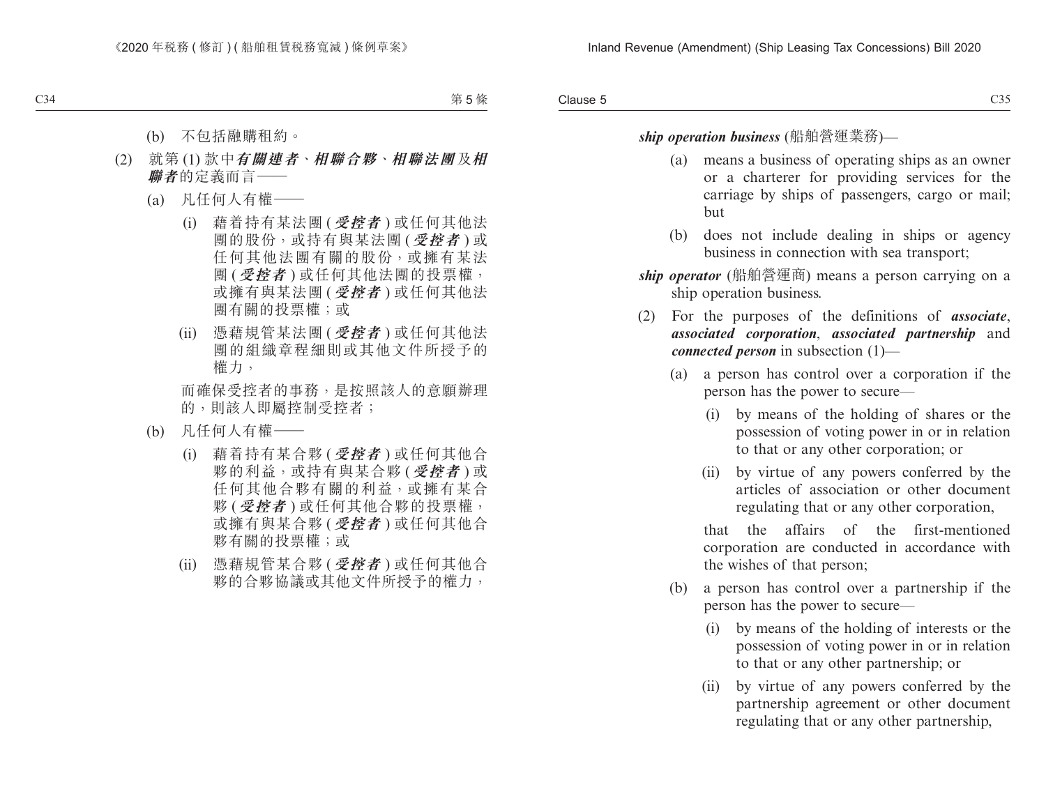(b) 不包括融購租約。

(2) 就第 (1) 款中***有關連者***、***相聯合夥***、***相聯法團***及***相聯者***的定義而言——

(a) 凡任何人有權——

(i) 藉着持有某法團 (***受控者***) 或任何其他法團的股份，或持有與某法團 (***受控者***) 或任何其他法團有關的股份，或擁有某法團 (***受控者***) 或任何其他法團的投票權，或擁有與某法團 (***受控者***) 或任何其他法團有關的投票權；或

(ii) 憑藉規管某法團 (***受控者***) 或任何其他法團的組織章程細則或其他文件所授予的權力，

而確保受控者的事務，是按照該人的意願辦理的，則該人即屬控制受控者；

(b) 凡任何人有權——

(i) 藉着持有某合夥 (***受控者***) 或任何其他合夥的利益，或持有與某合夥 (***受控者***) 或任何其他合夥有關的利益，或擁有某合夥 (***受控者***) 或任何其他合夥的投票權，或擁有與某合夥 (***受控者***) 或任何其他合夥有關的投票權；或

(ii) 憑藉規管某合夥 (***受控者***) 或任何其他合夥的合夥協議或其他文件所授予的權力，

***ship operation business*** (船舶營運業務)—

(a) means a business of operating ships as an owner or a charterer for providing services for the carriage by ships of passengers, cargo or mail; but

(b) does not include dealing in ships or agency business in connection with sea transport;

***ship operator*** (船舶營運商) means a person carrying on a ship operation business.

(2) For the purposes of the definitions of ***associate***, ***associated corporation***, ***associated partnership*** and ***connected person*** in subsection (1)—

(a) a person has control over a corporation if the person has the power to secure—

(i) by means of the holding of shares or the possession of voting power in or in relation to that or any other corporation; or

(ii) by virtue of any powers conferred by the articles of association or other document regulating that or any other corporation,

that the affairs of the first-mentioned corporation are conducted in accordance with the wishes of that person;

(b) a person has control over a partnership if the person has the power to secure—

(i) by means of the holding of interests or the possession of voting power in or in relation to that or any other partnership; or

(ii) by virtue of any powers conferred by the partnership agreement or other document regulating that or any other partnership,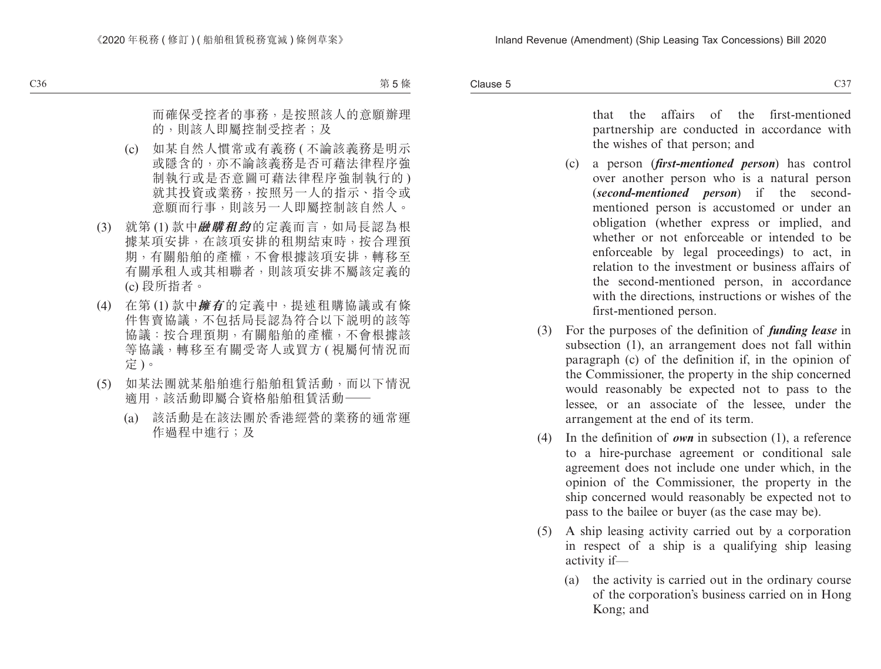而確保受控者的事務，是按照該人的意願辦理的，則該人即屬控制受控者；及

(c) 如某自然人慣常或有義務(不論該義務是明示或隱含的，亦不論該義務是否可藉法律程序強制執行或是否意圖可藉法律程序強制執行的)就其投資或業務，按照另一人的指示、指令或意願而行事，則該另一人即屬控制該自然人。

(3) 就第(1)款中***融購租約***的定義而言，如局長認為根據某項安排，在該項安排的租期結束時，按合理預期，有關船舶的產權，不會根據該項安排，轉移至有關承租人或其相聯者，則該項安排不屬該定義的(c)段所指者。

(4) 在第(1)款中***擁有***的定義中，提述租購協議或有條件售賣協議，不包括局長認為符合以下說明的該等協議：按合理預期，有關船舶的產權，不會根據該等協議，轉移至有關受寄人或買方(視屬何情況而定)。

(5) 如某法團就某船舶進行船舶租賃活動，而以下情況適用，該活動即屬合資格船舶租賃活動——

(a) 該活動是在該法團於香港經營的業務的通常運作過程中進行；及

that the affairs of the first-mentioned partnership are conducted in accordance with the wishes of that person; and

(c) a person (***first-mentioned person***) has control over another person who is a natural person (***second-mentioned person***) if the second-mentioned person is accustomed or under an obligation (whether express or implied, and whether or not enforceable or intended to be enforceable by legal proceedings) to act, in relation to the investment or business affairs of the second-mentioned person, in accordance with the directions, instructions or wishes of the first-mentioned person.

(3) For the purposes of the definition of ***funding lease*** in subsection (1), an arrangement does not fall within paragraph (c) of the definition if, in the opinion of the Commissioner, the property in the ship concerned would reasonably be expected not to pass to the lessee, or an associate of the lessee, under the arrangement at the end of its term.

(4) In the definition of ***own*** in subsection (1), a reference to a hire-purchase agreement or conditional sale agreement does not include one under which, in the opinion of the Commissioner, the property in the ship concerned would reasonably be expected not to pass to the bailee or buyer (as the case may be).

(5) A ship leasing activity carried out by a corporation in respect of a ship is a qualifying ship leasing activity if—

(a) the activity is carried out in the ordinary course of the corporation's business carried on in Hong Kong; and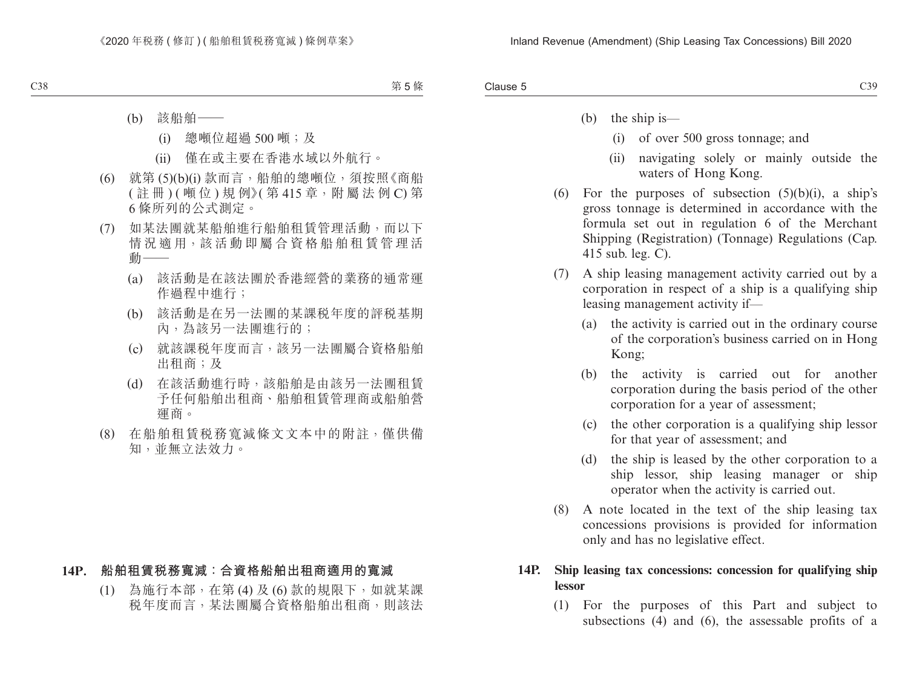(b) 該船舶——

(i) 總噸位超過 500 噸；及

(ii) 僅在或主要在香港水域以外航行。

(6) 就第 (5)(b)(i) 款而言，船舶的總噸位，須按照《商船 ( 註 冊 ) ( 噸 位 ) 規 例》( 第 415 章，附 屬 法 例 C) 第 6 條所列的公式測定。

(7) 如某法團就某船舶進行船舶租賃管理活動，而以下情 況 適 用，該 活 動 即 屬 合 資 格 船 舶 租 賃 管 理 活 動——

(a) 該活動是在該法團於香港經營的業務的通常運作過程中進行；

(b) 該活動是在另一法團的某課税年度的評税基期內，為該另一法團進行的；

(c) 就該課税年度而言，該另一法團屬合資格船舶出租商；及

(d) 在該活動進行時，該船舶是由該另一法團租賃予任何船舶出租商、船舶租賃管理商或船舶營運商。

(8) 在船舶租賃税務寬減條文文本中的附註，僅供備知，並無立法效力。

**14P. 船舶租賃税務寬減：合資格船舶出租商適用的寬減**

(1) 為施行本部，在第 (4) 及 (6) 款的規限下，如就某課税年度而言，某法團屬合資格船舶出租商，則該法

(b) the ship is—

(i) of over 500 gross tonnage; and

(ii) navigating solely or mainly outside the waters of Hong Kong.

(6) For the purposes of subsection (5)(b)(i), a ship's gross tonnage is determined in accordance with the formula set out in regulation 6 of the Merchant Shipping (Registration) (Tonnage) Regulations (Cap. 415 sub. leg. C).

(7) A ship leasing management activity carried out by a corporation in respect of a ship is a qualifying ship leasing management activity if—

(a) the activity is carried out in the ordinary course of the corporation's business carried on in Hong Kong;

(b) the activity is carried out for another corporation during the basis period of the other corporation for a year of assessment;

(c) the other corporation is a qualifying ship lessor for that year of assessment; and

(d) the ship is leased by the other corporation to a ship lessor, ship leasing manager or ship operator when the activity is carried out.

(8) A note located in the text of the ship leasing tax concessions provisions is provided for information only and has no legislative effect.

**14P. Ship leasing tax concessions: concession for qualifying ship lessor**

(1) For the purposes of this Part and subject to subsections (4) and (6), the assessable profits of a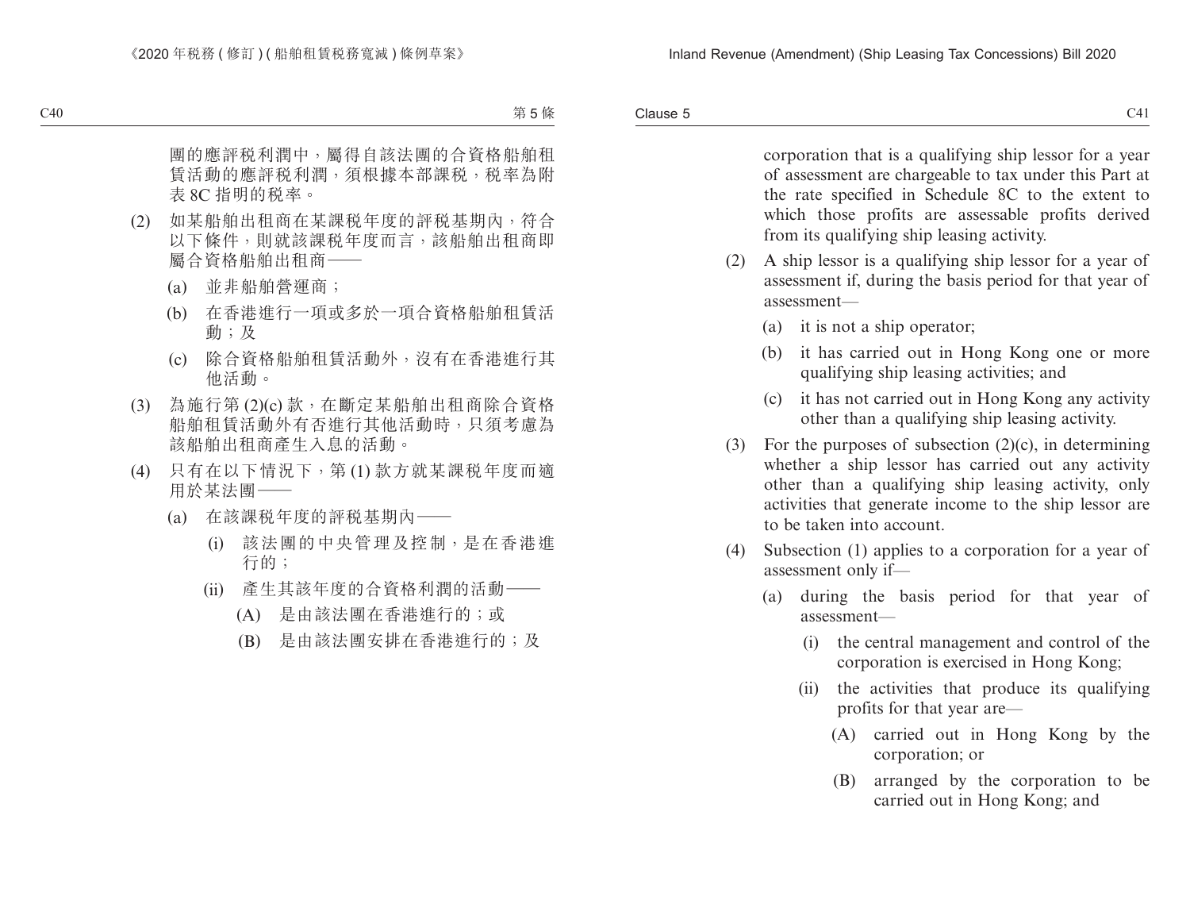團的應評稅利潤中，屬得自該法團的合資格船舶租賃活動的應評稅利潤，須根據本部課稅，稅率為附表 8C 指明的稅率。

(2) 如某船舶出租商在某課稅年度的評稅基期內，符合以下條件，則就該課稅年度而言，該船舶出租商即屬合資格船舶出租商——

(a) 並非船舶營運商；

(b) 在香港進行一項或多於一項合資格船舶租賃活動；及

(c) 除合資格船舶租賃活動外，沒有在香港進行其他活動。

(3) 為施行第 (2)(c) 款，在斷定某船舶出租商除合資格船舶租賃活動外有否進行其他活動時，只須考慮為該船舶出租商產生入息的活動。

(4) 只有在以下情況下，第 (1) 款方就某課稅年度而適用於某法團——

(a) 在該課稅年度的評稅基期內——

(i) 該法團的中央管理及控制，是在香港進行的；

(ii) 產生其該年度的合資格利潤的活動——

(A) 是由該法團在香港進行的；或

(B) 是由該法團安排在香港進行的；及

corporation that is a qualifying ship lessor for a year of assessment are chargeable to tax under this Part at the rate specified in Schedule 8C to the extent to which those profits are assessable profits derived from its qualifying ship leasing activity.

(2) A ship lessor is a qualifying ship lessor for a year of assessment if, during the basis period for that year of assessment—

(a) it is not a ship operator;

(b) it has carried out in Hong Kong one or more qualifying ship leasing activities; and

(c) it has not carried out in Hong Kong any activity other than a qualifying ship leasing activity.

(3) For the purposes of subsection (2)(c), in determining whether a ship lessor has carried out any activity other than a qualifying ship leasing activity, only activities that generate income to the ship lessor are to be taken into account.

(4) Subsection (1) applies to a corporation for a year of assessment only if—

(a) during the basis period for that year of assessment—

(i) the central management and control of the corporation is exercised in Hong Kong;

(ii) the activities that produce its qualifying profits for that year are—

(A) carried out in Hong Kong by the corporation; or

(B) arranged by the corporation to be carried out in Hong Kong; and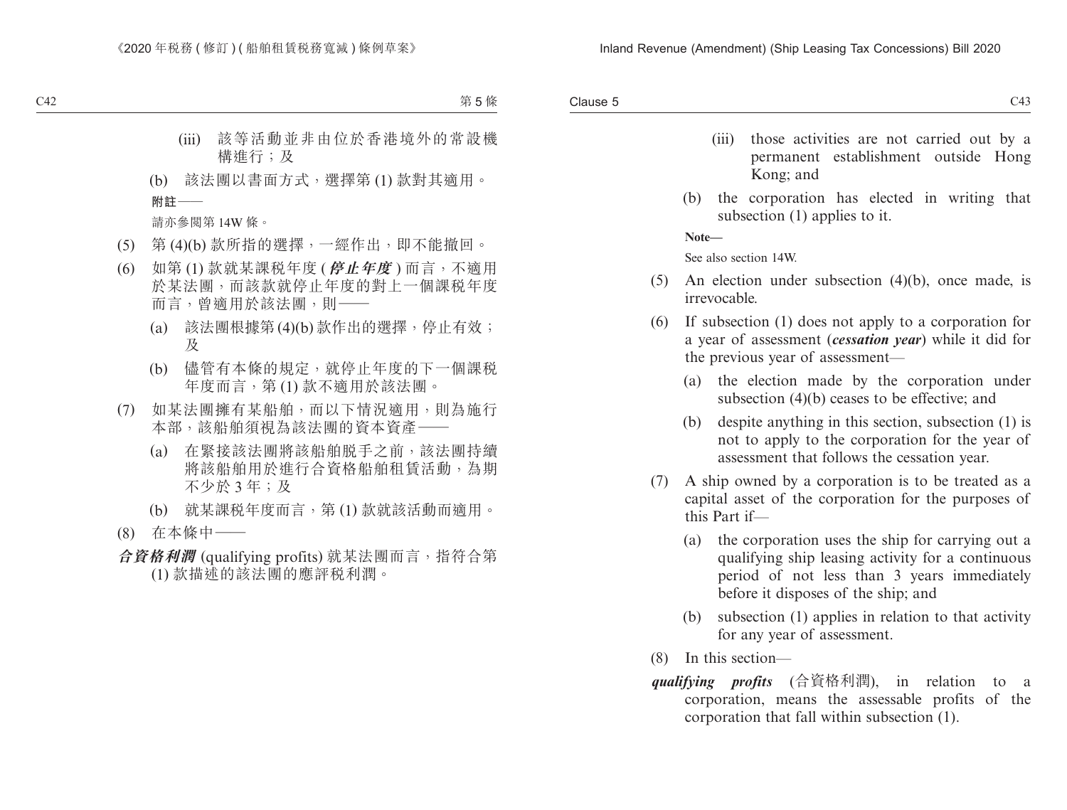(iii) 該等活動並非由位於香港境外的常設機構進行；及

(b) 該法團以書面方式，選擇第 (1) 款對其適用。

**附註——**

請亦參閱第 14W 條。

(5) 第 (4)(b) 款所指的選擇，一經作出，即不能撤回。

(6) 如第 (1) 款就某課稅年度 (***停止年度***) 而言，不適用於某法團，而該款就停止年度的對上一個課稅年度而言，曾適用於該法團，則——

(a) 該法團根據第 (4)(b) 款作出的選擇，停止有效；及

(b) 儘管有本條的規定，就停止年度的下一個課稅年度而言，第 (1) 款不適用於該法團。

(7) 如某法團擁有某船舶，而以下情況適用，則為施行本部，該船舶須視為該法團的資本資產——

(a) 在緊接該法團將該船舶脱手之前，該法團持續將該船舶用於進行合資格船舶租賃活動，為期不少於 3 年；及

(b) 就某課稅年度而言，第 (1) 款就該活動而適用。

(8) 在本條中——

***合資格利潤*** (qualifying profits) 就某法團而言，指符合第 (1) 款描述的該法團的應評稅利潤。

(iii) those activities are not carried out by a permanent establishment outside Hong Kong; and

(b) the corporation has elected in writing that subsection (1) applies to it.

**Note—**

See also section 14W.

(5) An election under subsection (4)(b), once made, is irrevocable.

(6) If subsection (1) does not apply to a corporation for a year of assessment (***cessation year***) while it did for the previous year of assessment—

(a) the election made by the corporation under subsection (4)(b) ceases to be effective; and

(b) despite anything in this section, subsection (1) is not to apply to the corporation for the year of assessment that follows the cessation year.

(7) A ship owned by a corporation is to be treated as a capital asset of the corporation for the purposes of this Part if—

(a) the corporation uses the ship for carrying out a qualifying ship leasing activity for a continuous period of not less than 3 years immediately before it disposes of the ship; and

(b) subsection (1) applies in relation to that activity for any year of assessment.

(8) In this section—

***qualifying profits*** (合資格利潤), in relation to a corporation, means the assessable profits of the corporation that fall within subsection (1).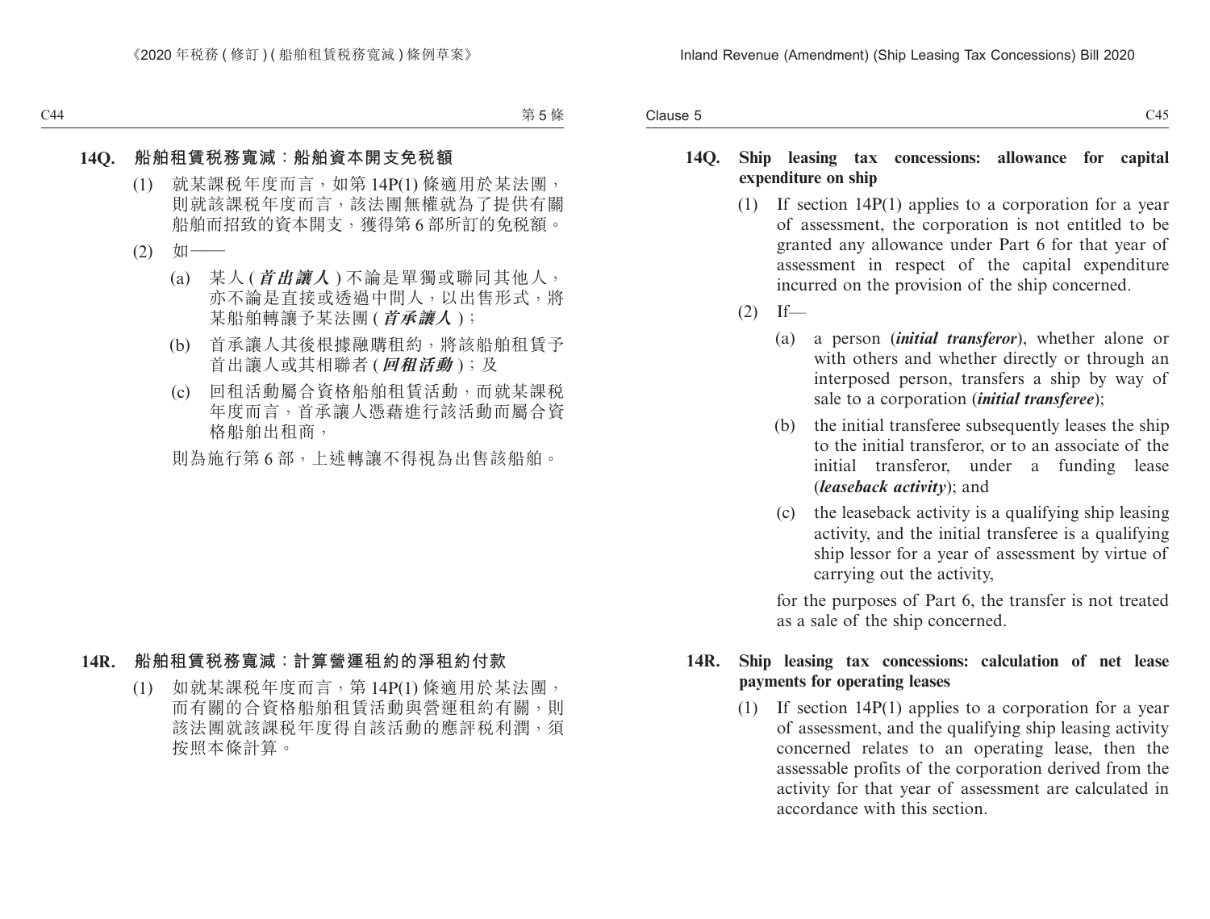**14Q. 船舶租賃稅務寬減：船舶資本開支免稅額**

(1) 就某課稅年度而言，如第 14P(1) 條適用於某法團，則就該課稅年度而言，該法團無權就為了提供有關船舶而招致的資本開支，獲得第 6 部所訂的免稅額。

(2) 如——

(a) 某人 (***首出讓人***) 不論是單獨或聯同其他人，亦不論是直接或透過中間人，以出售形式，將某船舶轉讓予某法團 (***首承讓人***)；

(b) 首承讓人其後根據融購租約，將該船舶租賃予首出讓人或其相聯者 (***回租活動***)；及

(c) 回租活動屬合資格船舶租賃活動，而就某課稅年度而言，首承讓人憑藉進行該活動而屬合資格船舶出租商，

則為施行第 6 部，上述轉讓不得視為出售該船舶。

**14R. 船舶租賃稅務寬減：計算營運租約的淨租約付款**

(1) 如就某課稅年度而言，第 14P(1) 條適用於某法團，而有關的合資格船舶租賃活動與營運租約有關，則該法團就該課稅年度得自該活動的應評稅利潤，須按照本條計算。

**14Q. Ship leasing tax concessions: allowance for capital expenditure on ship**

(1) If section 14P(1) applies to a corporation for a year of assessment, the corporation is not entitled to be granted any allowance under Part 6 for that year of assessment in respect of the capital expenditure incurred on the provision of the ship concerned.

(2) If—

(a) a person (***initial transferor***), whether alone or with others and whether directly or through an interposed person, transfers a ship by way of sale to a corporation (***initial transferee***);

(b) the initial transferee subsequently leases the ship to the initial transferor, or to an associate of the initial transferor, under a funding lease (***leaseback activity***); and

(c) the leaseback activity is a qualifying ship leasing activity, and the initial transferee is a qualifying ship lessor for a year of assessment by virtue of carrying out the activity,

for the purposes of Part 6, the transfer is not treated as a sale of the ship concerned.

**14R. Ship leasing tax concessions: calculation of net lease payments for operating leases**

(1) If section 14P(1) applies to a corporation for a year of assessment, and the qualifying ship leasing activity concerned relates to an operating lease, then the assessable profits of the corporation derived from the activity for that year of assessment are calculated in accordance with this section.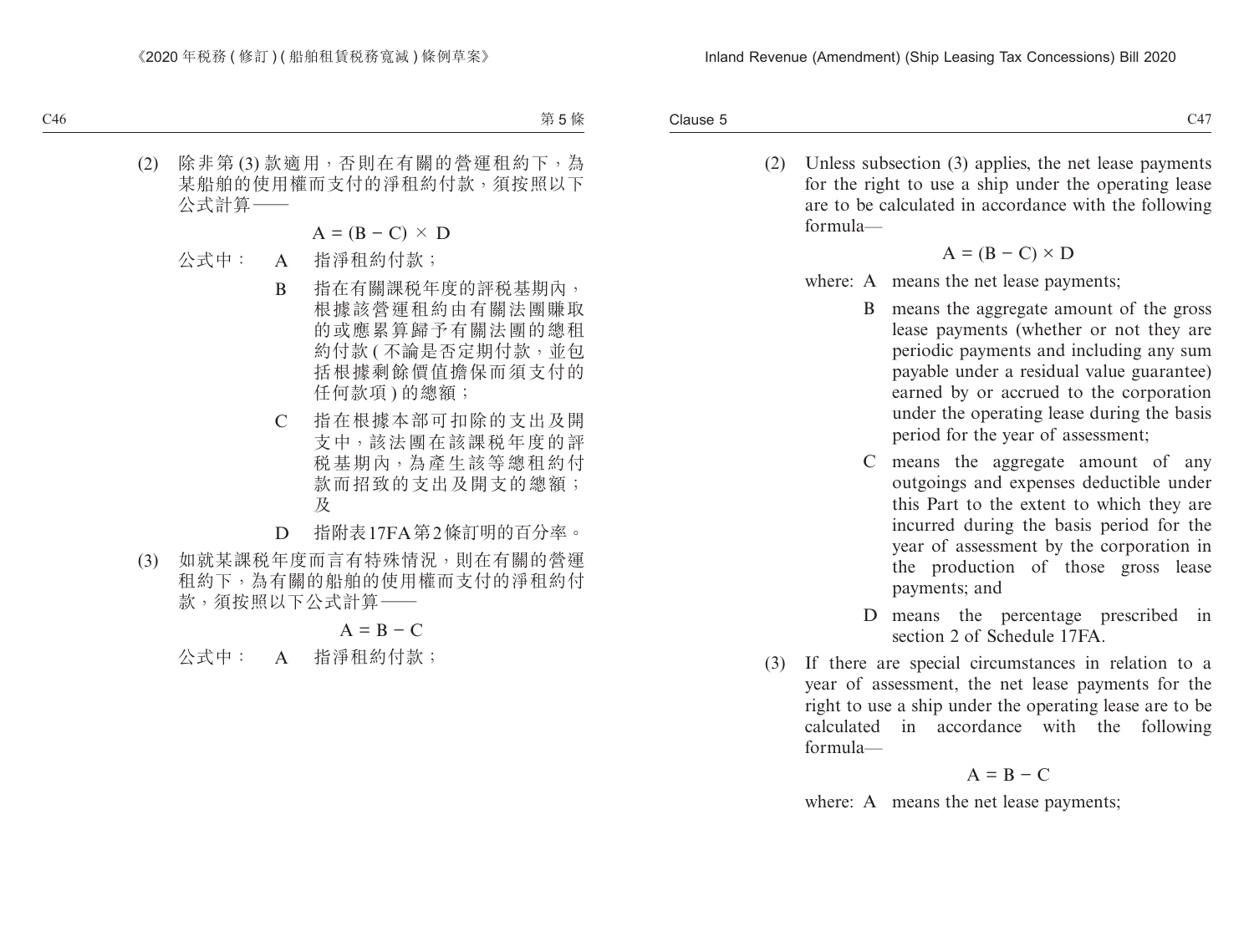(2) 除非第 (3) 款適用，否則在有關的營運租約下，為某船舶的使用權而支付的淨租約付款，須按照以下公式計算——

$$A = (B - C) \times D$$

公式中： A 指淨租約付款；

B 指在有關課稅年度的評稅基期內，根據該營運租約由有關法團賺取的或應累算歸予有關法團的總租約付款 ( 不論是否定期付款，並包括根據剩餘價值擔保而須支付的任何款項 ) 的總額；

C 指在根據本部可扣除的支出及開支中，該法團在該課稅年度的評稅基期內，為產生該等總租約付款而招致的支出及開支的總額；及

D 指附表17FA第2條訂明的百分率。

(3) 如就某課稅年度而言有特殊情況，則在有關的營運租約下，為有關的船舶的使用權而支付的淨租約付款，須按照以下公式計算——

$$A = B - C$$

公式中： A 指淨租約付款；

(2) Unless subsection (3) applies, the net lease payments for the right to use a ship under the operating lease are to be calculated in accordance with the following formula—

$$A = (B - C) \times D$$

where: A means the net lease payments;

B means the aggregate amount of the gross lease payments (whether or not they are periodic payments and including any sum payable under a residual value guarantee) earned by or accrued to the corporation under the operating lease during the basis period for the year of assessment;

C means the aggregate amount of any outgoings and expenses deductible under this Part to the extent to which they are incurred during the basis period for the year of assessment by the corporation in the production of those gross lease payments; and

D means the percentage prescribed in section 2 of Schedule 17FA.

(3) If there are special circumstances in relation to a year of assessment, the net lease payments for the right to use a ship under the operating lease are to be calculated in accordance with the following formula—

$$A = B - C$$

where: A means the net lease payments;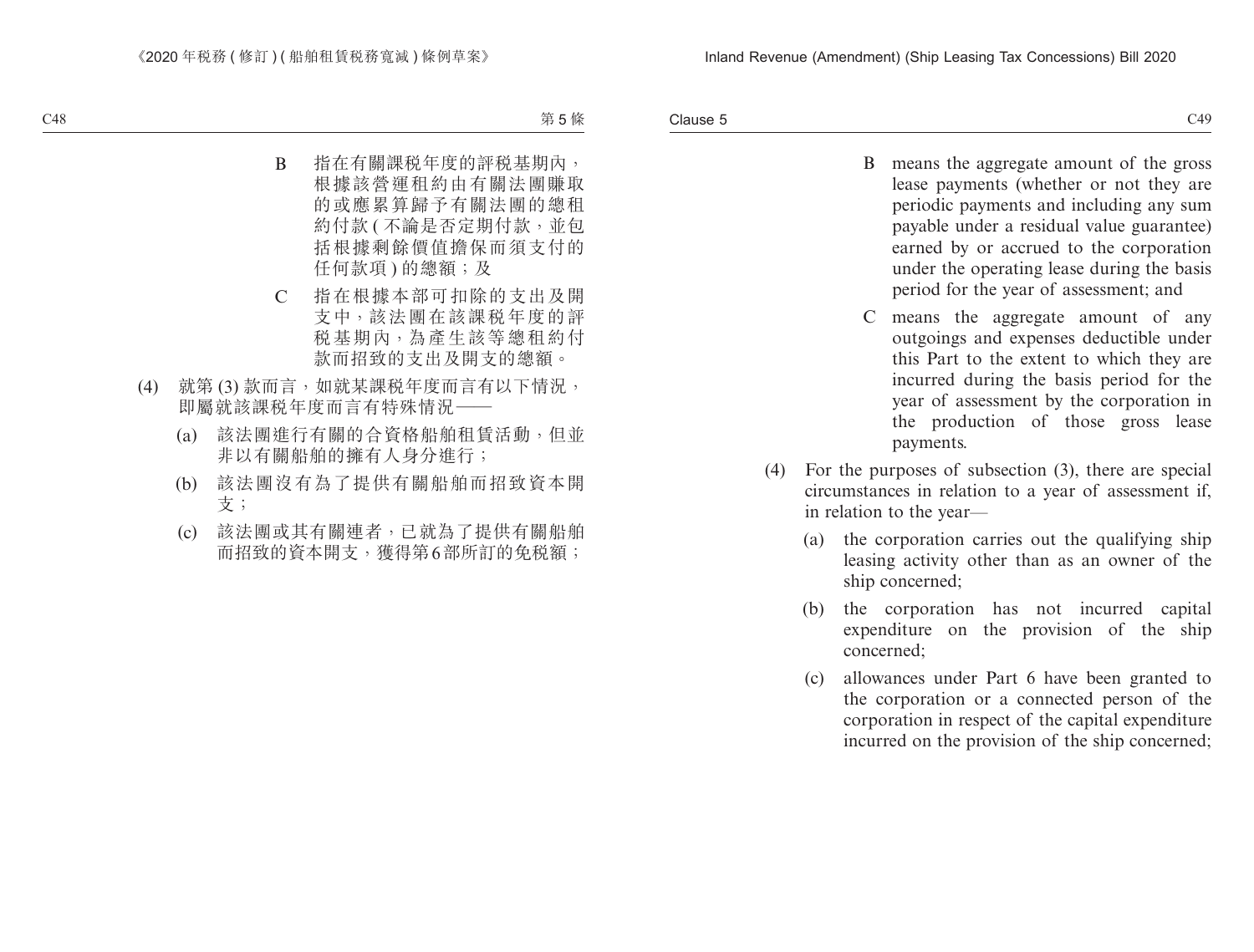B 指在有關課稅年度的評稅基期內，根據該營運租約由有關法團賺取的或應累算歸予有關法團的總租約付款 (不論是否定期付款，並包括根據剩餘價值擔保而須支付的任何款項) 的總額；及

C 指在根據本部可扣除的支出及開支中，該法團在該課稅年度的評稅基期內，為產生該等總租約付款而招致的支出及開支的總額。

(4) 就第 (3) 款而言，如就某課稅年度而言有以下情況，即屬就該課稅年度而言有特殊情況——

(a) 該法團進行有關的合資格船舶租賃活動，但並非以有關船舶的擁有人身分進行；

(b) 該法團沒有為了提供有關船舶而招致資本開支；

(c) 該法團或其有關連者，已就為了提供有關船舶而招致的資本開支，獲得第 6 部所訂的免稅額；

B means the aggregate amount of the gross lease payments (whether or not they are periodic payments and including any sum payable under a residual value guarantee) earned by or accrued to the corporation under the operating lease during the basis period for the year of assessment; and

C means the aggregate amount of any outgoings and expenses deductible under this Part to the extent to which they are incurred during the basis period for the year of assessment by the corporation in the production of those gross lease payments.

(4) For the purposes of subsection (3), there are special circumstances in relation to a year of assessment if, in relation to the year—

(a) the corporation carries out the qualifying ship leasing activity other than as an owner of the ship concerned;

(b) the corporation has not incurred capital expenditure on the provision of the ship concerned;

(c) allowances under Part 6 have been granted to the corporation or a connected person of the corporation in respect of the capital expenditure incurred on the provision of the ship concerned;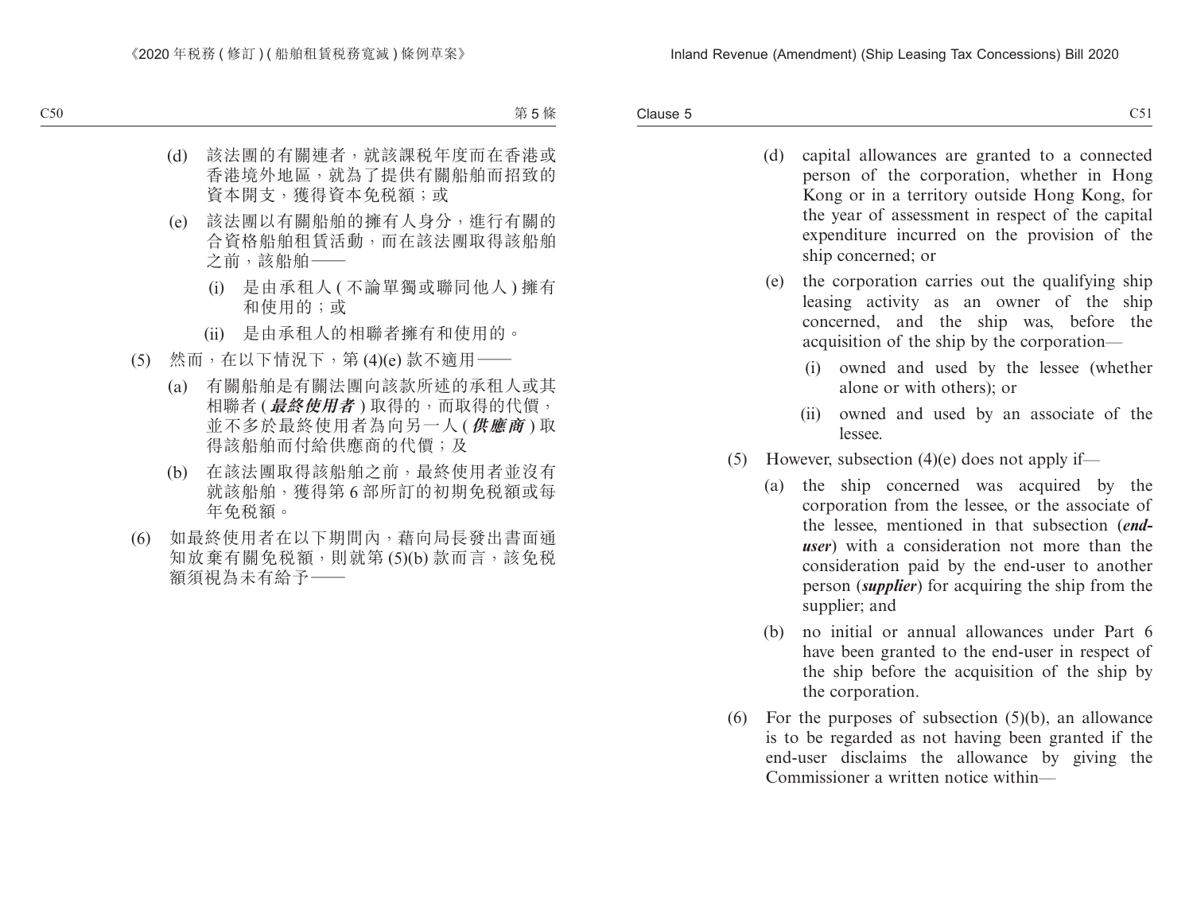(d) 該法團的有關連者，就該課税年度而在香港或香港境外地區，就為了提供有關船舶而招致的資本開支，獲得資本免税額；或

(e) 該法團以有關船舶的擁有人身分，進行有關的合資格船舶租賃活動，而在該法團取得該船舶之前，該船舶——

(i) 是由承租人 ( 不論單獨或聯同他人 ) 擁有和使用的；或

(ii) 是由承租人的相聯者擁有和使用的。

(5) 然而，在以下情況下，第 (4)(e) 款不適用——

(a) 有關船舶是有關法團向該款所述的承租人或其相聯者 (***最終使用者***) 取得的，而取得的代價，並不多於最終使用者為向另一人 (***供應商***) 取得該船舶而付給供應商的代價；及

(b) 在該法團取得該船舶之前，最終使用者並沒有就該船舶，獲得第 6 部所訂的初期免税額或每年免税額。

(6) 如最終使用者在以下期間內，藉向局長發出書面通知放棄有關免税額，則就第 (5)(b) 款而言，該免税額須視為未有給予——

(d) capital allowances are granted to a connected person of the corporation, whether in Hong Kong or in a territory outside Hong Kong, for the year of assessment in respect of the capital expenditure incurred on the provision of the ship concerned; or

(e) the corporation carries out the qualifying ship leasing activity as an owner of the ship concerned, and the ship was, before the acquisition of the ship by the corporation—

(i) owned and used by the lessee (whether alone or with others); or

(ii) owned and used by an associate of the lessee.

(5) However, subsection (4)(e) does not apply if—

(a) the ship concerned was acquired by the corporation from the lessee, or the associate of the lessee, mentioned in that subsection (***end-user***) with a consideration not more than the consideration paid by the end-user to another person (***supplier***) for acquiring the ship from the supplier; and

(b) no initial or annual allowances under Part 6 have been granted to the end-user in respect of the ship before the acquisition of the ship by the corporation.

(6) For the purposes of subsection (5)(b), an allowance is to be regarded as not having been granted if the end-user disclaims the allowance by giving the Commissioner a written notice within—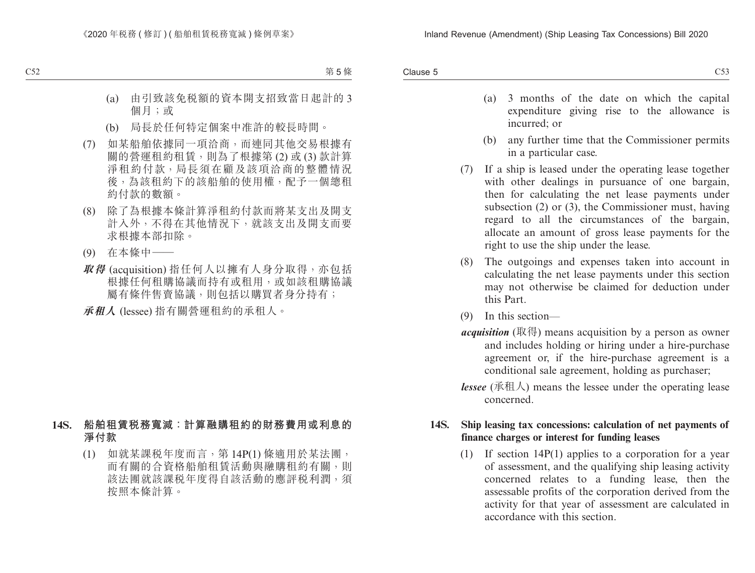(a) 由引致該免稅額的資本開支招致當日起計的 3 個月；或

(b) 局長於任何特定個案中准許的較長時間。

(7) 如某船舶依據同一項洽商，而連同其他交易根據有關的營運租約租賃，則為了根據第 (2) 或 (3) 款計算淨租約付款，局長須在顧及該項洽商的整體情況後，為該租約下的該船舶的使用權，配予一個總租約付款的數額。

(8) 除了為根據本條計算淨租約付款而將某支出及開支計入外，不得在其他情況下，就該支出及開支而要求根據本部扣除。

(9) 在本條中——

***取得*** (acquisition) 指任何人以擁有人身分取得，亦包括根據任何租購協議而持有或租用，或如該租購協議屬有條件售賣協議，則包括以購買者身分持有；

***承租人*** (lessee) 指有關營運租約的承租人。

**14S. 船舶租賃稅務寬減：計算融購租約的財務費用或利息的淨付款**

(1) 如就某課稅年度而言，第 14P(1) 條適用於某法團，而有關的合資格船舶租賃活動與融購租約有關，則該法團就該課稅年度得自該活動的應評稅利潤，須按照本條計算。

(a) 3 months of the date on which the capital expenditure giving rise to the allowance is incurred; or

(b) any further time that the Commissioner permits in a particular case.

(7) If a ship is leased under the operating lease together with other dealings in pursuance of one bargain, then for calculating the net lease payments under subsection (2) or (3), the Commissioner must, having regard to all the circumstances of the bargain, allocate an amount of gross lease payments for the right to use the ship under the lease.

(8) The outgoings and expenses taken into account in calculating the net lease payments under this section may not otherwise be claimed for deduction under this Part.

(9) In this section—

***acquisition*** (取得) means acquisition by a person as owner and includes holding or hiring under a hire-purchase agreement or, if the hire-purchase agreement is a conditional sale agreement, holding as purchaser;

***lessee*** (承租人) means the lessee under the operating lease concerned.

**14S. Ship leasing tax concessions: calculation of net payments of finance charges or interest for funding leases**

(1) If section 14P(1) applies to a corporation for a year of assessment, and the qualifying ship leasing activity concerned relates to a funding lease, then the assessable profits of the corporation derived from the activity for that year of assessment are calculated in accordance with this section.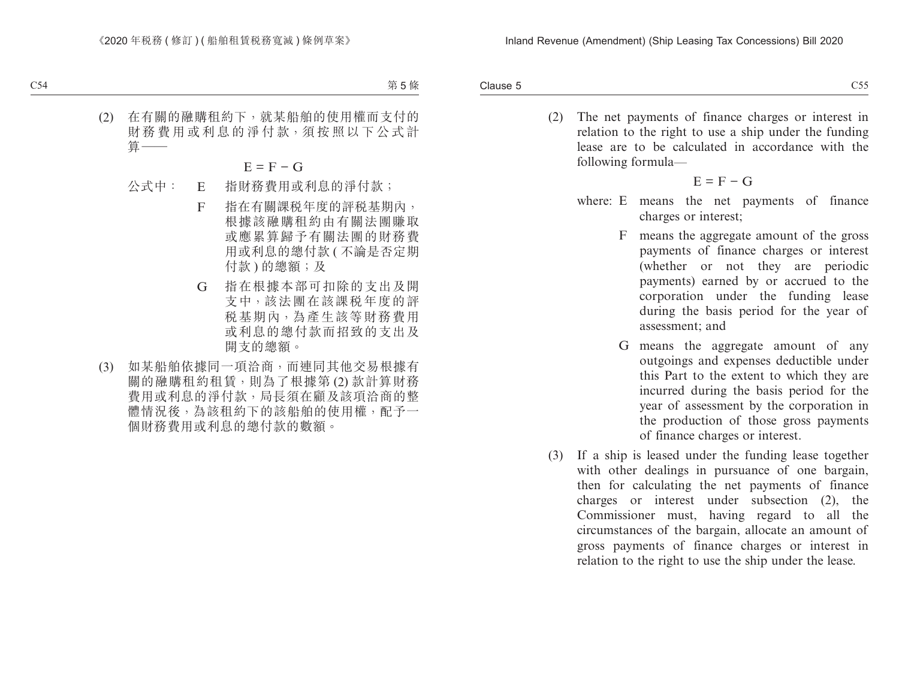(2) 在有關的融購租約下，就某船舶的使用權而支付的財務費用或利息的淨付款，須按照以下公式計算——

$$E = F - G$$

公式中： E 指財務費用或利息的淨付款；

F 指在有關課税年度的評税基期內，根據該融購租約由有關法團賺取或應累算歸予有關法團的財務費用或利息的總付款 (不論是否定期付款) 的總額；及

G 指在根據本部可扣除的支出及開支中，該法團在該課税年度的評税基期內，為產生該等財務費用或利息的總付款而招致的支出及開支的總額。

(3) 如某船舶依據同一項洽商，而連同其他交易根據有關的融購租約租賃，則為了根據第 (2) 款計算財務費用或利息的淨付款，局長須在顧及該項洽商的整體情況後，為該租約下的該船舶的使用權，配予一個財務費用或利息的總付款的數額。

(2) The net payments of finance charges or interest in relation to the right to use a ship under the funding lease are to be calculated in accordance with the following formula—

$$E = F - G$$

where: E means the net payments of finance charges or interest;

F means the aggregate amount of the gross payments of finance charges or interest (whether or not they are periodic payments) earned by or accrued to the corporation under the funding lease during the basis period for the year of assessment; and

G means the aggregate amount of any outgoings and expenses deductible under this Part to the extent to which they are incurred during the basis period for the year of assessment by the corporation in the production of those gross payments of finance charges or interest.

(3) If a ship is leased under the funding lease together with other dealings in pursuance of one bargain, then for calculating the net payments of finance charges or interest under subsection (2), the Commissioner must, having regard to all the circumstances of the bargain, allocate an amount of gross payments of finance charges or interest in relation to the right to use the ship under the lease.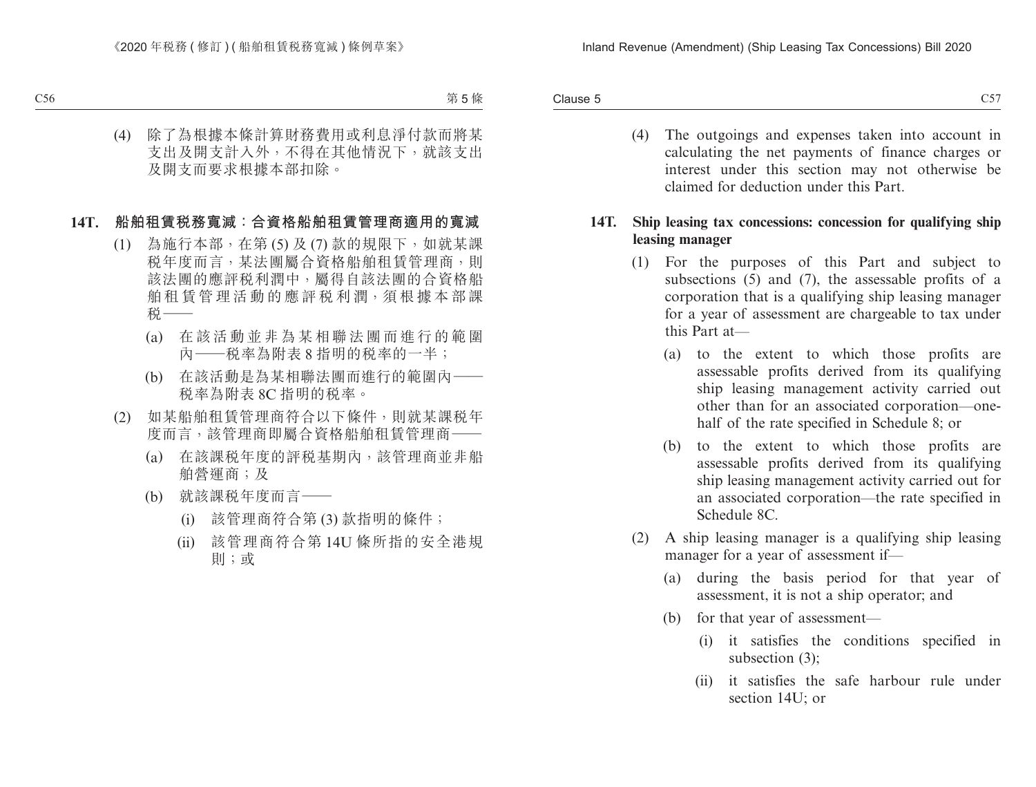(4) 除了為根據本條計算財務費用或利息淨付款而將某支出及開支計入外，不得在其他情況下，就該支出及開支而要求根據本部扣除。

**14T. 船舶租賃稅務寬減：合資格船舶租賃管理商適用的寬減**

(1) 為施行本部，在第 (5) 及 (7) 款的規限下，如就某課稅年度而言，某法團屬合資格船舶租賃管理商，則該法團的應評稅利潤中，屬得自該法團的合資格船舶租賃管理活動的應評稅利潤，須根據本部課稅——

(a) 在該活動並非為某相聯法團而進行的範圍內——稅率為附表 8 指明的稅率的一半；

(b) 在該活動是為某相聯法團而進行的範圍內——稅率為附表 8C 指明的稅率。

(2) 如某船舶租賃管理商符合以下條件，則就某課稅年度而言，該管理商即屬合資格船舶租賃管理商——

(a) 在該課稅年度的評稅基期內，該管理商並非船舶營運商；及

(b) 就該課稅年度而言——

(i) 該管理商符合第 (3) 款指明的條件；

(ii) 該管理商符合第 14U 條所指的安全港規則；或

(4) The outgoings and expenses taken into account in calculating the net payments of finance charges or interest under this section may not otherwise be claimed for deduction under this Part.

**14T. Ship leasing tax concessions: concession for qualifying ship leasing manager**

(1) For the purposes of this Part and subject to subsections (5) and (7), the assessable profits of a corporation that is a qualifying ship leasing manager for a year of assessment are chargeable to tax under this Part at—

(a) to the extent to which those profits are assessable profits derived from its qualifying ship leasing management activity carried out other than for an associated corporation—one-half of the rate specified in Schedule 8; or

(b) to the extent to which those profits are assessable profits derived from its qualifying ship leasing management activity carried out for an associated corporation—the rate specified in Schedule 8C.

(2) A ship leasing manager is a qualifying ship leasing manager for a year of assessment if—

(a) during the basis period for that year of assessment, it is not a ship operator; and

(b) for that year of assessment—

(i) it satisfies the conditions specified in subsection (3);

(ii) it satisfies the safe harbour rule under section 14U; or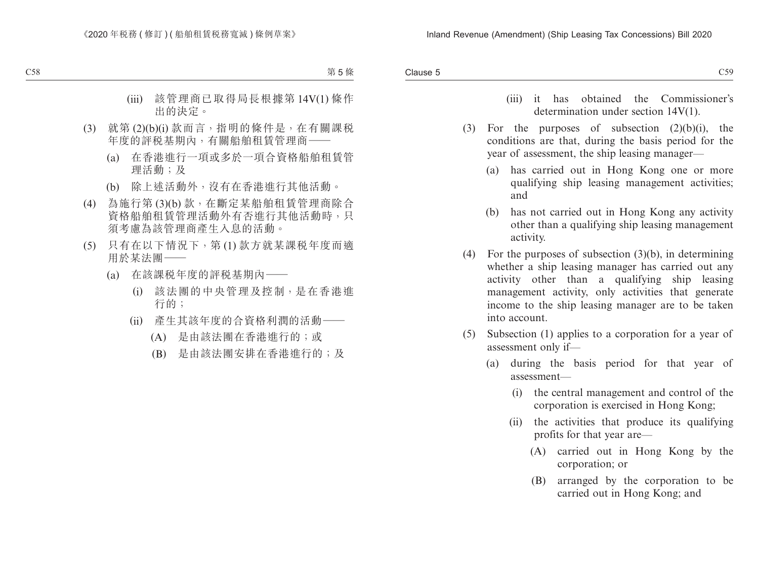(iii) 該管理商已取得局長根據第 14V(1) 條作出的決定。

(3) 就第 (2)(b)(i) 款而言，指明的條件是，在有關課稅年度的評稅基期內，有關船舶租賃管理商——

(a) 在香港進行一項或多於一項合資格船舶租賃管理活動；及

(b) 除上述活動外，沒有在香港進行其他活動。

(4) 為施行第 (3)(b) 款，在斷定某船舶租賃管理商除合資格船舶租賃管理活動外有否進行其他活動時，只須考慮為該管理商產生入息的活動。

(5) 只有在以下情況下，第 (1) 款方就某課稅年度而適用於某法團——

(a) 在該課稅年度的評稅基期內——

(i) 該法團的中央管理及控制，是在香港進行的；

(ii) 產生其該年度的合資格利潤的活動——

(A) 是由該法團在香港進行的；或

(B) 是由該法團安排在香港進行的；及

(iii) it has obtained the Commissioner's determination under section 14V(1).

(3) For the purposes of subsection (2)(b)(i), the conditions are that, during the basis period for the year of assessment, the ship leasing manager—

(a) has carried out in Hong Kong one or more qualifying ship leasing management activities; and

(b) has not carried out in Hong Kong any activity other than a qualifying ship leasing management activity.

(4) For the purposes of subsection (3)(b), in determining whether a ship leasing manager has carried out any activity other than a qualifying ship leasing management activity, only activities that generate income to the ship leasing manager are to be taken into account.

(5) Subsection (1) applies to a corporation for a year of assessment only if—

(a) during the basis period for that year of assessment—

(i) the central management and control of the corporation is exercised in Hong Kong;

(ii) the activities that produce its qualifying profits for that year are—

(A) carried out in Hong Kong by the corporation; or

(B) arranged by the corporation to be carried out in Hong Kong; and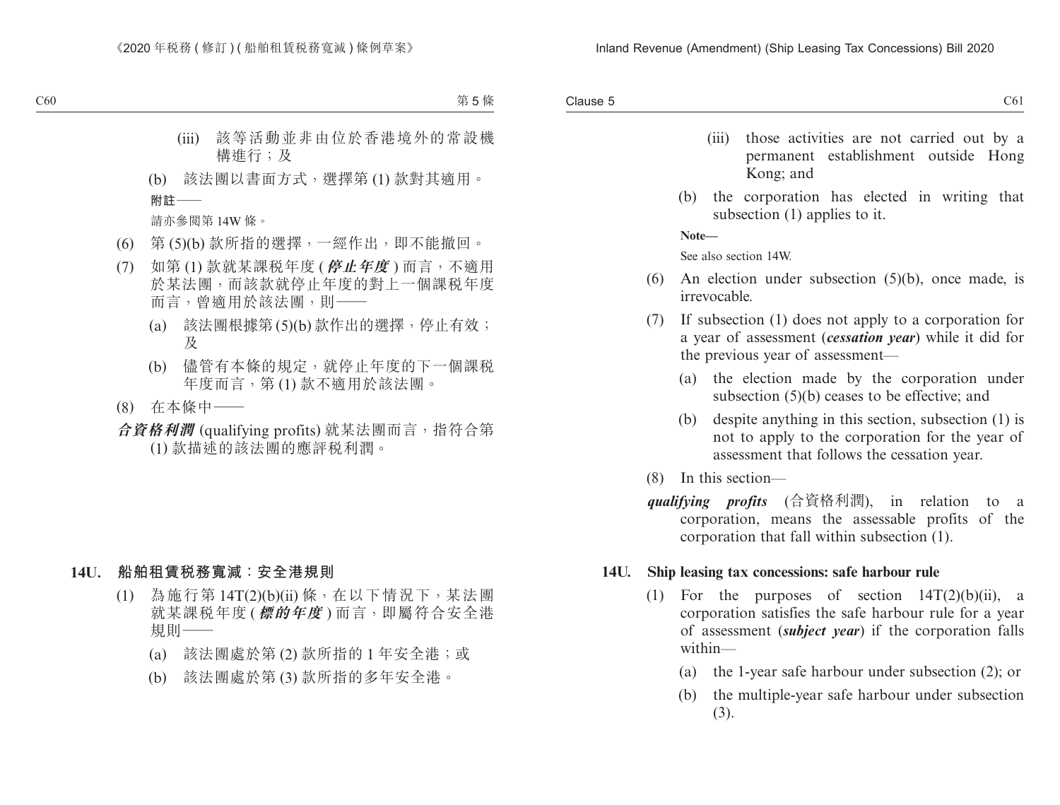(iii) 該等活動並非由位於香港境外的常設機構進行；及

(b) 該法團以書面方式，選擇第 (1) 款對其適用。

**附註——**

請亦參閱第 14W 條。

(6) 第 (5)(b) 款所指的選擇，一經作出，即不能撤回。

(7) 如第 (1) 款就某課稅年度 (***停止年度***) 而言，不適用於某法團，而該款就停止年度的對上一個課稅年度而言，曾適用於該法團，則——

(a) 該法團根據第 (5)(b) 款作出的選擇，停止有效；及

(b) 儘管有本條的規定，就停止年度的下一個課稅年度而言，第 (1) 款不適用於該法團。

(8) 在本條中——

***合資格利潤*** (qualifying profits) 就某法團而言，指符合第 (1) 款描述的該法團的應評稅利潤。

## 14U. 船舶租賃稅務寬減：安全港規則

(1) 為施行第 14T(2)(b)(ii) 條，在以下情況下，某法團就某課稅年度 (***標的年度***) 而言，即屬符合安全港規則——

(a) 該法團處於第 (2) 款所指的 1 年安全港；或

(b) 該法團處於第 (3) 款所指的多年安全港。

(iii) those activities are not carried out by a permanent establishment outside Hong Kong; and

(b) the corporation has elected in writing that subsection (1) applies to it.

**Note—**

See also section 14W.

(6) An election under subsection (5)(b), once made, is irrevocable.

(7) If subsection (1) does not apply to a corporation for a year of assessment (***cessation year***) while it did for the previous year of assessment—

(a) the election made by the corporation under subsection (5)(b) ceases to be effective; and

(b) despite anything in this section, subsection (1) is not to apply to the corporation for the year of assessment that follows the cessation year.

(8) In this section—

***qualifying profits*** (合資格利潤), in relation to a corporation, means the assessable profits of the corporation that fall within subsection (1).

## 14U. Ship leasing tax concessions: safe harbour rule

(1) For the purposes of section 14T(2)(b)(ii), a corporation satisfies the safe harbour rule for a year of assessment (***subject year***) if the corporation falls within—

(a) the 1-year safe harbour under subsection (2); or

(b) the multiple-year safe harbour under subsection (3).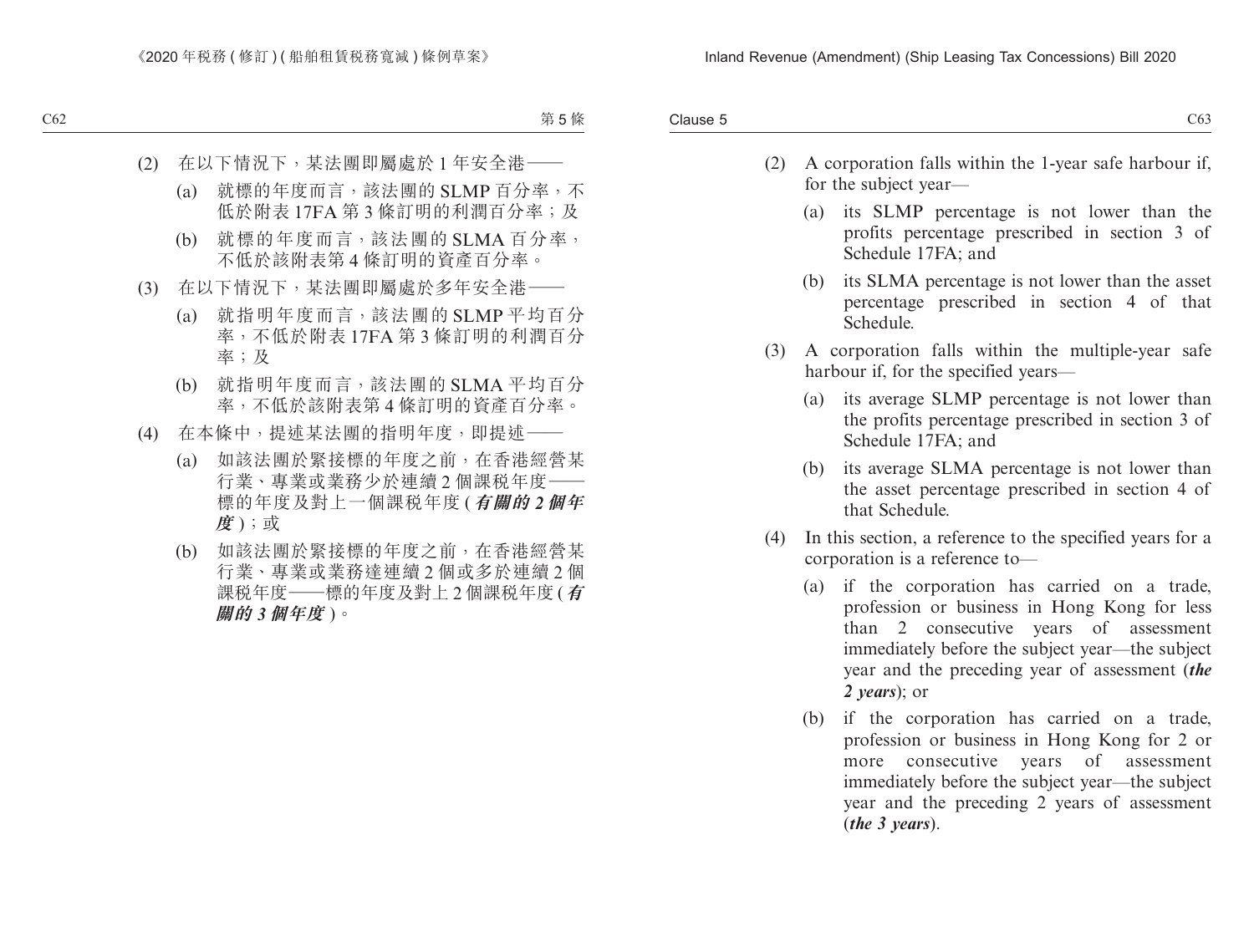(2) 在以下情況下，某法團即屬處於 1 年安全港——

(a) 就標的年度而言，該法團的 SLMP 百分率，不低於附表 17FA 第 3 條訂明的利潤百分率；及

(b) 就標的年度而言，該法團的 SLMA 百分率，不低於該附表第 4 條訂明的資產百分率。

(3) 在以下情況下，某法團即屬處於多年安全港——

(a) 就指明年度而言，該法團的 SLMP 平均百分率，不低於附表 17FA 第 3 條訂明的利潤百分率；及

(b) 就指明年度而言，該法團的 SLMA 平均百分率，不低於該附表第 4 條訂明的資產百分率。

(4) 在本條中，提述某法團的指明年度，即提述——

(a) 如該法團於緊接標的年度之前，在香港經營某行業、專業或業務少於連續 2 個課稅年度——標的年度及對上一個課稅年度 (***有關的 2 個年度***)；或

(b) 如該法團於緊接標的年度之前，在香港經營某行業、專業或業務達連續 2 個或多於連續 2 個課稅年度——標的年度及對上 2 個課稅年度 (***有關的 3 個年度***)。

(2) A corporation falls within the 1-year safe harbour if, for the subject year—

(a) its SLMP percentage is not lower than the profits percentage prescribed in section 3 of Schedule 17FA; and

(b) its SLMA percentage is not lower than the asset percentage prescribed in section 4 of that Schedule.

(3) A corporation falls within the multiple-year safe harbour if, for the specified years—

(a) its average SLMP percentage is not lower than the profits percentage prescribed in section 3 of Schedule 17FA; and

(b) its average SLMA percentage is not lower than the asset percentage prescribed in section 4 of that Schedule.

(4) In this section, a reference to the specified years for a corporation is a reference to—

(a) if the corporation has carried on a trade, profession or business in Hong Kong for less than 2 consecutive years of assessment immediately before the subject year—the subject year and the preceding year of assessment (***the 2 years***); or

(b) if the corporation has carried on a trade, profession or business in Hong Kong for 2 or more consecutive years of assessment immediately before the subject year—the subject year and the preceding 2 years of assessment (***the 3 years***).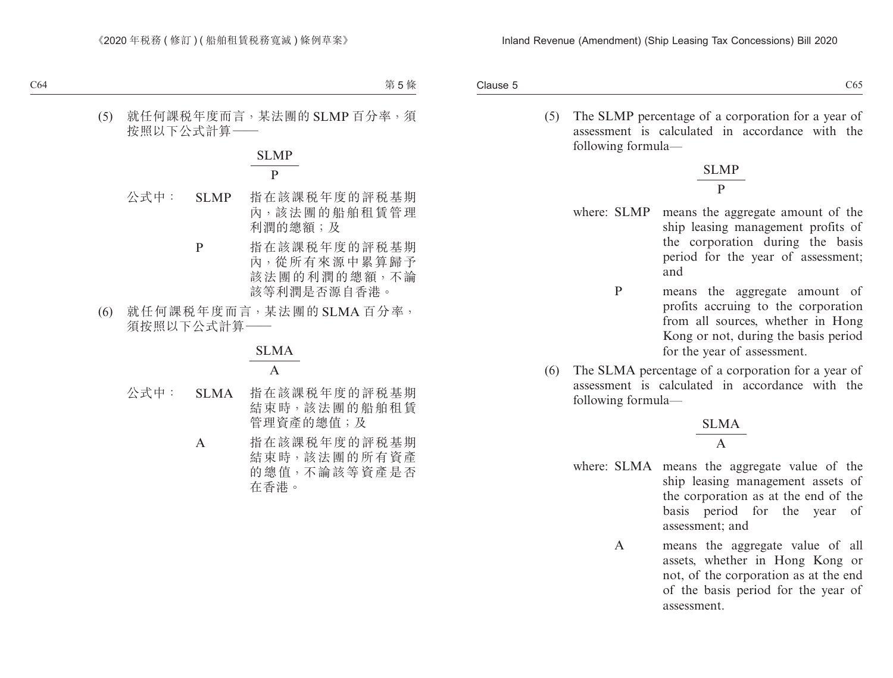(5) 就任何課税年度而言，某法團的 SLMP 百分率，須按照以下公式計算——

$$\frac{SLMP}{P}$$

公式中： SLMP 指在該課税年度的評税基期內，該法團的船舶租賃管理利潤的總額；及

P 指在該課税年度的評税基期內，從所有來源中累算歸予該法團的利潤的總額，不論該等利潤是否源自香港。

(6) 就任何課税年度而言，某法團的 SLMA 百分率，須按照以下公式計算——

$$\frac{SLMA}{A}$$

公式中： SLMA 指在該課税年度的評税基期結束時，該法團的船舶租賃管理資產的總值；及

A 指在該課税年度的評税基期結束時，該法團的所有資產的總值，不論該等資產是否在香港。

(5) The SLMP percentage of a corporation for a year of assessment is calculated in accordance with the following formula—

$$\frac{SLMP}{P}$$

where: SLMP means the aggregate amount of the ship leasing management profits of the corporation during the basis period for the year of assessment; and

P means the aggregate amount of profits accruing to the corporation from all sources, whether in Hong Kong or not, during the basis period for the year of assessment.

(6) The SLMA percentage of a corporation for a year of assessment is calculated in accordance with the following formula—

$$\frac{SLMA}{A}$$

where: SLMA means the aggregate value of the ship leasing management assets of the corporation as at the end of the basis period for the year of assessment; and

A means the aggregate value of all assets, whether in Hong Kong or not, of the corporation as at the end of the basis period for the year of assessment.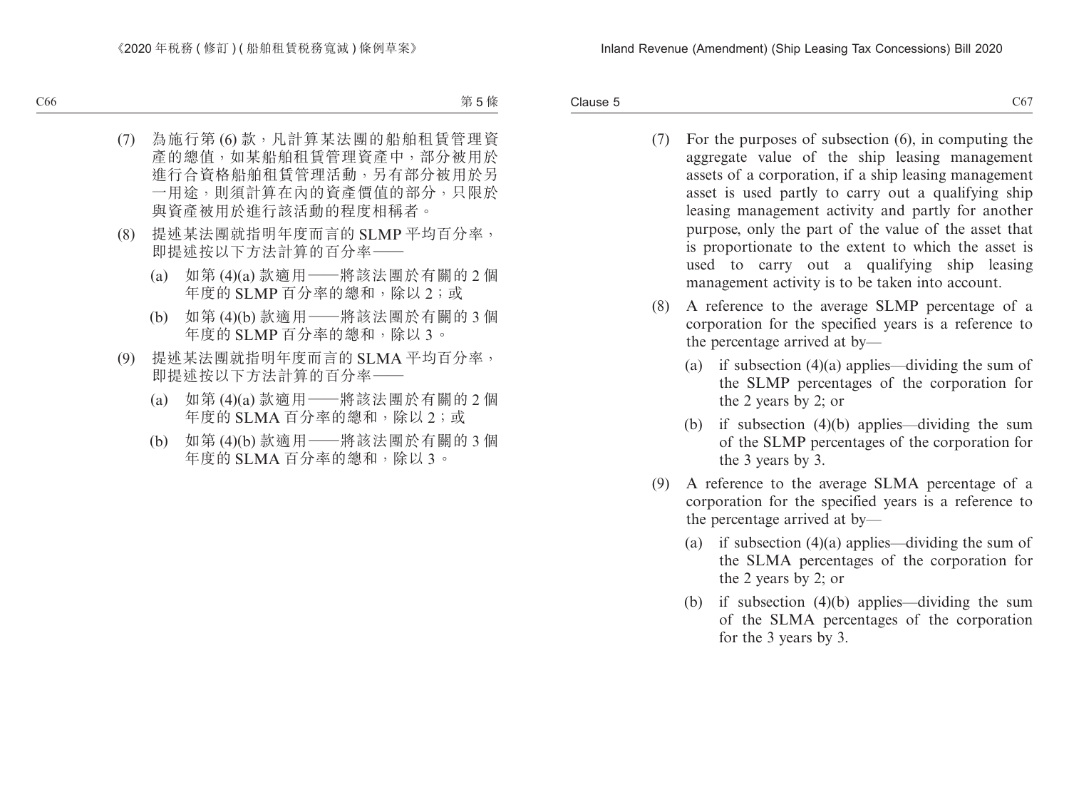(7) 為施行第 (6) 款，凡計算某法團的船舶租賃管理資產的總值，如某船舶租賃管理資產中，部分被用於進行合資格船舶租賃管理活動，另有部分被用於另一用途，則須計算在內的資產價值的部分，只限於與資產被用於進行該活動的程度相稱者。

(8) 提述某法團就指明年度而言的 SLMP 平均百分率，即提述按以下方法計算的百分率——

  (a) 如第 (4)(a) 款適用——將該法團於有關的 2 個年度的 SLMP 百分率的總和，除以 2；或

  (b) 如第 (4)(b) 款適用——將該法團於有關的 3 個年度的 SLMP 百分率的總和，除以 3。

(9) 提述某法團就指明年度而言的 SLMA 平均百分率，即提述按以下方法計算的百分率——

  (a) 如第 (4)(a) 款適用——將該法團於有關的 2 個年度的 SLMA 百分率的總和，除以 2；或

  (b) 如第 (4)(b) 款適用——將該法團於有關的 3 個年度的 SLMA 百分率的總和，除以 3。

(7) For the purposes of subsection (6), in computing the aggregate value of the ship leasing management assets of a corporation, if a ship leasing management asset is used partly to carry out a qualifying ship leasing management activity and partly for another purpose, only the part of the value of the asset that is proportionate to the extent to which the asset is used to carry out a qualifying ship leasing management activity is to be taken into account.

(8) A reference to the average SLMP percentage of a corporation for the specified years is a reference to the percentage arrived at by—

  (a) if subsection (4)(a) applies—dividing the sum of the SLMP percentages of the corporation for the 2 years by 2; or

  (b) if subsection (4)(b) applies—dividing the sum of the SLMP percentages of the corporation for the 3 years by 3.

(9) A reference to the average SLMA percentage of a corporation for the specified years is a reference to the percentage arrived at by—

  (a) if subsection (4)(a) applies—dividing the sum of the SLMA percentages of the corporation for the 2 years by 2; or

  (b) if subsection (4)(b) applies—dividing the sum of the SLMA percentages of the corporation for the 3 years by 3.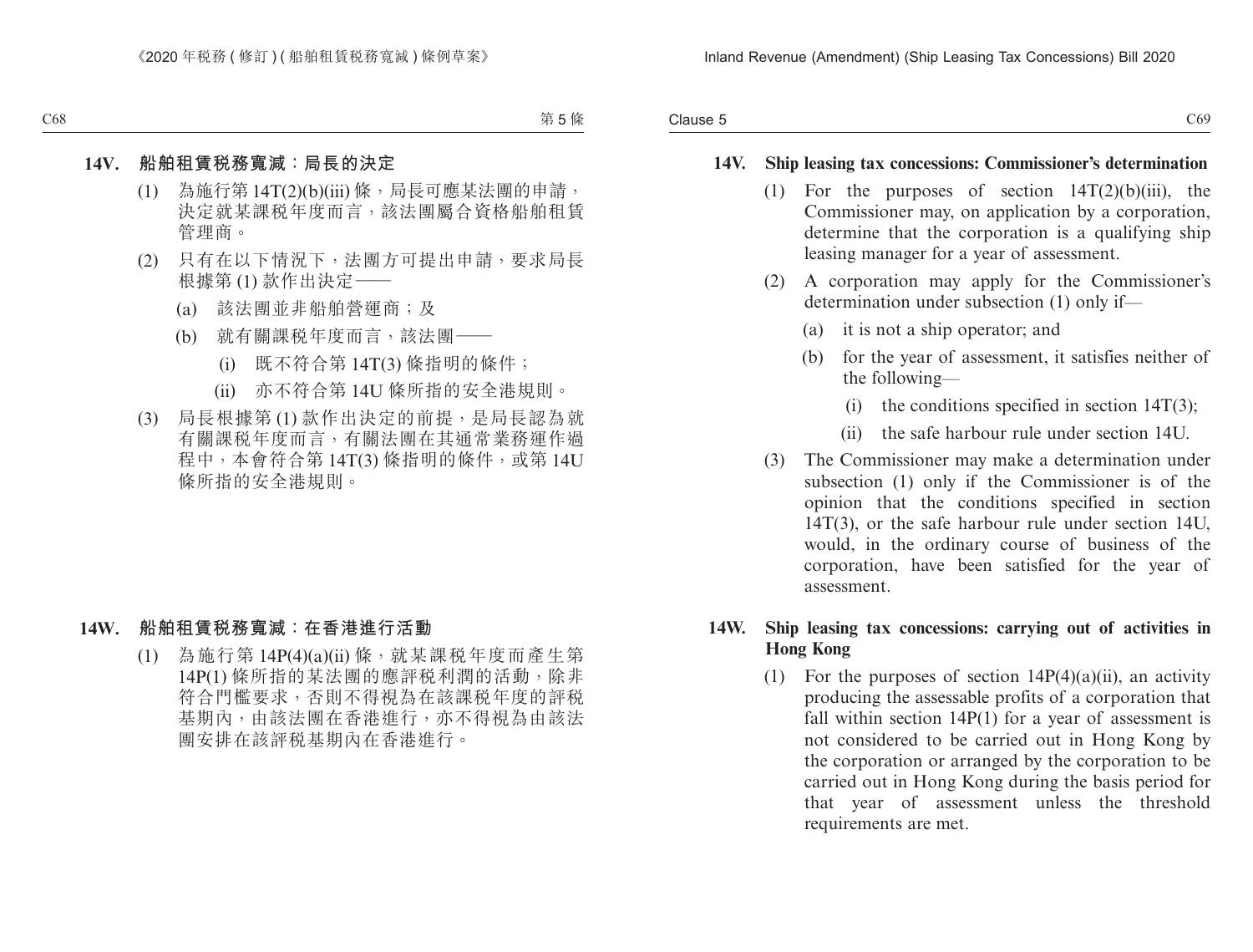**14V. 船舶租賃稅務寬減:局長的決定**

(1) 為施行第 14T(2)(b)(iii) 條,局長可應某法團的申請,決定就某課稅年度而言,該法團屬合資格船舶租賃管理商。

(2) 只有在以下情況下,法團方可提出申請,要求局長根據第 (1) 款作出決定——

(a) 該法團並非船舶營運商;及

(b) 就有關課稅年度而言,該法團——

(i) 既不符合第 14T(3) 條指明的條件;

(ii) 亦不符合第 14U 條所指的安全港規則。

(3) 局長根據第 (1) 款作出決定的前提,是局長認為就有關課稅年度而言,有關法團在其通常業務運作過程中,本會符合第 14T(3) 條指明的條件,或第 14U 條所指的安全港規則。

**14W. 船舶租賃稅務寬減:在香港進行活動**

(1) 為施行第 14P(4)(a)(ii) 條,就某課稅年度而產生第 14P(1) 條所指的某法團的應評稅利潤的活動,除非符合門檻要求,否則不得視為在該課稅年度的評稅基期內,由該法團在香港進行,亦不得視為由該法團安排在該評稅基期內在香港進行。

**14V. Ship leasing tax concessions: Commissioner's determination**

(1) For the purposes of section 14T(2)(b)(iii), the Commissioner may, on application by a corporation, determine that the corporation is a qualifying ship leasing manager for a year of assessment.

(2) A corporation may apply for the Commissioner's determination under subsection (1) only if—

(a) it is not a ship operator; and

(b) for the year of assessment, it satisfies neither of the following—

(i) the conditions specified in section 14T(3);

(ii) the safe harbour rule under section 14U.

(3) The Commissioner may make a determination under subsection (1) only if the Commissioner is of the opinion that the conditions specified in section 14T(3), or the safe harbour rule under section 14U, would, in the ordinary course of business of the corporation, have been satisfied for the year of assessment.

**14W. Ship leasing tax concessions: carrying out of activities in Hong Kong**

(1) For the purposes of section 14P(4)(a)(ii), an activity producing the assessable profits of a corporation that fall within section 14P(1) for a year of assessment is not considered to be carried out in Hong Kong by the corporation or arranged by the corporation to be carried out in Hong Kong during the basis period for that year of assessment unless the threshold requirements are met.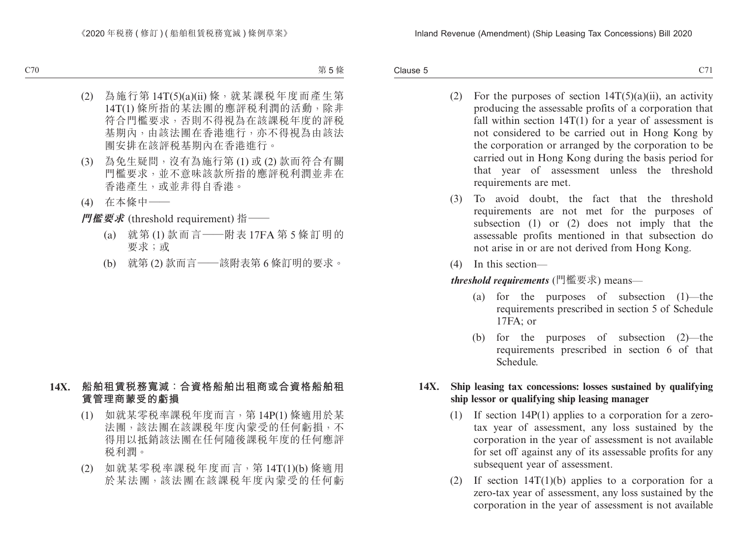(2) 為施行第 14T(5)(a)(ii) 條，就某課稅年度而產生第 14T(1) 條所指的某法團的應評稅利潤的活動，除非符合門檻要求，否則不得視為在該課稅年度的評稅基期內，由該法團在香港進行，亦不得視為由該法團安排在該評稅基期內在香港進行。

(3) 為免生疑問，沒有為施行第 (1) 或 (2) 款而符合有關門檻要求，並不意味該款所指的應評稅利潤並非在香港產生，或並非得自香港。

(4) 在本條中——

***門檻要求*** (threshold requirement) 指——

(a) 就第 (1) 款而言——附表 17FA 第 5 條訂明的要求；或

(b) 就第 (2) 款而言——該附表第 6 條訂明的要求。

**14X. 船舶租賃稅務寬減：合資格船舶出租商或合資格船舶租賃管理商蒙受的虧損**

(1) 如就某零稅率課稅年度而言，第 14P(1) 條適用於某法團，該法團在該課稅年度內蒙受的任何虧損，不得用以抵銷該法團在任何隨後課稅年度的任何應評稅利潤。

(2) 如就某零稅率課稅年度而言，第 14T(1)(b) 條適用於某法團，該法團在該課稅年度內蒙受的任何虧

(2) For the purposes of section 14T(5)(a)(ii), an activity producing the assessable profits of a corporation that fall within section 14T(1) for a year of assessment is not considered to be carried out in Hong Kong by the corporation or arranged by the corporation to be carried out in Hong Kong during the basis period for that year of assessment unless the threshold requirements are met.

(3) To avoid doubt, the fact that the threshold requirements are not met for the purposes of subsection (1) or (2) does not imply that the assessable profits mentioned in that subsection do not arise in or are not derived from Hong Kong.

(4) In this section—

***threshold requirements*** (門檻要求) means—

(a) for the purposes of subsection (1)—the requirements prescribed in section 5 of Schedule 17FA; or

(b) for the purposes of subsection (2)—the requirements prescribed in section 6 of that Schedule.

**14X. Ship leasing tax concessions: losses sustained by qualifying ship lessor or qualifying ship leasing manager**

(1) If section 14P(1) applies to a corporation for a zero-tax year of assessment, any loss sustained by the corporation in the year of assessment is not available for set off against any of its assessable profits for any subsequent year of assessment.

(2) If section 14T(1)(b) applies to a corporation for a zero-tax year of assessment, any loss sustained by the corporation in the year of assessment is not available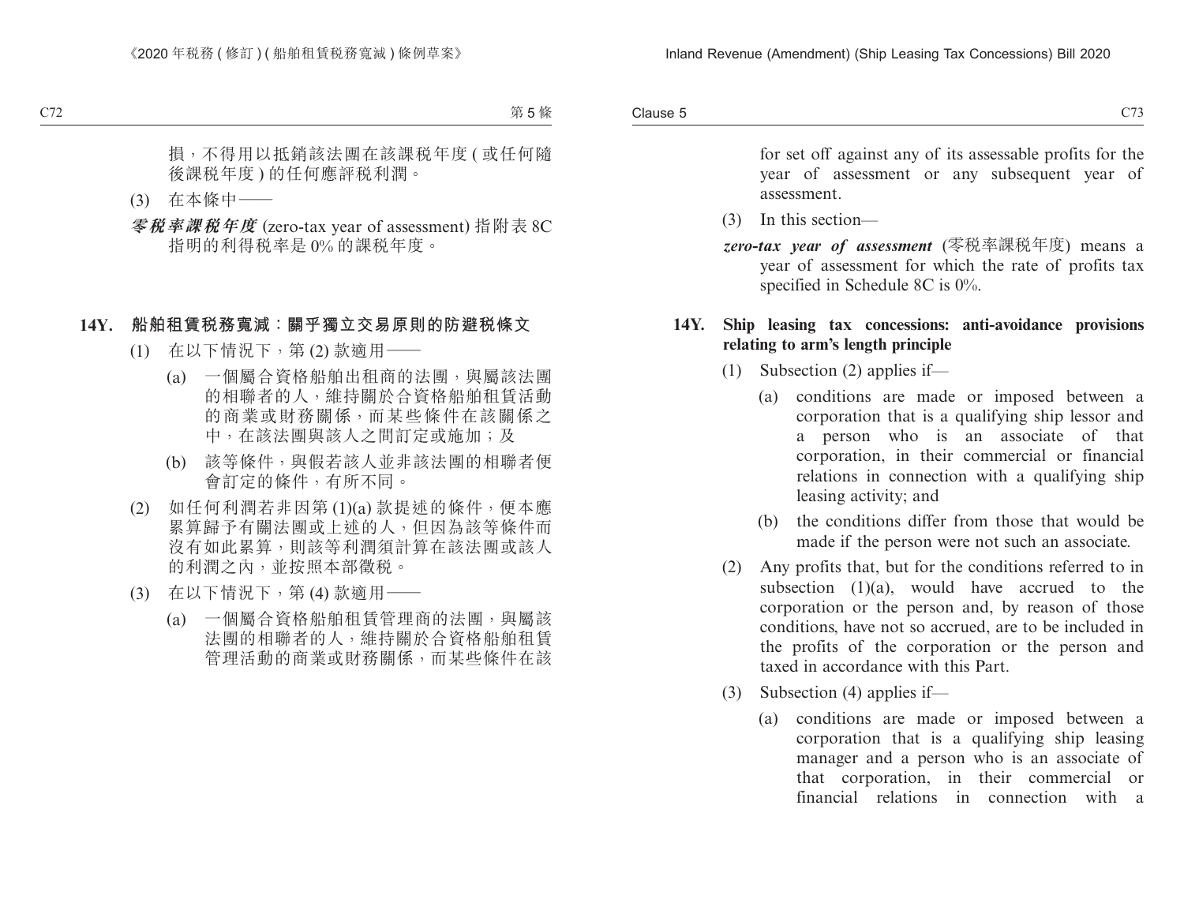損，不得用以抵銷該法團在該課稅年度 ( 或任何隨後課稅年度 ) 的任何應評稅利潤。

(3) 在本條中——

***零稅率課稅年度*** (zero-tax year of assessment) 指附表 8C 指明的利得稅率是 0% 的課稅年度。

### 14Y. 船舶租賃稅務寬減：關乎獨立交易原則的防避稅條文

(1) 在以下情況下，第 (2) 款適用——

(a) 一個屬合資格船舶出租商的法團，與屬該法團的相聯者的人，維持關於合資格船舶租賃活動的商業或財務關係，而某些條件在該關係之中，在該法團與該人之間訂定或施加；及

(b) 該等條件，與假若該人並非該法團的相聯者便會訂定的條件，有所不同。

(2) 如任何利潤若非因第 (1)(a) 款提述的條件，便本應累算歸予有關法團或上述的人，但因為該等條件而沒有如此累算，則該等利潤須計算在該法團或該人的利潤之內，並按照本部徵稅。

(3) 在以下情況下，第 (4) 款適用——

(a) 一個屬合資格船舶租賃管理商的法團，與屬該法團的相聯者的人，維持關於合資格船舶租賃管理活動的商業或財務關係，而某些條件在該

---

for set off against any of its assessable profits for the year of assessment or any subsequent year of assessment.

(3) In this section—

***zero-tax year of assessment*** (零稅率課稅年度) means a year of assessment for which the rate of profits tax specified in Schedule 8C is 0%.

### 14Y. Ship leasing tax concessions: anti-avoidance provisions relating to arm's length principle

(1) Subsection (2) applies if—

(a) conditions are made or imposed between a corporation that is a qualifying ship lessor and a person who is an associate of that corporation, in their commercial or financial relations in connection with a qualifying ship leasing activity; and

(b) the conditions differ from those that would be made if the person were not such an associate.

(2) Any profits that, but for the conditions referred to in subsection (1)(a), would have accrued to the corporation or the person and, by reason of those conditions, have not so accrued, are to be included in the profits of the corporation or the person and taxed in accordance with this Part.

(3) Subsection (4) applies if—

(a) conditions are made or imposed between a corporation that is a qualifying ship leasing manager and a person who is an associate of that corporation, in their commercial or financial relations in connection with a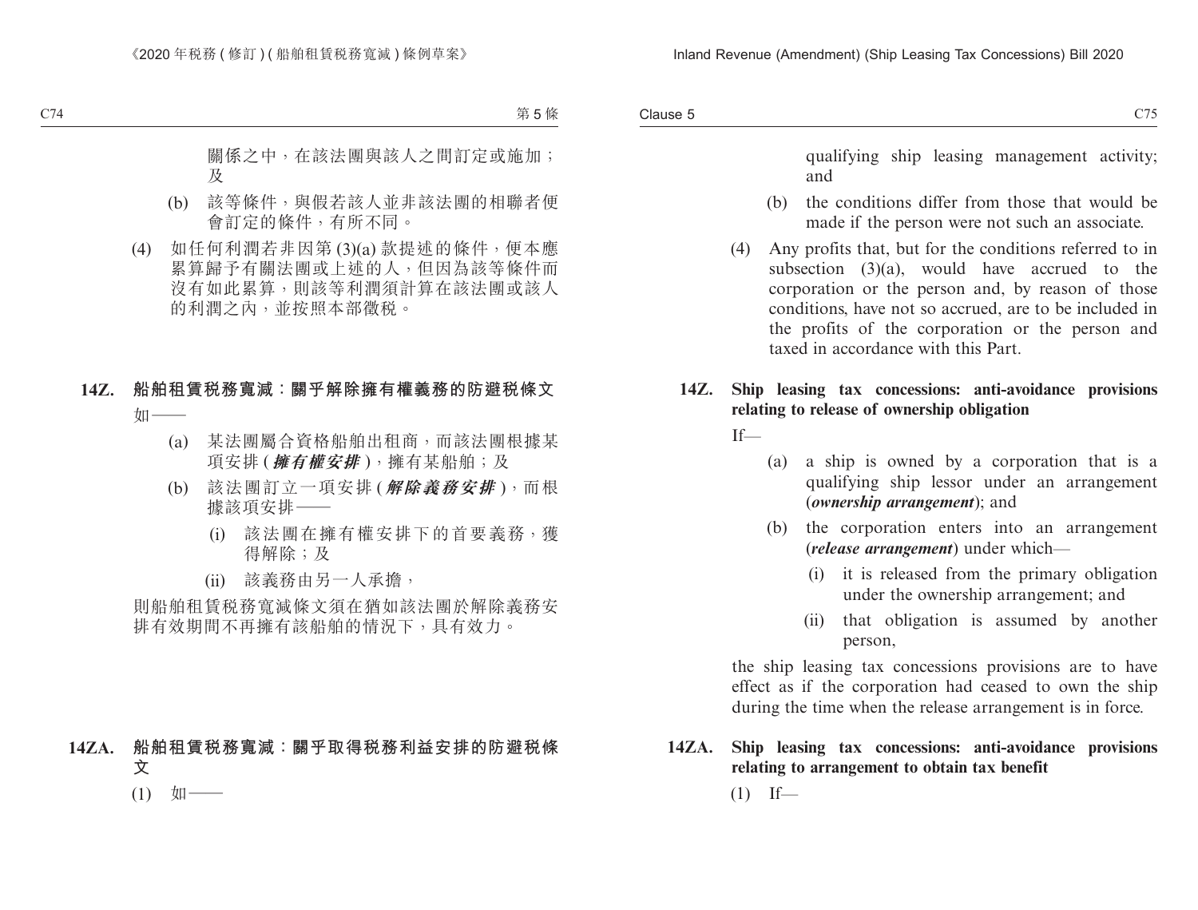關係之中，在該法團與該人之間訂定或施加；及

(b) 該等條件，與假若該人並非該法團的相聯者便會訂定的條件，有所不同。

(4) 如任何利潤若非因第 (3)(a) 款提述的條件，便本應累算歸予有關法團或上述的人，但因為該等條件而沒有如此累算，則該等利潤須計算在該法團或該人的利潤之內，並按照本部徵稅。

**14Z. 船舶租賃稅務寬減：關乎解除擁有權義務的防避稅條文**

如——

(a) 某法團屬合資格船舶出租商，而該法團根據某項安排 (***擁有權安排***)，擁有某船舶；及

(b) 該法團訂立一項安排 (***解除義務安排***)，而根據該項安排——

(i) 該法團在擁有權安排下的首要義務，獲得解除；及

(ii) 該義務由另一人承擔，

則船舶租賃稅務寬減條文須在猶如該法團於解除義務安排有效期間不再擁有該船舶的情況下，具有效力。

**14ZA. 船舶租賃稅務寬減：關乎取得稅務利益安排的防避稅條文**

(1) 如——

qualifying ship leasing management activity; and

(b) the conditions differ from those that would be made if the person were not such an associate.

(4) Any profits that, but for the conditions referred to in subsection (3)(a), would have accrued to the corporation or the person and, by reason of those conditions, have not so accrued, are to be included in the profits of the corporation or the person and taxed in accordance with this Part.

**14Z. Ship leasing tax concessions: anti-avoidance provisions relating to release of ownership obligation**

If—

(a) a ship is owned by a corporation that is a qualifying ship lessor under an arrangement (***ownership arrangement***); and

(b) the corporation enters into an arrangement (***release arrangement***) under which—

(i) it is released from the primary obligation under the ownership arrangement; and

(ii) that obligation is assumed by another person,

the ship leasing tax concessions provisions are to have effect as if the corporation had ceased to own the ship during the time when the release arrangement is in force.

**14ZA. Ship leasing tax concessions: anti-avoidance provisions relating to arrangement to obtain tax benefit**

(1) If—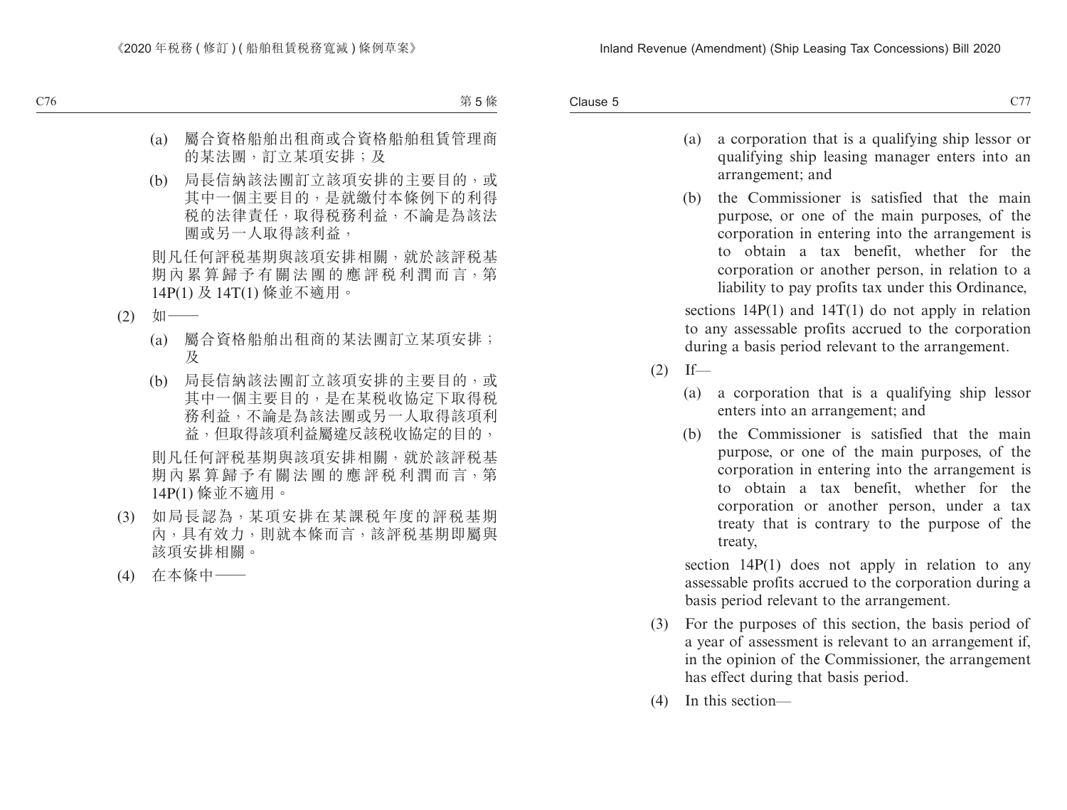(a) 屬合資格船舶出租商或合資格船舶租賃管理商的某法團，訂立某項安排；及

(b) 局長信納該法團訂立該項安排的主要目的，或其中一個主要目的，是就繳付本條例下的利得稅的法律責任，取得稅務利益，不論是為該法團或另一人取得該利益，

則凡任何評稅基期與該項安排相關，就於該評稅基期內累算歸予有關法團的應評稅利潤而言，第14P(1) 及 14T(1) 條並不適用。

(2) 如——

(a) 屬合資格船舶出租商的某法團訂立某項安排；及

(b) 局長信納該法團訂立該項安排的主要目的，或其中一個主要目的，是在某稅收協定下取得稅務利益，不論是為該法團或另一人取得該項利益，但取得該項利益屬違反該稅收協定的目的，

則凡任何評稅基期與該項安排相關，就於該評稅基期內累算歸予有關法團的應評稅利潤而言，第14P(1) 條並不適用。

(3) 如局長認為，某項安排在某課稅年度的評稅基期內，具有效力，則就本條而言，該評稅基期即屬與該項安排相關。

(4) 在本條中——

(a) a corporation that is a qualifying ship lessor or qualifying ship leasing manager enters into an arrangement; and

(b) the Commissioner is satisfied that the main purpose, or one of the main purposes, of the corporation in entering into the arrangement is to obtain a tax benefit, whether for the corporation or another person, in relation to a liability to pay profits tax under this Ordinance,

sections 14P(1) and 14T(1) do not apply in relation to any assessable profits accrued to the corporation during a basis period relevant to the arrangement.

(2) If—

(a) a corporation that is a qualifying ship lessor enters into an arrangement; and

(b) the Commissioner is satisfied that the main purpose, or one of the main purposes, of the corporation in entering into the arrangement is to obtain a tax benefit, whether for the corporation or another person, under a tax treaty that is contrary to the purpose of the treaty,

section 14P(1) does not apply in relation to any assessable profits accrued to the corporation during a basis period relevant to the arrangement.

(3) For the purposes of this section, the basis period of a year of assessment is relevant to an arrangement if, in the opinion of the Commissioner, the arrangement has effect during that basis period.

(4) In this section—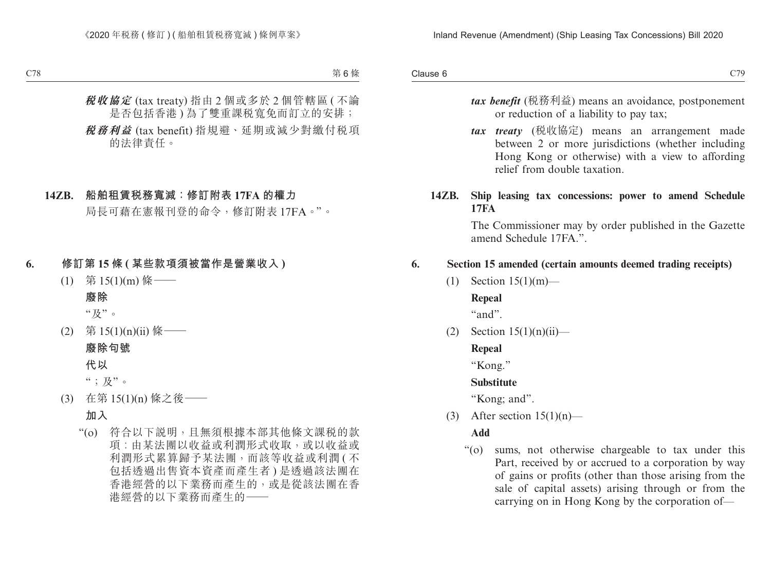***稅收協定*** (tax treaty) 指由 2 個或多於 2 個管轄區 ( 不論是否包括香港 ) 為了雙重課稅寬免而訂立的安排；

***稅務利益*** (tax benefit) 指規避、延期或減少對繳付稅項的法律責任。

**14ZB. 船舶租賃稅務寬減：修訂附表 17FA 的權力**

局長可藉在憲報刊登的命令，修訂附表 17FA。”。

**6. 修訂第 15 條 ( 某些款項須被當作是營業收入 )**

(1) 第 15(1)(m) 條——

**廢除**

“及”。

(2) 第 15(1)(n)(ii) 條——

**廢除句號**

**代以**

“；及”。

(3) 在第 15(1)(n) 條之後——

**加入**

“(o) 符合以下說明，且無須根據本部其他條文課稅的款項：由某法團以收益或利潤形式收取，或以收益或利潤形式累算歸予某法團，而該等收益或利潤 ( 不包括透過出售資本資產而產生者 ) 是透過該法團在香港經營的以下業務而產生的，或是從該法團在香港經營的以下業務而產生的——

***tax benefit*** (稅務利益) means an avoidance, postponement or reduction of a liability to pay tax;

***tax treaty*** (稅收協定) means an arrangement made between 2 or more jurisdictions (whether including Hong Kong or otherwise) with a view to affording relief from double taxation.

**14ZB. Ship leasing tax concessions: power to amend Schedule 17FA**

The Commissioner may by order published in the Gazette amend Schedule 17FA.”.

**6. Section 15 amended (certain amounts deemed trading receipts)**

(1) Section 15(1)(m)—

**Repeal**

“and”.

(2) Section 15(1)(n)(ii)—

**Repeal**

“Kong.”

**Substitute**

“Kong; and”.

(3) After section 15(1)(n)—

**Add**

“(o) sums, not otherwise chargeable to tax under this Part, received by or accrued to a corporation by way of gains or profits (other than those arising from the sale of capital assets) arising through or from the carrying on in Hong Kong by the corporation of—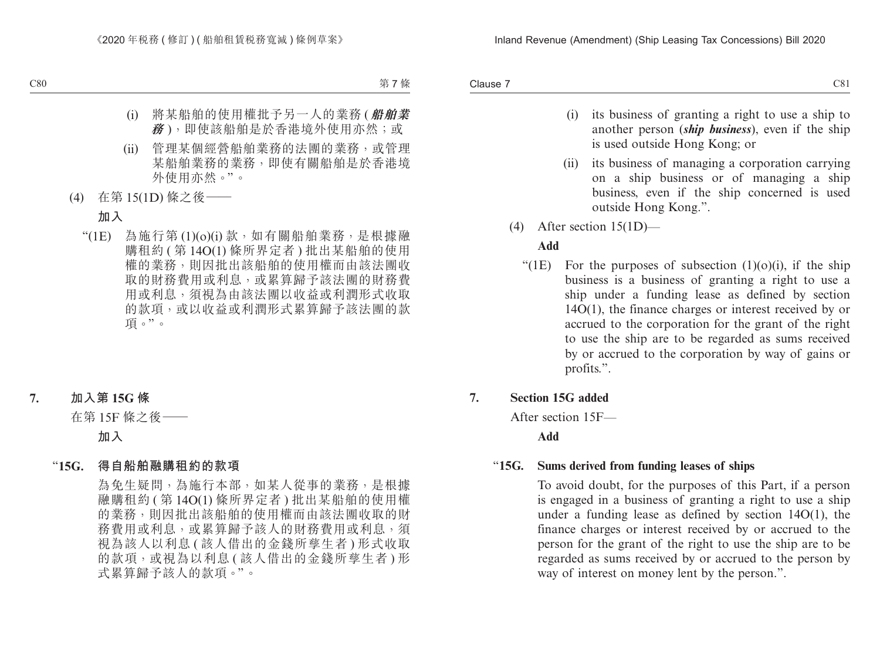(i) 將某船舶的使用權批予另一人的業務 (***船舶業務***)，即使該船舶是於香港境外使用亦然；或

(ii) 管理某個經營船舶業務的法團的業務，或管理某船舶業務的業務，即使有關船舶是於香港境外使用亦然。”。

(4) 在第 15(1D) 條之後——

**加入**

“(1E) 為施行第 (1)(o)(i) 款，如有關船舶業務，是根據融購租約 (第 14O(1) 條所界定者) 批出某船舶的使用權的業務，則因批出該船舶的使用權而由該法團收取的財務費用或利息，或累算歸予該法團的財務費用或利息，須視為由該法團以收益或利潤形式收取的款項，或以收益或利潤形式累算歸予該法團的款項。”。

## 7. 加入第 15G 條

在第 15F 條之後——

**加入**

### “15G. 得自船舶融購租約的款項

為免生疑問，為施行本部，如某人從事的業務，是根據融購租約 (第 14O(1) 條所界定者) 批出某船舶的使用權的業務，則因批出該船舶的使用權而由該法團收取的財務費用或利息，或累算歸予該人的財務費用或利息，須視為該人以利息 (該人借出的金錢所孳生者) 形式收取的款項，或視為以利息 (該人借出的金錢所孳生者) 形式累算歸予該人的款項。”。

---

(i) its business of granting a right to use a ship to another person (***ship business***), even if the ship is used outside Hong Kong; or

(ii) its business of managing a corporation carrying on a ship business or of managing a ship business, even if the ship concerned is used outside Hong Kong.”.

(4) After section 15(1D)—

**Add**

“(1E) For the purposes of subsection (1)(o)(i), if the ship business is a business of granting a right to use a ship under a funding lease as defined by section 14O(1), the finance charges or interest received by or accrued to the corporation for the grant of the right to use the ship are to be regarded as sums received by or accrued to the corporation by way of gains or profits.”.

## 7. Section 15G added

After section 15F—

**Add**

### “15G. Sums derived from funding leases of ships

To avoid doubt, for the purposes of this Part, if a person is engaged in a business of granting a right to use a ship under a funding lease as defined by section 14O(1), the finance charges or interest received by or accrued to the person for the grant of the right to use the ship are to be regarded as sums received by or accrued to the person by way of interest on money lent by the person.”.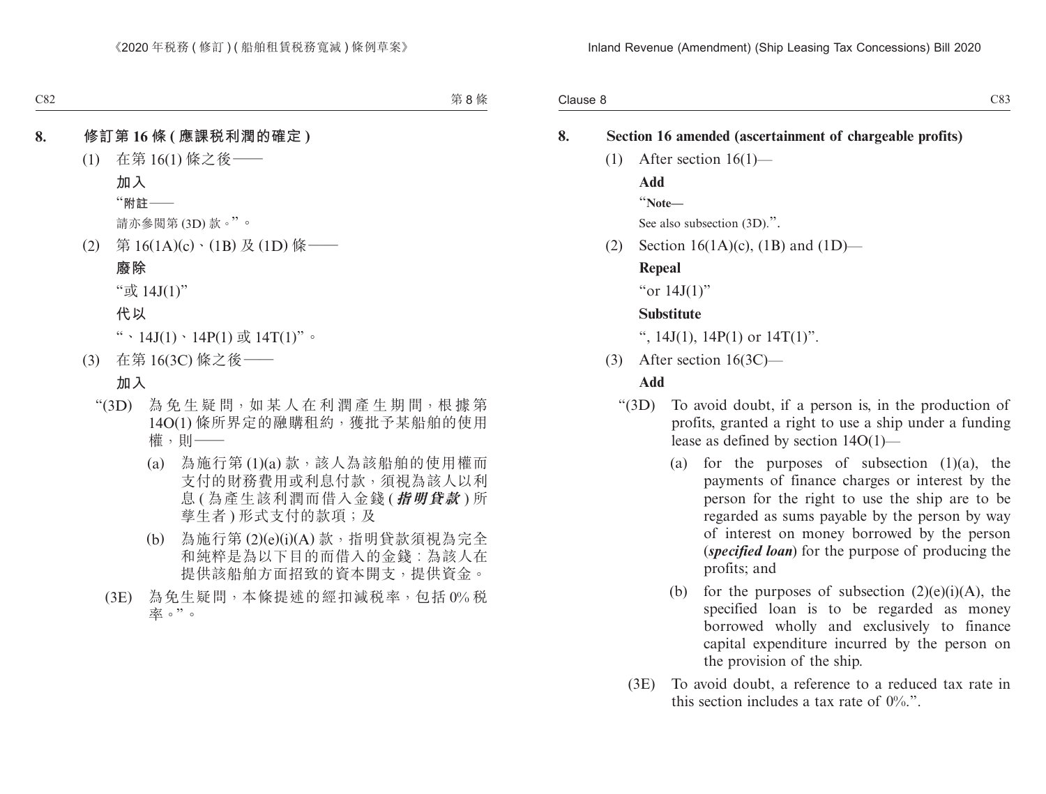## 8. 修訂第 16 條 (應課稅利潤的確定)

(1) 在第 16(1) 條之後——

**加入**

"**附註——**

請亦參閱第 (3D) 款。"。

(2) 第 16(1A)(c)、(1B) 及 (1D) 條——

**廢除**

"或 14J(1)"

**代以**

"、14J(1)、14P(1) 或 14T(1)"。

(3) 在第 16(3C) 條之後——

**加入**

"(3D) 為免生疑問，如某人在利潤產生期間，根據第 14O(1) 條所界定的融購租約，獲批予某船舶的使用權，則——

(a) 為施行第 (1)(a) 款，該人為該船舶的使用權而支付的財務費用或利息付款，須視為該人以利息 (為產生該利潤而借入金錢 (***指明貸款***) 所孳生者) 形式支付的款項；及

(b) 為施行第 (2)(e)(i)(A) 款，指明貸款須視為完全和純粹是為以下目的而借入的金錢：為該人在提供該船舶方面招致的資本開支，提供資金。

(3E) 為免生疑問，本條提述的經扣減稅率，包括 0% 稅率。"。

## 8. Section 16 amended (ascertainment of chargeable profits)

(1) After section 16(1)—

**Add**

"**Note—**

See also subsection (3D).".

(2) Section 16(1A)(c), (1B) and (1D)—

**Repeal**

"or 14J(1)"

**Substitute**

", 14J(1), 14P(1) or 14T(1)".

(3) After section 16(3C)—

**Add**

"(3D) To avoid doubt, if a person is, in the production of profits, granted a right to use a ship under a funding lease as defined by section 14O(1)—

(a) for the purposes of subsection (1)(a), the payments of finance charges or interest by the person for the right to use the ship are to be regarded as sums payable by the person by way of interest on money borrowed by the person (***specified loan***) for the purpose of producing the profits; and

(b) for the purposes of subsection (2)(e)(i)(A), the specified loan is to be regarded as money borrowed wholly and exclusively to finance capital expenditure incurred by the person on the provision of the ship.

(3E) To avoid doubt, a reference to a reduced tax rate in this section includes a tax rate of 0%.".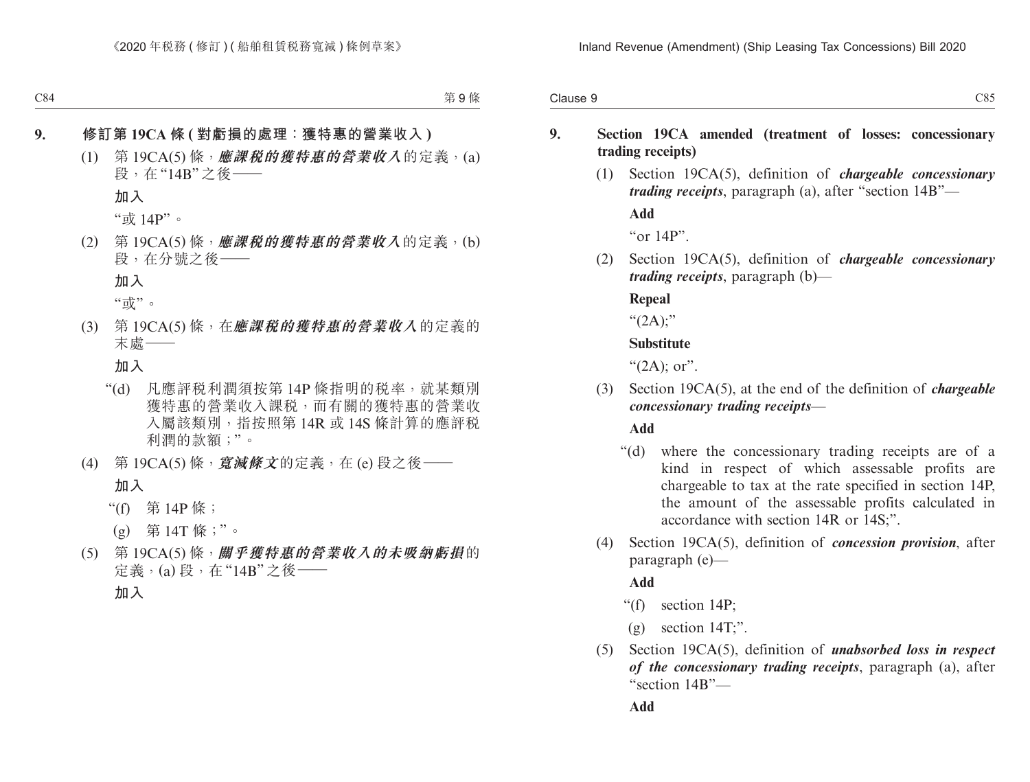## 9. 修訂第 19CA 條 (對虧損的處理：獲特惠的營業收入)

(1) 第 19CA(5) 條，***應課稅的獲特惠的營業收入***的定義，(a) 段，在“14B”之後——

**加入**

“或 14P”。

(2) 第 19CA(5) 條，***應課稅的獲特惠的營業收入***的定義，(b) 段，在分號之後——

**加入**

“或”。

(3) 第 19CA(5) 條，在***應課稅的獲特惠的營業收入***的定義的末處——

**加入**

“(d) 凡應評稅利潤須按第 14P 條指明的稅率，就某類別獲特惠的營業收入課稅，而有關的獲特惠的營業收入屬該類別，指按照第 14R 或 14S 條計算的應評稅利潤的款額；”。

(4) 第 19CA(5) 條，***寬減條文***的定義，在 (e) 段之後——

**加入**

“(f) 第 14P 條；

(g) 第 14T 條；”。

(5) 第 19CA(5) 條，***關乎獲特惠的營業收入的未吸納虧損***的定義，(a) 段，在“14B”之後——

**加入**

## 9. Section 19CA amended (treatment of losses: concessionary trading receipts)

(1) Section 19CA(5), definition of ***chargeable concessionary trading receipts***, paragraph (a), after “section 14B”—

**Add**

“or 14P”.

(2) Section 19CA(5), definition of ***chargeable concessionary trading receipts***, paragraph (b)—

**Repeal**

“(2A);”

**Substitute**

“(2A); or”.

(3) Section 19CA(5), at the end of the definition of ***chargeable concessionary trading receipts***—

**Add**

“(d) where the concessionary trading receipts are of a kind in respect of which assessable profits are chargeable to tax at the rate specified in section 14P, the amount of the assessable profits calculated in accordance with section 14R or 14S;”.

(4) Section 19CA(5), definition of ***concession provision***, after paragraph (e)—

**Add**

“(f) section 14P;

(g) section 14T;”.

(5) Section 19CA(5), definition of ***unabsorbed loss in respect of the concessionary trading receipts***, paragraph (a), after “section 14B”—

**Add**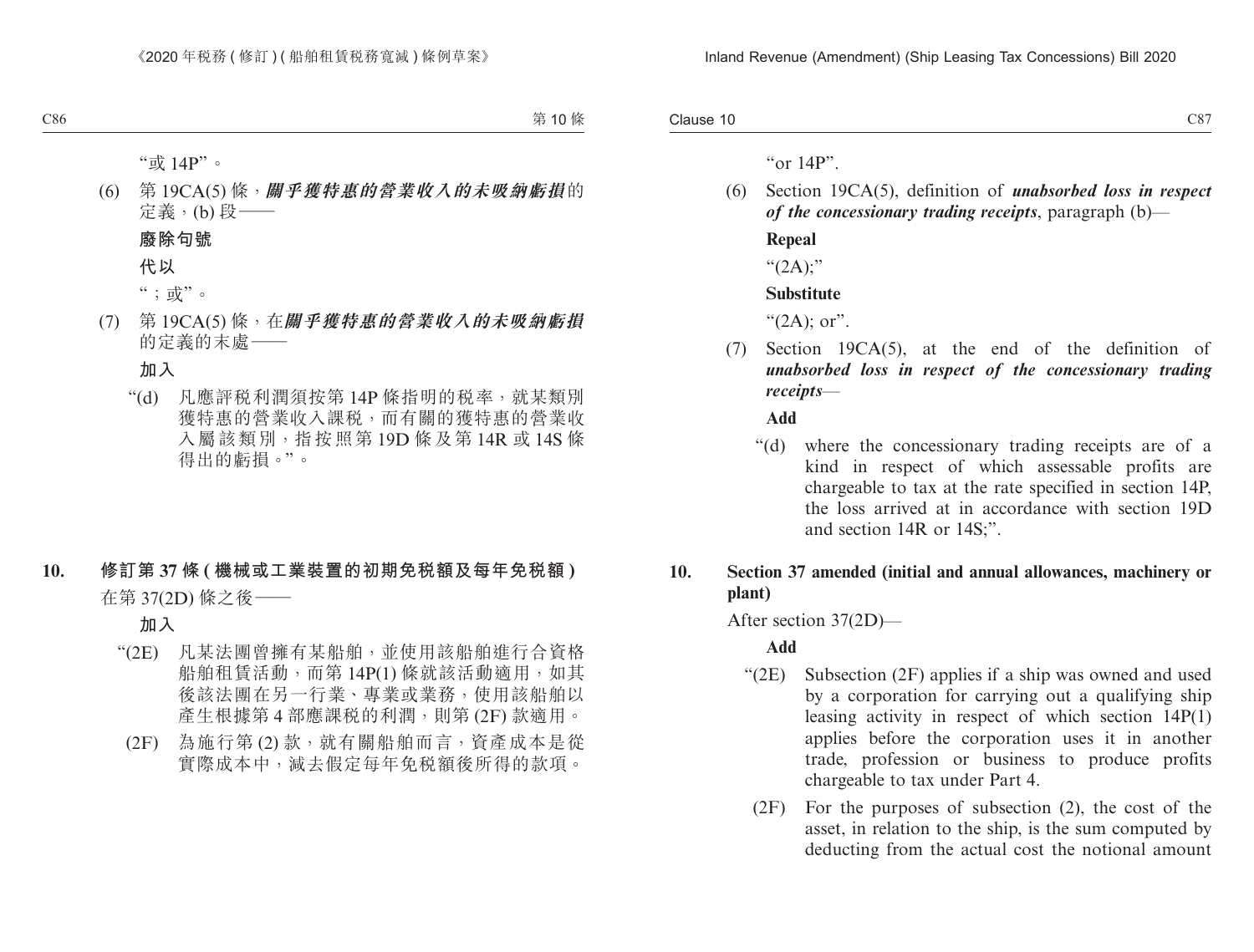"或 14P"。

(6) 第 19CA(5) 條，***關乎獲特惠的營業收入的未吸納虧損***的定義，(b) 段——

**廢除句號**

**代以**

"；或"。

(7) 第 19CA(5) 條，在***關乎獲特惠的營業收入的未吸納虧損***的定義的末處——

**加入**

"(d) 凡應評稅利潤須按第 14P 條指明的稅率，就某類別獲特惠的營業收入課稅，而有關的獲特惠的營業收入屬該類別，指按照第 19D 條及第 14R 或 14S 條得出的虧損。"。

**10. 修訂第 37 條 (機械或工業裝置的初期免稅額及每年免稅額)**

在第 37(2D) 條之後——

**加入**

"(2E) 凡某法團曾擁有某船舶，並使用該船舶進行合資格船舶租賃活動，而第 14P(1) 條就該活動適用，如其後該法團在另一行業、專業或業務，使用該船舶以產生根據第 4 部應課稅的利潤，則第 (2F) 款適用。

(2F) 為施行第 (2) 款，就有關船舶而言，資產成本是從實際成本中，減去假定每年免稅額後所得的款項。

"or 14P".

(6) Section 19CA(5), definition of ***unabsorbed loss in respect of the concessionary trading receipts***, paragraph (b)—

**Repeal**

"(2A);"

**Substitute**

"(2A); or".

(7) Section 19CA(5), at the end of the definition of ***unabsorbed loss in respect of the concessionary trading receipts***—

**Add**

"(d) where the concessionary trading receipts are of a kind in respect of which assessable profits are chargeable to tax at the rate specified in section 14P, the loss arrived at in accordance with section 19D and section 14R or 14S;".

**10. Section 37 amended (initial and annual allowances, machinery or plant)**

After section 37(2D)—

**Add**

"(2E) Subsection (2F) applies if a ship was owned and used by a corporation for carrying out a qualifying ship leasing activity in respect of which section 14P(1) applies before the corporation uses it in another trade, profession or business to produce profits chargeable to tax under Part 4.

(2F) For the purposes of subsection (2), the cost of the asset, in relation to the ship, is the sum computed by deducting from the actual cost the notional amount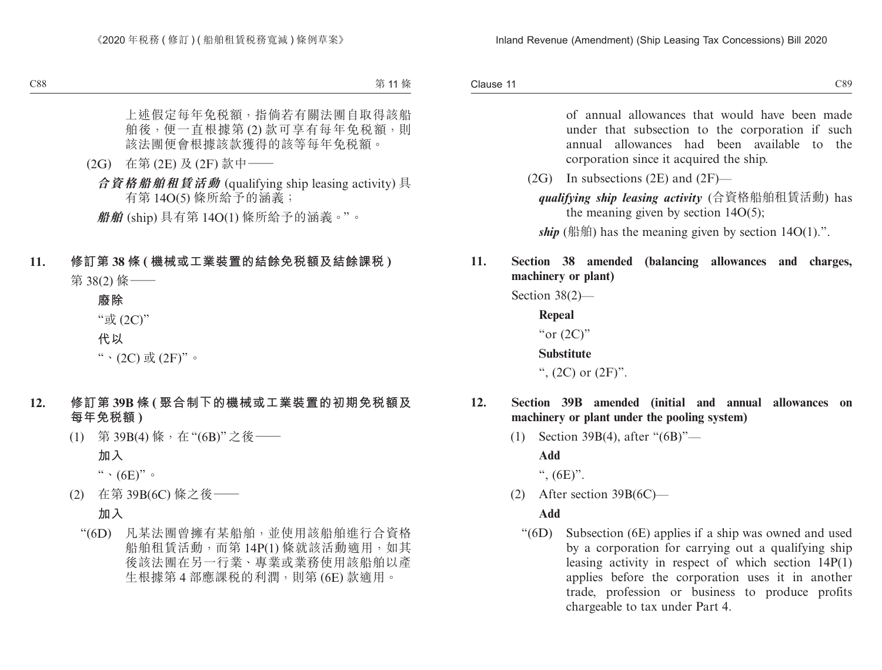上述假定每年免稅額，指倘若有關法團自取得該船舶後，便一直根據第 (2) 款可享有每年免稅額，則該法團便會根據該款獲得的該等每年免稅額。

(2G) 在第 (2E) 及 (2F) 款中——

***合資格船舶租賃活動*** (qualifying ship leasing activity) 具有第 14O(5) 條所給予的涵義；

***船舶*** (ship) 具有第 14O(1) 條所給予的涵義。”。

**11. 修訂第 38 條 (機械或工業裝置的結餘免稅額及結餘課稅 )**

第 38(2) 條——

**廢除**

“或 (2C)”

**代以**

“、(2C) 或 (2F)”。

**12. 修訂第 39B 條 (聚合制下的機械或工業裝置的初期免稅額及每年免稅額 )**

(1) 第 39B(4) 條，在 “(6B)” 之後——

**加入**

“、(6E)”。

(2) 在第 39B(6C) 條之後——

**加入**

“(6D) 凡某法團曾擁有某船舶，並使用該船舶進行合資格船舶租賃活動，而第 14P(1) 條就該活動適用，如其後該法團在另一行業、專業或業務使用該船舶以產生根據第 4 部應課稅的利潤，則第 (6E) 款適用。

---

of annual allowances that would have been made under that subsection to the corporation if such annual allowances had been available to the corporation since it acquired the ship.

(2G) In subsections (2E) and (2F)—

***qualifying ship leasing activity*** (合資格船舶租賃活動) has the meaning given by section 14O(5);

***ship*** (船舶) has the meaning given by section 14O(1).”.

**11. Section 38 amended (balancing allowances and charges, machinery or plant)**

Section 38(2)—

**Repeal**

“or (2C)”

**Substitute**

“, (2C) or (2F)”.

**12. Section 39B amended (initial and annual allowances on machinery or plant under the pooling system)**

(1) Section 39B(4), after “(6B)”—

**Add**

“, (6E)”.

(2) After section 39B(6C)—

**Add**

“(6D) Subsection (6E) applies if a ship was owned and used by a corporation for carrying out a qualifying ship leasing activity in respect of which section 14P(1) applies before the corporation uses it in another trade, profession or business to produce profits chargeable to tax under Part 4.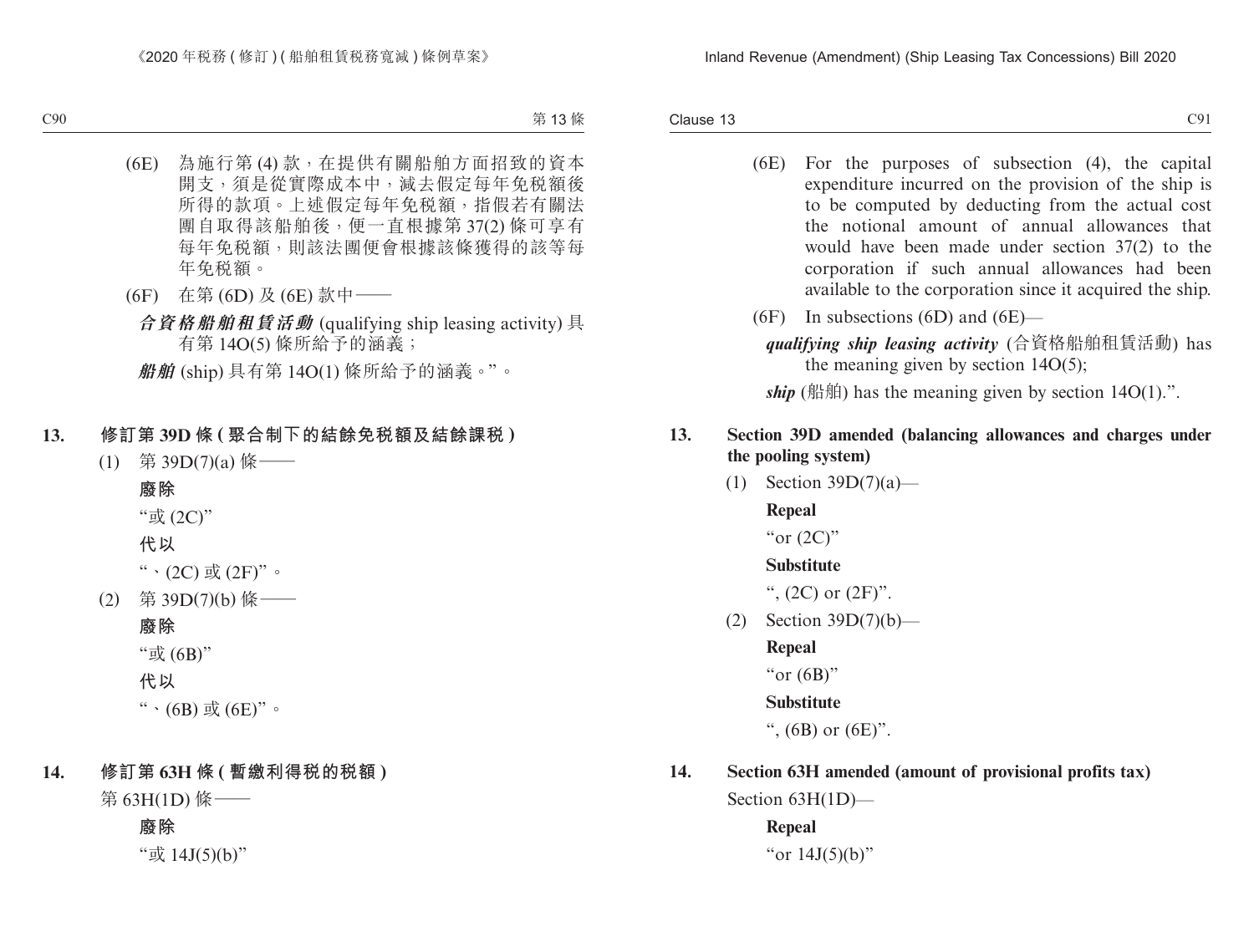(6E) 為施行第 (4) 款，在提供有關船舶方面招致的資本開支，須是從實際成本中，減去假定每年免稅額後所得的款項。上述假定每年免稅額，指假若有關法團自取得該船舶後，便一直根據第 37(2) 條可享有每年免稅額，則該法團便會根據該條獲得的該等每年免稅額。

(6F) 在第 (6D) 及 (6E) 款中——

***合資格船舶租賃活動*** (qualifying ship leasing activity) 具有第 14O(5) 條所給予的涵義；

***船舶*** (ship) 具有第 14O(1) 條所給予的涵義。”。

## 13. 修訂第 39D 條 (聚合制下的結餘免稅額及結餘課稅)

(1) 第 39D(7)(a) 條——

**廢除**

“或 (2C)”

**代以**

“、(2C) 或 (2F)”。

(2) 第 39D(7)(b) 條——

**廢除**

“或 (6B)”

**代以**

“、(6B) 或 (6E)”。

## 14. 修訂第 63H 條 (暫繳利得稅的稅額)

第 63H(1D) 條——

**廢除**

“或 14J(5)(b)”

(6E) For the purposes of subsection (4), the capital expenditure incurred on the provision of the ship is to be computed by deducting from the actual cost the notional amount of annual allowances that would have been made under section 37(2) to the corporation if such annual allowances had been available to the corporation since it acquired the ship.

(6F) In subsections (6D) and (6E)—

***qualifying ship leasing activity*** (合資格船舶租賃活動) has the meaning given by section 14O(5);

***ship*** (船舶) has the meaning given by section 14O(1).”.

## 13. Section 39D amended (balancing allowances and charges under the pooling system)

(1) Section 39D(7)(a)—

**Repeal**

“or (2C)”

**Substitute**

“, (2C) or (2F)”.

(2) Section 39D(7)(b)—

**Repeal**

“or (6B)”

**Substitute**

“, (6B) or (6E)”.

## 14. Section 63H amended (amount of provisional profits tax)

Section 63H(1D)—

**Repeal**

“or 14J(5)(b)”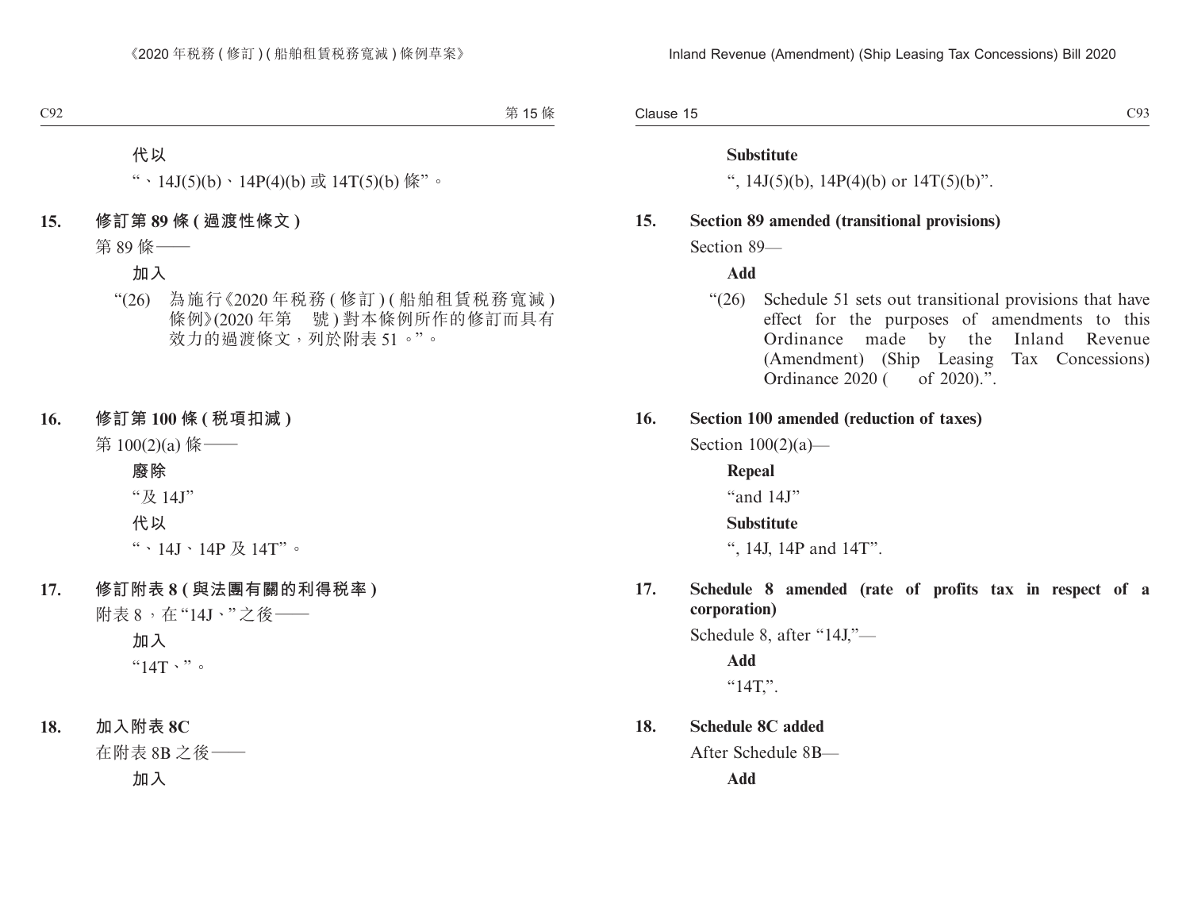**代以**

“、14J(5)(b)、14P(4)(b) 或 14T(5)(b) 條”。

**15. 修訂第 89 條 (過渡性條文)**

第 89 條——

**加入**

“(26) 為施行《2020 年稅務 ( 修訂 ) ( 船舶租賃稅務寬減 ) 條例》(2020 年第　號 ) 對本條例所作的修訂而具有效力的過渡條文，列於附表 51。”。

**16. 修訂第 100 條 (稅項扣減)**

第 100(2)(a) 條——

**廢除**

“及 14J”

**代以**

“、14J、14P 及 14T”。

**17. 修訂附表 8 (與法團有關的利得稅率)**

附表 8，在“14J、”之後——

**加入**

“14T、”。

**18. 加入附表 8C**

在附表 8B 之後——

**加入**

**Substitute**

“, 14J(5)(b), 14P(4)(b) or 14T(5)(b)”.

**15. Section 89 amended (transitional provisions)**

Section 89—

**Add**

“(26) Schedule 51 sets out transitional provisions that have effect for the purposes of amendments to this Ordinance made by the Inland Revenue (Amendment) (Ship Leasing Tax Concessions) Ordinance 2020 (　of 2020).”.

**16. Section 100 amended (reduction of taxes)**

Section 100(2)(a)—

**Repeal**

“and 14J”

**Substitute**

“, 14J, 14P and 14T”.

**17. Schedule 8 amended (rate of profits tax in respect of a corporation)**

Schedule 8, after “14J,”—

**Add**

“14T,”.

**18. Schedule 8C added**

After Schedule 8B—

**Add**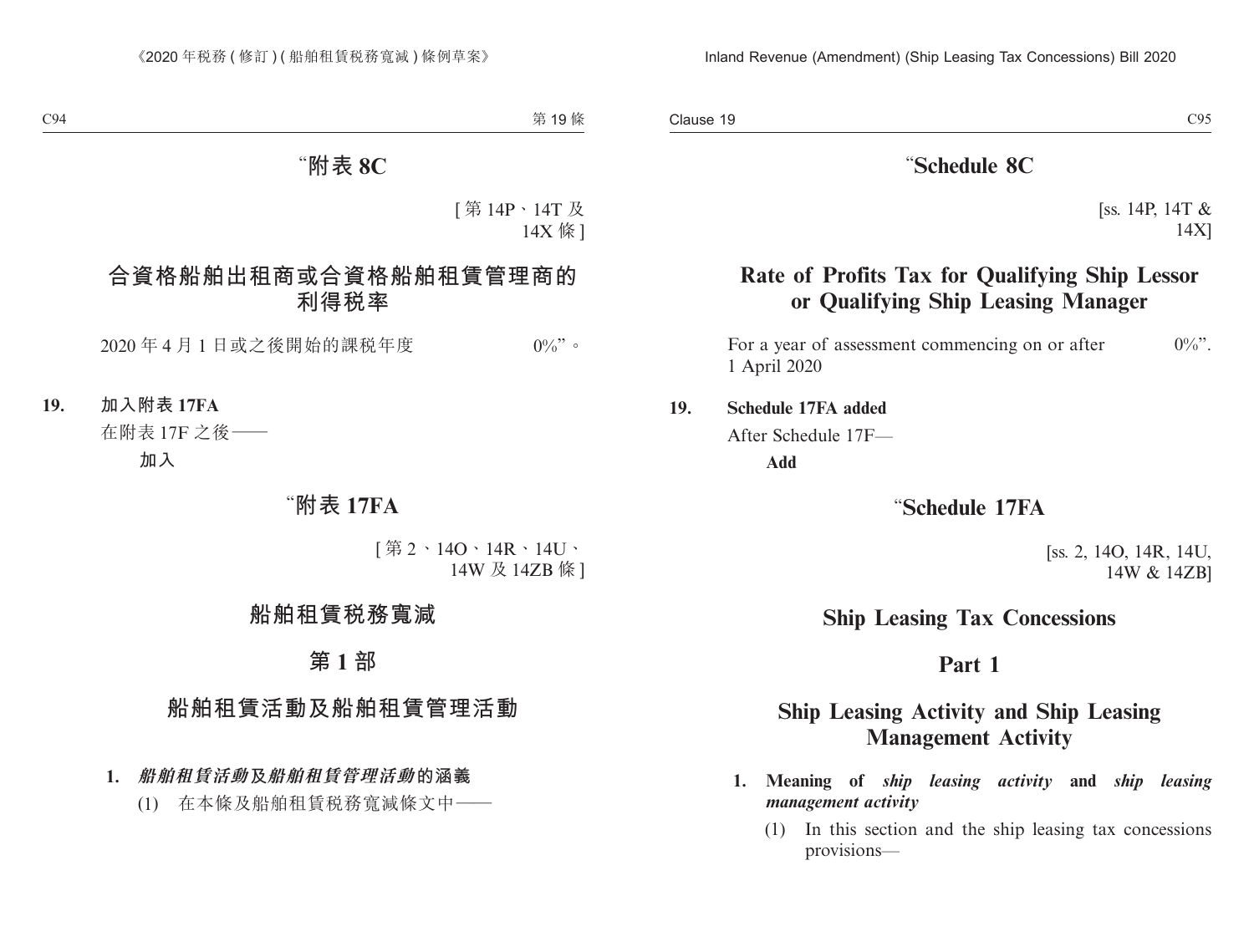"附表 8C

[第 14P、14T 及 14X 條]

## 合資格船舶出租商或合資格船舶租賃管理商的利得稅率

2020 年 4 月 1 日或之後開始的課税年度 0%"。

**19. 加入附表 17FA**

在附表 17F 之後——

**加入**

"附表 17FA

[第 2、14O、14R、14U、14W 及 14ZB 條]

## 船舶租賃税務寬減

## 第 1 部

## 船舶租賃活動及船舶租賃管理活動

**1. *船舶租賃活動*及*船舶租賃管理活動*的涵義**

(1) 在本條及船舶租賃税務寬減條文中——

"Schedule 8C

[ss. 14P, 14T & 14X]

## Rate of Profits Tax for Qualifying Ship Lessor or Qualifying Ship Leasing Manager

For a year of assessment commencing on or after 1 April 2020 0%".

**19. Schedule 17FA added**

After Schedule 17F—

**Add**

"Schedule 17FA

[ss. 2, 14O, 14R, 14U, 14W & 14ZB]

## Ship Leasing Tax Concessions

## Part 1

## Ship Leasing Activity and Ship Leasing Management Activity

**1. Meaning of *ship leasing activity* and *ship leasing management activity***

(1) In this section and the ship leasing tax concessions provisions—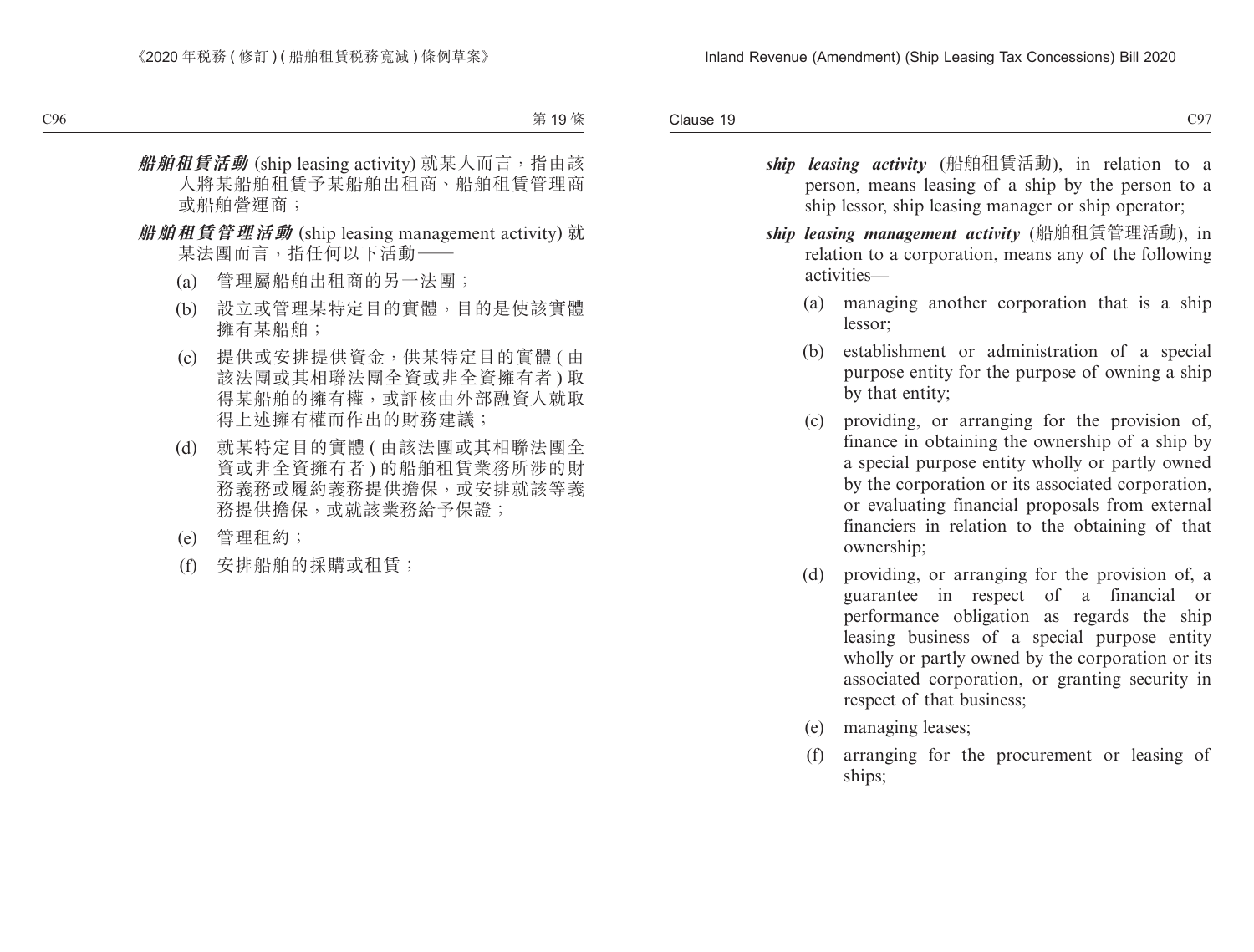***船舶租賃活動*** (ship leasing activity) 就某人而言，指由該人將某船舶租賃予某船舶出租商、船舶租賃管理商或船舶營運商；

***船舶租賃管理活動*** (ship leasing management activity) 就某法團而言，指任何以下活動——

(a) 管理屬船舶出租商的另一法團；

(b) 設立或管理某特定目的實體，目的是使該實體擁有某船舶；

(c) 提供或安排提供資金，供某特定目的實體 (由該法團或其相聯法團全資或非全資擁有者) 取得某船舶的擁有權，或評核由外部融資人就取得上述擁有權而作出的財務建議；

(d) 就某特定目的實體 (由該法團或其相聯法團全資或非全資擁有者) 的船舶租賃業務所涉的財務義務或履約義務提供擔保，或安排就該等義務提供擔保，或就該業務給予保證；

(e) 管理租約；

(f) 安排船舶的採購或租賃；

***ship leasing activity*** (船舶租賃活動), in relation to a person, means leasing of a ship by the person to a ship lessor, ship leasing manager or ship operator;

***ship leasing management activity*** (船舶租賃管理活動), in relation to a corporation, means any of the following activities—

(a) managing another corporation that is a ship lessor;

(b) establishment or administration of a special purpose entity for the purpose of owning a ship by that entity;

(c) providing, or arranging for the provision of, finance in obtaining the ownership of a ship by a special purpose entity wholly or partly owned by the corporation or its associated corporation, or evaluating financial proposals from external financiers in relation to the obtaining of that ownership;

(d) providing, or arranging for the provision of, a guarantee in respect of a financial or performance obligation as regards the ship leasing business of a special purpose entity wholly or partly owned by the corporation or its associated corporation, or granting security in respect of that business;

(e) managing leases;

(f) arranging for the procurement or leasing of ships;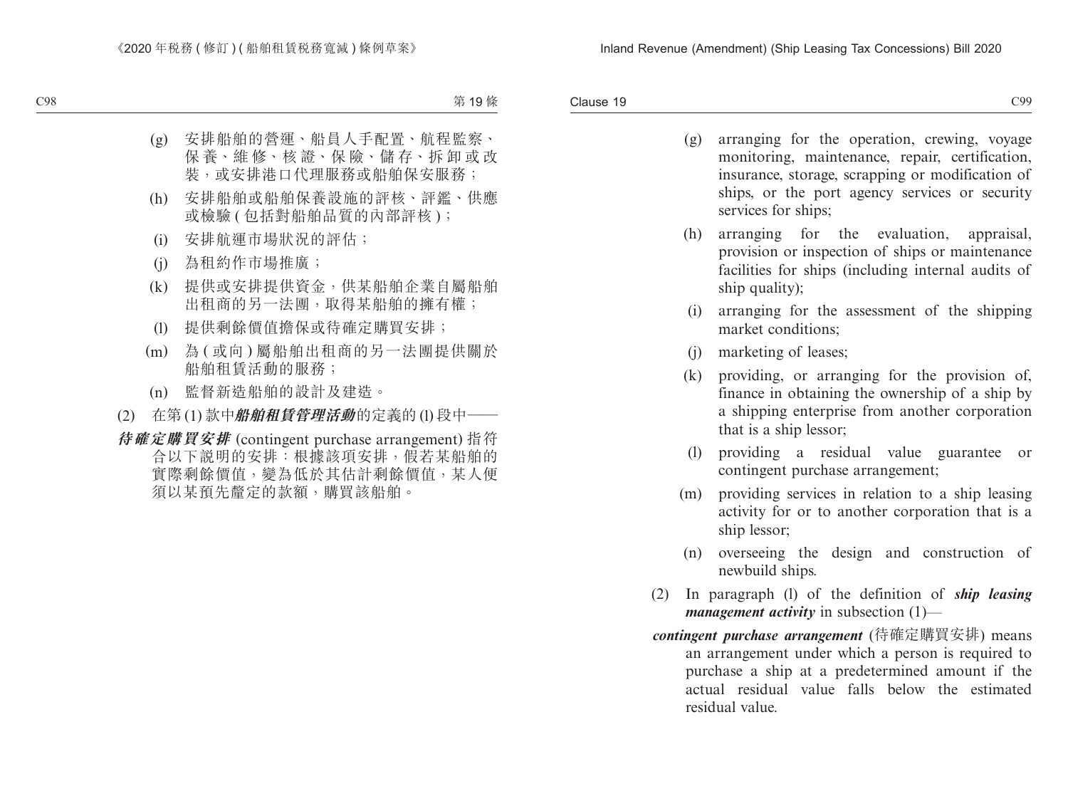(g) 安排船舶的營運、船員人手配置、航程監察、保養、維修、核證、保險、儲存、拆卸或改裝，或安排港口代理服務或船舶保安服務；

(h) 安排船舶或船舶保養設施的評核、評鑑、供應或檢驗 (包括對船舶品質的內部評核)；

(i) 安排航運市場狀況的評估；

(j) 為租約作市場推廣；

(k) 提供或安排提供資金，供某船舶企業自屬船舶出租商的另一法團，取得某船舶的擁有權；

(l) 提供剩餘價值擔保或待確定購買安排；

(m) 為 (或向) 屬船舶出租商的另一法團提供關於船舶租賃活動的服務；

(n) 監督新造船舶的設計及建造。

(2) 在第 (1) 款中***船舶租賃管理活動***的定義的 (l) 段中——

***待確定購買安排*** (contingent purchase arrangement) 指符合以下說明的安排：根據該項安排，假若某船舶的實際剩餘價值，變為低於其估計剩餘價值，某人便須以某預先釐定的款額，購買該船舶。

(g) arranging for the operation, crewing, voyage monitoring, maintenance, repair, certification, insurance, storage, scrapping or modification of ships, or the port agency services or security services for ships;

(h) arranging for the evaluation, appraisal, provision or inspection of ships or maintenance facilities for ships (including internal audits of ship quality);

(i) arranging for the assessment of the shipping market conditions;

(j) marketing of leases;

(k) providing, or arranging for the provision of, finance in obtaining the ownership of a ship by a shipping enterprise from another corporation that is a ship lessor;

(l) providing a residual value guarantee or contingent purchase arrangement;

(m) providing services in relation to a ship leasing activity for or to another corporation that is a ship lessor;

(n) overseeing the design and construction of newbuild ships.

(2) In paragraph (l) of the definition of ***ship leasing management activity*** in subsection (1)—

***contingent purchase arrangement*** (待確定購買安排) means an arrangement under which a person is required to purchase a ship at a predetermined amount if the actual residual value falls below the estimated residual value.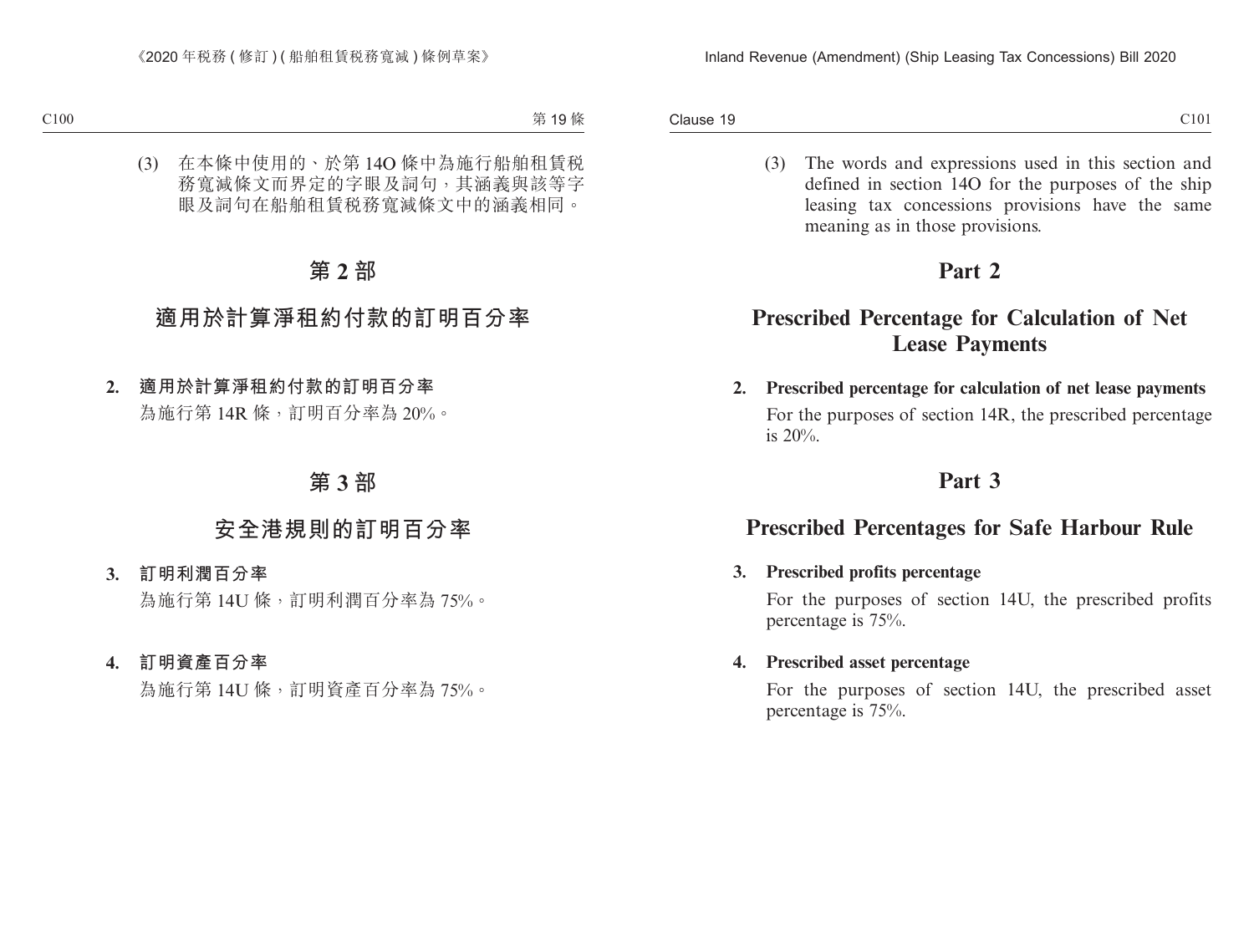(3) 在本條中使用的、於第 14O 條中為施行船舶租賃稅務寬減條文而界定的字眼及詞句，其涵義與該等字眼及詞句在船舶租賃稅務寬減條文中的涵義相同。

# 第 2 部

# 適用於計算淨租約付款的訂明百分率

**2. 適用於計算淨租約付款的訂明百分率**

為施行第 14R 條，訂明百分率為 20%。

# 第 3 部

# 安全港規則的訂明百分率

**3. 訂明利潤百分率**

為施行第 14U 條，訂明利潤百分率為 75%。

**4. 訂明資產百分率**

為施行第 14U 條，訂明資產百分率為 75%。

(3) The words and expressions used in this section and defined in section 14O for the purposes of the ship leasing tax concessions provisions have the same meaning as in those provisions.

# Part 2

# Prescribed Percentage for Calculation of Net Lease Payments

**2. Prescribed percentage for calculation of net lease payments**

For the purposes of section 14R, the prescribed percentage is 20%.

# Part 3

# Prescribed Percentages for Safe Harbour Rule

**3. Prescribed profits percentage**

For the purposes of section 14U, the prescribed profits percentage is 75%.

**4. Prescribed asset percentage**

For the purposes of section 14U, the prescribed asset percentage is 75%.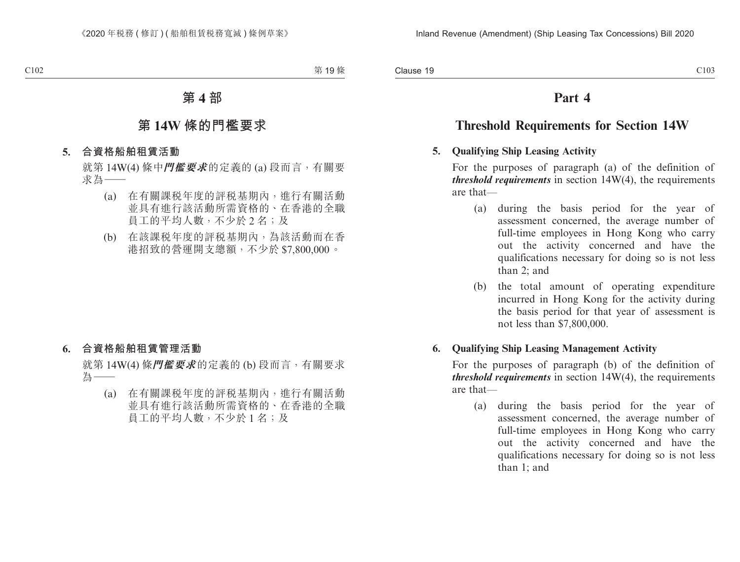# 第 4 部

## 第 14W 條的門檻要求

### 5. 合資格船舶租賃活動

就第 14W(4) 條中***門檻要求***的定義的 (a) 段而言，有關要求為——

(a) 在有關課稅年度的評稅基期內，進行有關活動並具有進行該活動所需資格的、在香港的全職員工的平均人數，不少於 2 名；及

(b) 在該課稅年度的評稅基期內，為該活動而在香港招致的營運開支總額，不少於 $7,800,000。

### 6. 合資格船舶租賃管理活動

就第 14W(4) 條***門檻要求***的定義的 (b) 段而言，有關要求為——

(a) 在有關課稅年度的評稅基期內，進行有關活動並具有進行該活動所需資格的、在香港的全職員工的平均人數，不少於 1 名；及

# Part 4

## Threshold Requirements for Section 14W

### 5. Qualifying Ship Leasing Activity

For the purposes of paragraph (a) of the definition of ***threshold requirements*** in section 14W(4), the requirements are that—

(a) during the basis period for the year of assessment concerned, the average number of full-time employees in Hong Kong who carry out the activity concerned and have the qualifications necessary for doing so is not less than 2; and

(b) the total amount of operating expenditure incurred in Hong Kong for the activity during the basis period for that year of assessment is not less than $7,800,000.

### 6. Qualifying Ship Leasing Management Activity

For the purposes of paragraph (b) of the definition of ***threshold requirements*** in section 14W(4), the requirements are that—

(a) during the basis period for the year of assessment concerned, the average number of full-time employees in Hong Kong who carry out the activity concerned and have the qualifications necessary for doing so is not less than 1; and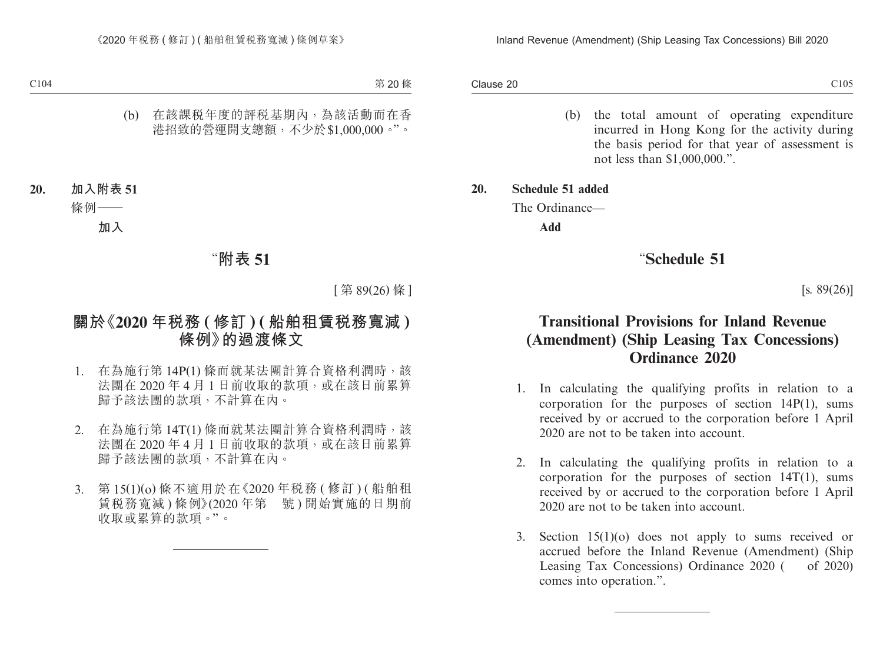(b) 在該課税年度的評税基期內，為該活動而在香港招致的營運開支總額，不少於 $1,000,000。”。

**20. 加入附表 51**

條例——

**加入**

# “附表 51

[ 第 89(26) 條 ]

## 關於《2020 年税務 ( 修訂 ) ( 船舶租賃税務寬減 ) 條例》的過渡條文

1. 在為施行第 14P(1) 條而就某法團計算合資格利潤時，該法團在 2020 年 4 月 1 日前收取的款項，或在該日前累算歸予該法團的款項，不計算在內。

2. 在為施行第 14T(1) 條而就某法團計算合資格利潤時，該法團在 2020 年 4 月 1 日前收取的款項，或在該日前累算歸予該法團的款項，不計算在內。

3. 第 15(1)(o) 條不適用於在《2020 年税務 ( 修訂 ) ( 船舶租賃税務寬減 ) 條例》(2020 年第　號 ) 開始實施的日期前收取或累算的款項。”。

---

(b) the total amount of operating expenditure incurred in Hong Kong for the activity during the basis period for that year of assessment is not less than $1,000,000.”.

**20. Schedule 51 added**

The Ordinance—

**Add**

# “Schedule 51

[s. 89(26)]

## Transitional Provisions for Inland Revenue (Amendment) (Ship Leasing Tax Concessions) Ordinance 2020

1. In calculating the qualifying profits in relation to a corporation for the purposes of section 14P(1), sums received by or accrued to the corporation before 1 April 2020 are not to be taken into account.

2. In calculating the qualifying profits in relation to a corporation for the purposes of section 14T(1), sums received by or accrued to the corporation before 1 April 2020 are not to be taken into account.

3. Section 15(1)(o) does not apply to sums received or accrued before the Inland Revenue (Amendment) (Ship Leasing Tax Concessions) Ordinance 2020 (　of 2020) comes into operation.”.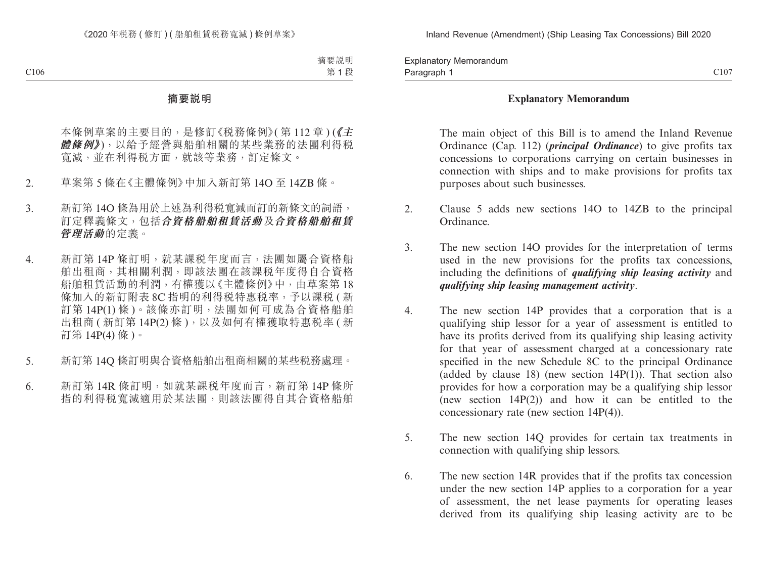## 摘要説明

本條例草案的主要目的，是修訂《税務條例》(第 112 章) (***《主體條例》***)，以給予經營與船舶相關的某些業務的法團利得税寬減，並在利得税方面，就該等業務，訂定條文。

2. 草案第 5 條在《主體條例》中加入新訂第 14O 至 14ZB 條。

3. 新訂第 14O 條為用於上述為利得税寬減而訂的新條文的詞語，訂定釋義條文，包括***合資格船舶租賃活動***及***合資格船舶租賃管理活動***的定義。

4. 新訂第 14P 條訂明，就某課税年度而言，法團如屬合資格船舶出租商，其相關利潤，即該法團在該課税年度得自合資格船舶租賃活動的利潤，有權獲以《主體條例》中，由草案第 18 條加入的新訂附表 8C 指明的利得税特惠税率，予以課税 (新訂第 14P(1) 條)。該條亦訂明，法團如何可成為合資格船舶出租商 (新訂第 14P(2) 條)，以及如何有權獲取特惠税率 (新訂第 14P(4) 條)。

5. 新訂第 14Q 條訂明與合資格船舶出租商相關的某些税務處理。

6. 新訂第 14R 條訂明，如就某課税年度而言，新訂第 14P 條所指的利得税寬減適用於某法團，則該法團得自其合資格船舶

## Explanatory Memorandum

The main object of this Bill is to amend the Inland Revenue Ordinance (Cap. 112) (***principal Ordinance***) to give profits tax concessions to corporations carrying on certain businesses in connection with ships and to make provisions for profits tax purposes about such businesses.

2. Clause 5 adds new sections 14O to 14ZB to the principal Ordinance.

3. The new section 14O provides for the interpretation of terms used in the new provisions for the profits tax concessions, including the definitions of ***qualifying ship leasing activity*** and ***qualifying ship leasing management activity***.

4. The new section 14P provides that a corporation that is a qualifying ship lessor for a year of assessment is entitled to have its profits derived from its qualifying ship leasing activity for that year of assessment charged at a concessionary rate specified in the new Schedule 8C to the principal Ordinance (added by clause 18) (new section 14P(1)). That section also provides for how a corporation may be a qualifying ship lessor (new section 14P(2)) and how it can be entitled to the concessionary rate (new section 14P(4)).

5. The new section 14Q provides for certain tax treatments in connection with qualifying ship lessors.

6. The new section 14R provides that if the profits tax concession under the new section 14P applies to a corporation for a year of assessment, the net lease payments for operating leases derived from its qualifying ship leasing activity are to be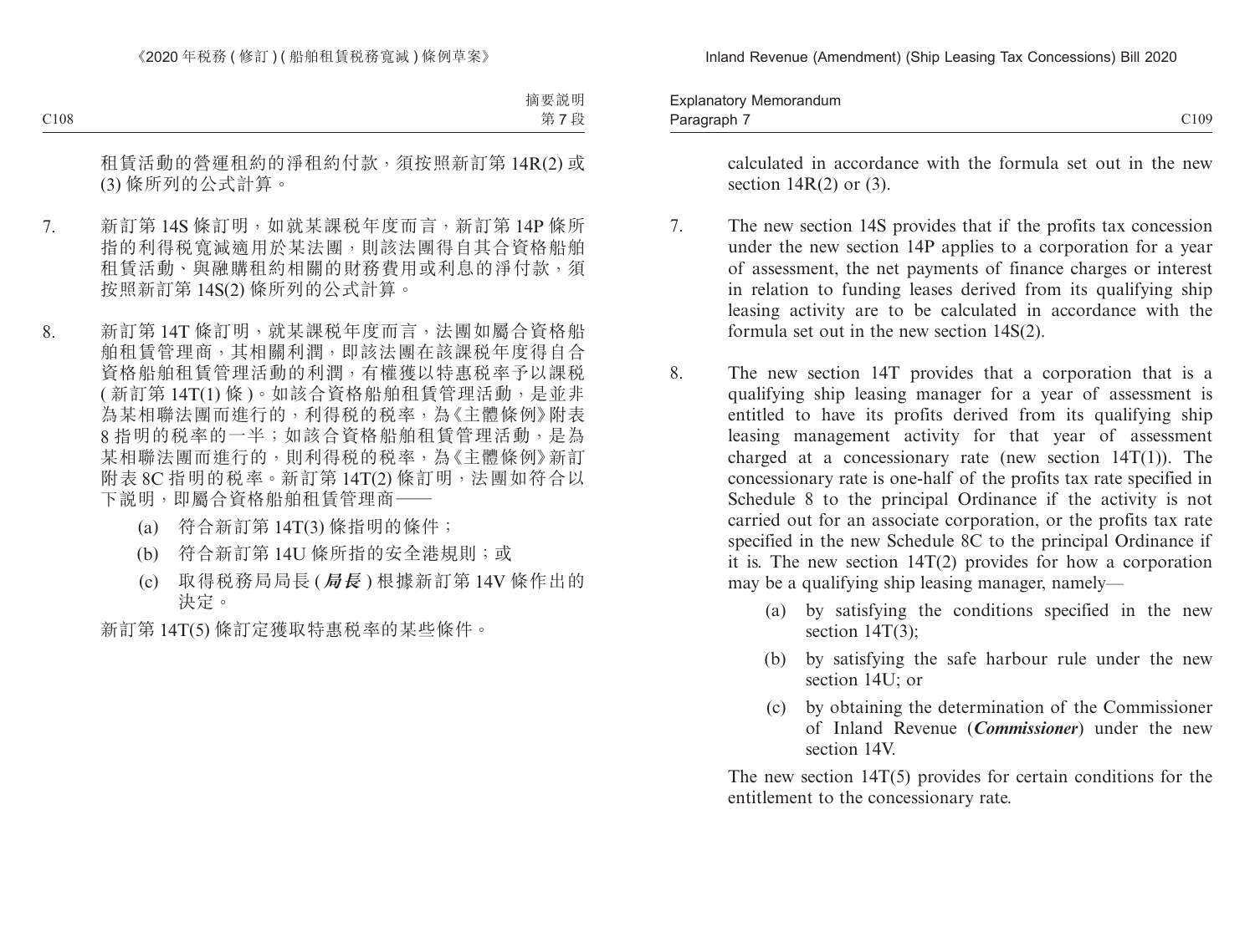租賃活動的營運租約的淨租約付款，須按照新訂第 14R(2) 或 (3) 條所列的公式計算。

7. 新訂第 14S 條訂明，如就某課税年度而言，新訂第 14P 條所指的利得税寬減適用於某法團，則該法團得自其合資格船舶租賃活動、與融購租約相關的財務費用或利息的淨付款，須按照新訂第 14S(2) 條所列的公式計算。

8. 新訂第 14T 條訂明，就某課税年度而言，法團如屬合資格船舶租賃管理商，其相關利潤，即該法團在該課税年度得自合資格船舶租賃管理活動的利潤，有權獲以特惠税率予以課税 ( 新訂第 14T(1) 條 )。如該合資格船舶租賃管理活動，是並非為某相聯法團而進行的，利得税的税率，為《主體條例》附表 8 指明的税率的一半；如該合資格船舶租賃管理活動，是為某相聯法團而進行的，則利得税的税率，為《主體條例》新訂附表 8C 指明的税率。新訂第 14T(2) 條訂明，法團如符合以下説明，即屬合資格船舶租賃管理商——

   (a) 符合新訂第 14T(3) 條指明的條件；

   (b) 符合新訂第 14U 條所指的安全港規則；或

   (c) 取得税務局局長 (***局長***) 根據新訂第 14V 條作出的決定。

   新訂第 14T(5) 條訂定獲取特惠税率的某些條件。

calculated in accordance with the formula set out in the new section 14R(2) or (3).

7. The new section 14S provides that if the profits tax concession under the new section 14P applies to a corporation for a year of assessment, the net payments of finance charges or interest in relation to funding leases derived from its qualifying ship leasing activity are to be calculated in accordance with the formula set out in the new section 14S(2).

8. The new section 14T provides that a corporation that is a qualifying ship leasing manager for a year of assessment is entitled to have its profits derived from its qualifying ship leasing management activity for that year of assessment charged at a concessionary rate (new section 14T(1)). The concessionary rate is one-half of the profits tax rate specified in Schedule 8 to the principal Ordinance if the activity is not carried out for an associate corporation, or the profits tax rate specified in the new Schedule 8C to the principal Ordinance if it is. The new section 14T(2) provides for how a corporation may be a qualifying ship leasing manager, namely—

   (a) by satisfying the conditions specified in the new section 14T(3);

   (b) by satisfying the safe harbour rule under the new section 14U; or

   (c) by obtaining the determination of the Commissioner of Inland Revenue (***Commissioner***) under the new section 14V.

   The new section 14T(5) provides for certain conditions for the entitlement to the concessionary rate.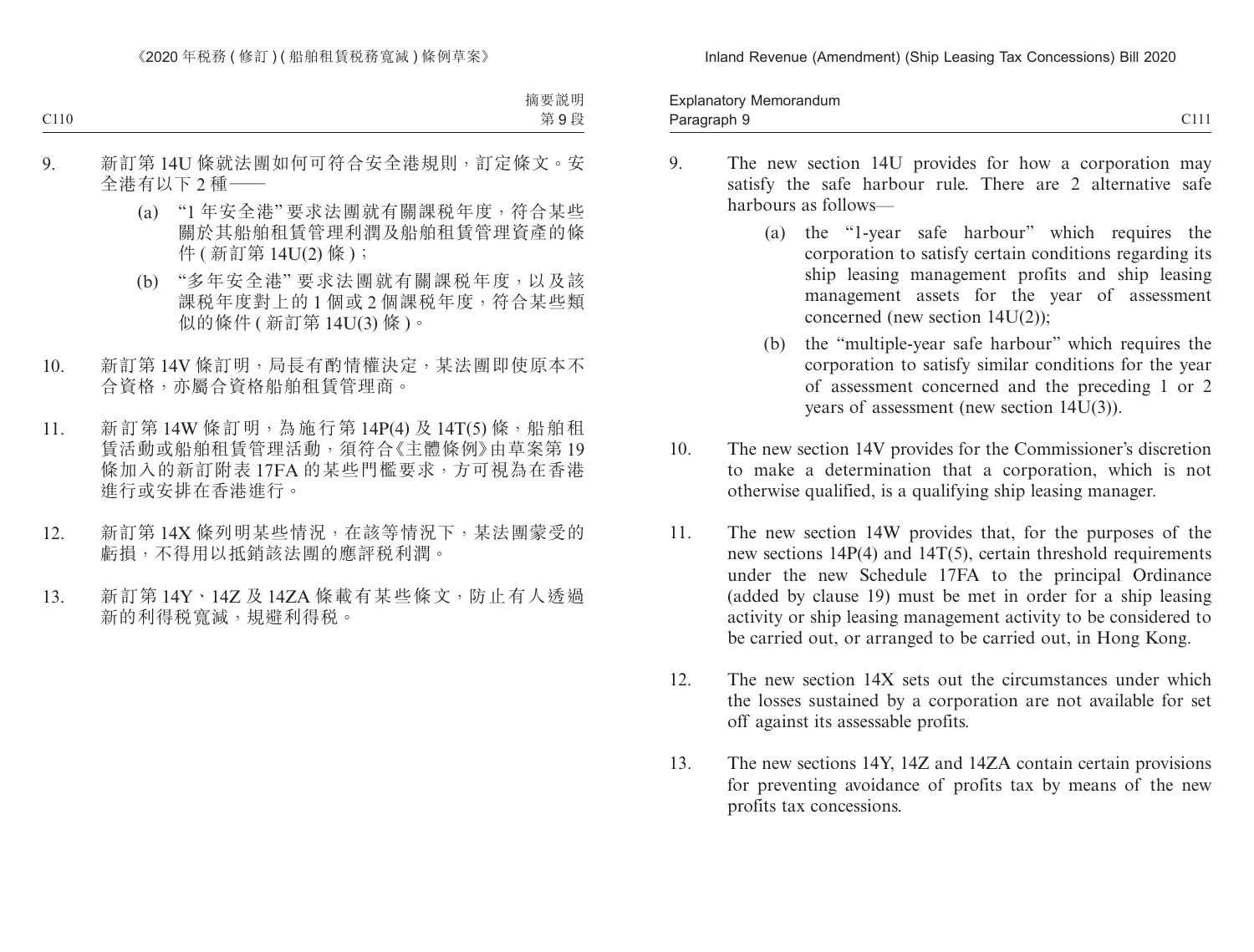9. 新訂第 14U 條就法團如何可符合安全港規則，訂定條文。安全港有以下 2 種——

   (a) “1 年安全港” 要求法團就有關課税年度，符合某些關於其船舶租賃管理利潤及船舶租賃管理資產的條件 ( 新訂第 14U(2) 條 )；

   (b) “多年安全港” 要求法團就有關課税年度，以及該課税年度對上的 1 個或 2 個課税年度，符合某些類似的條件 ( 新訂第 14U(3) 條 )。

10. 新訂第 14V 條訂明，局長有酌情權決定，某法團即使原本不合資格，亦屬合資格船舶租賃管理商。

11. 新訂第 14W 條訂明，為施行第 14P(4) 及 14T(5) 條，船舶租賃活動或船舶租賃管理活動，須符合《主體條例》由草案第 19 條加入的新訂附表 17FA 的某些門檻要求，方可視為在香港進行或安排在香港進行。

12. 新訂第 14X 條列明某些情況，在該等情況下，某法團蒙受的虧損，不得用以抵銷該法團的應評税利潤。

13. 新訂第 14Y、14Z 及 14ZA 條載有某些條文，防止有人透過新的利得税寬減，規避利得税。

9. The new section 14U provides for how a corporation may satisfy the safe harbour rule. There are 2 alternative safe harbours as follows—

   (a) the “1-year safe harbour” which requires the corporation to satisfy certain conditions regarding its ship leasing management profits and ship leasing management assets for the year of assessment concerned (new section 14U(2));

   (b) the “multiple-year safe harbour” which requires the corporation to satisfy similar conditions for the year of assessment concerned and the preceding 1 or 2 years of assessment (new section 14U(3)).

10. The new section 14V provides for the Commissioner’s discretion to make a determination that a corporation, which is not otherwise qualified, is a qualifying ship leasing manager.

11. The new section 14W provides that, for the purposes of the new sections 14P(4) and 14T(5), certain threshold requirements under the new Schedule 17FA to the principal Ordinance (added by clause 19) must be met in order for a ship leasing activity or ship leasing management activity to be considered to be carried out, or arranged to be carried out, in Hong Kong.

12. The new section 14X sets out the circumstances under which the losses sustained by a corporation are not available for set off against its assessable profits.

13. The new sections 14Y, 14Z and 14ZA contain certain provisions for preventing avoidance of profits tax by means of the new profits tax concessions.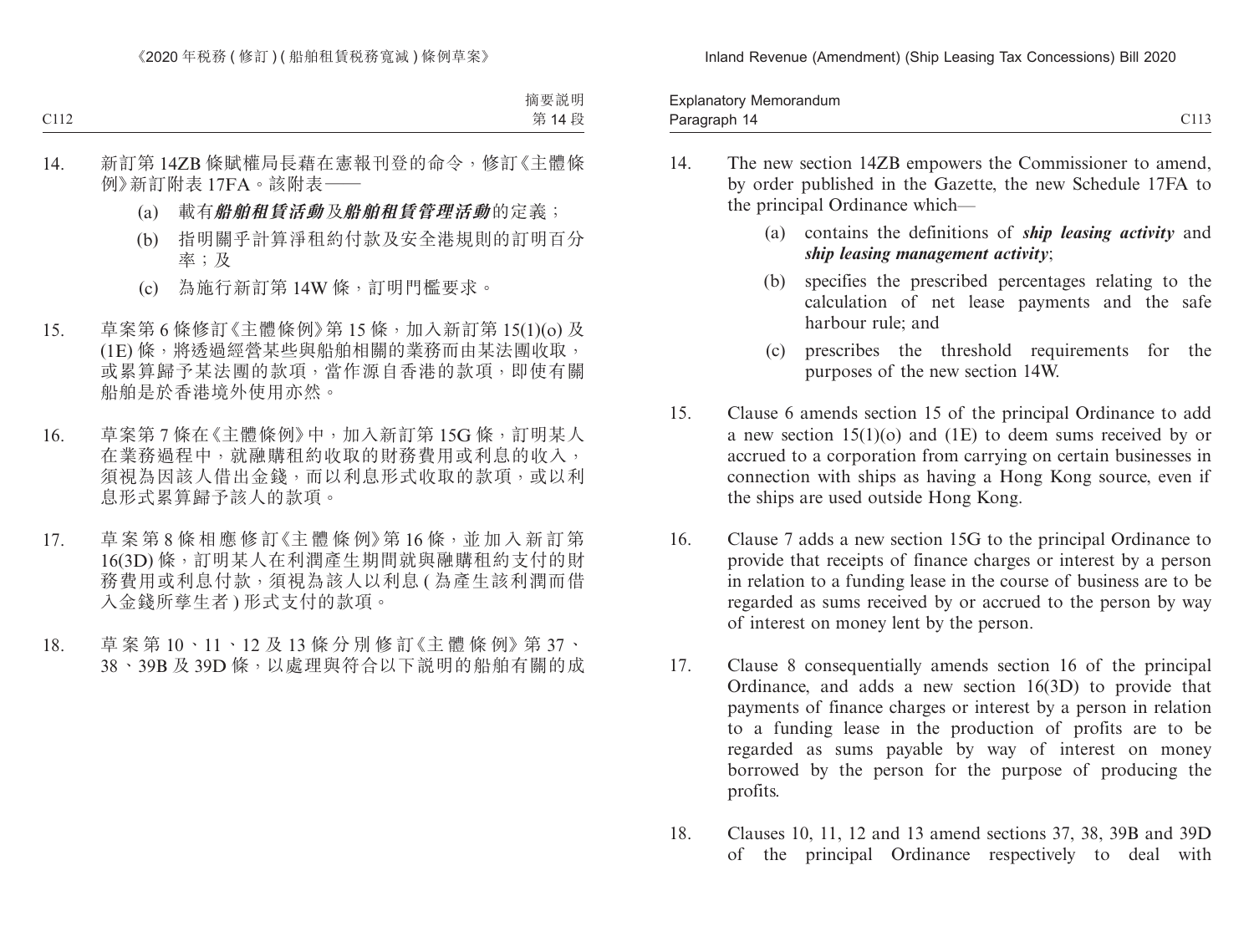14. 新訂第 14ZB 條賦權局長藉在憲報刊登的命令，修訂《主體條例》新訂附表 17FA。該附表——

    (a) 載有***船舶租賃活動***及***船舶租賃管理活動***的定義；

    (b) 指明關乎計算淨租約付款及安全港規則的訂明百分率；及

    (c) 為施行新訂第 14W 條，訂明門檻要求。

15. 草案第 6 條修訂《主體條例》第 15 條，加入新訂第 15(1)(o) 及 (1E) 條，將透過經營某些與船舶相關的業務而由某法團收取，或累算歸予某法團的款項，當作源自香港的款項，即使有關船舶是於香港境外使用亦然。

16. 草案第 7 條在《主體條例》中，加入新訂第 15G 條，訂明某人在業務過程中，就融購租約收取的財務費用或利息的收入，須視為因該人借出金錢，而以利息形式收取的款項，或以利息形式累算歸予該人的款項。

17. 草案第 8 條相應修訂《主體條例》第 16 條，並加入新訂第 16(3D) 條，訂明某人在利潤產生期間就與融購租約支付的財務費用或利息付款，須視為該人以利息 ( 為產生該利潤而借入金錢所孳生者 ) 形式支付的款項。

18. 草案第 10、11、12 及 13 條分別修訂《主體條例》第 37、38、39B 及 39D 條，以處理與符合以下說明的船舶有關的成

14. The new section 14ZB empowers the Commissioner to amend, by order published in the Gazette, the new Schedule 17FA to the principal Ordinance which—

    (a) contains the definitions of ***ship leasing activity*** and ***ship leasing management activity***;

    (b) specifies the prescribed percentages relating to the calculation of net lease payments and the safe harbour rule; and

    (c) prescribes the threshold requirements for the purposes of the new section 14W.

15. Clause 6 amends section 15 of the principal Ordinance to add a new section 15(1)(o) and (1E) to deem sums received by or accrued to a corporation from carrying on certain businesses in connection with ships as having a Hong Kong source, even if the ships are used outside Hong Kong.

16. Clause 7 adds a new section 15G to the principal Ordinance to provide that receipts of finance charges or interest by a person in relation to a funding lease in the course of business are to be regarded as sums received by or accrued to the person by way of interest on money lent by the person.

17. Clause 8 consequentially amends section 16 of the principal Ordinance, and adds a new section 16(3D) to provide that payments of finance charges or interest by a person in relation to a funding lease in the production of profits are to be regarded as sums payable by way of interest on money borrowed by the person for the purpose of producing the profits.

18. Clauses 10, 11, 12 and 13 amend sections 37, 38, 39B and 39D of the principal Ordinance respectively to deal with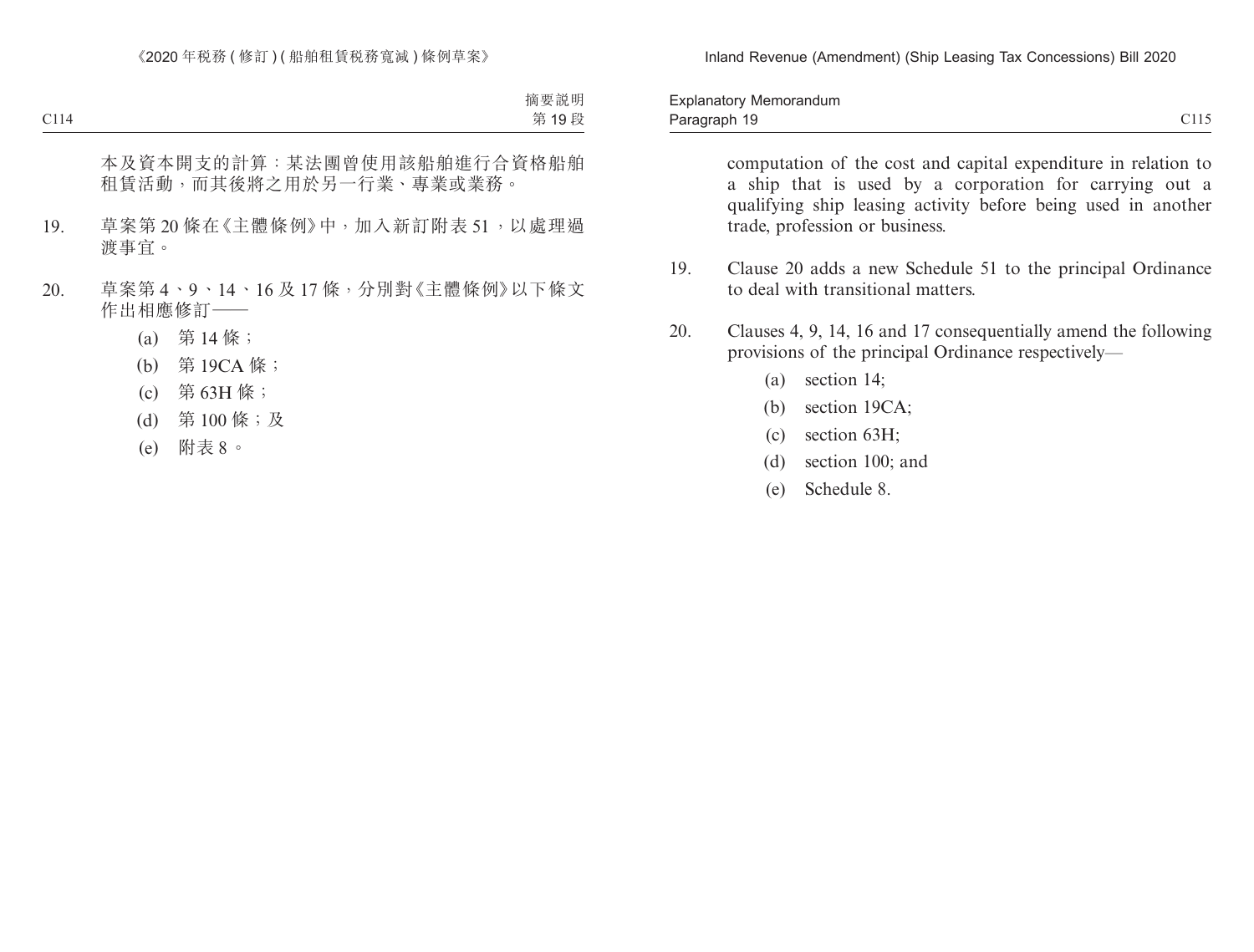本及資本開支的計算：某法團曾使用該船舶進行合資格船舶租賃活動，而其後將之用於另一行業、專業或業務。

19. 草案第 20 條在《主體條例》中，加入新訂附表 51，以處理過渡事宜。

20. 草案第 4、9、14、16 及 17 條，分別對《主體條例》以下條文作出相應修訂——

 (a) 第 14 條；

 (b) 第 19CA 條；

 (c) 第 63H 條；

 (d) 第 100 條；及

 (e) 附表 8。

computation of the cost and capital expenditure in relation to a ship that is used by a corporation for carrying out a qualifying ship leasing activity before being used in another trade, profession or business.

19. Clause 20 adds a new Schedule 51 to the principal Ordinance to deal with transitional matters.

20. Clauses 4, 9, 14, 16 and 17 consequentially amend the following provisions of the principal Ordinance respectively—

 (a) section 14;

 (b) section 19CA;

 (c) section 63H;

 (d) section 100; and

 (e) Schedule 8.